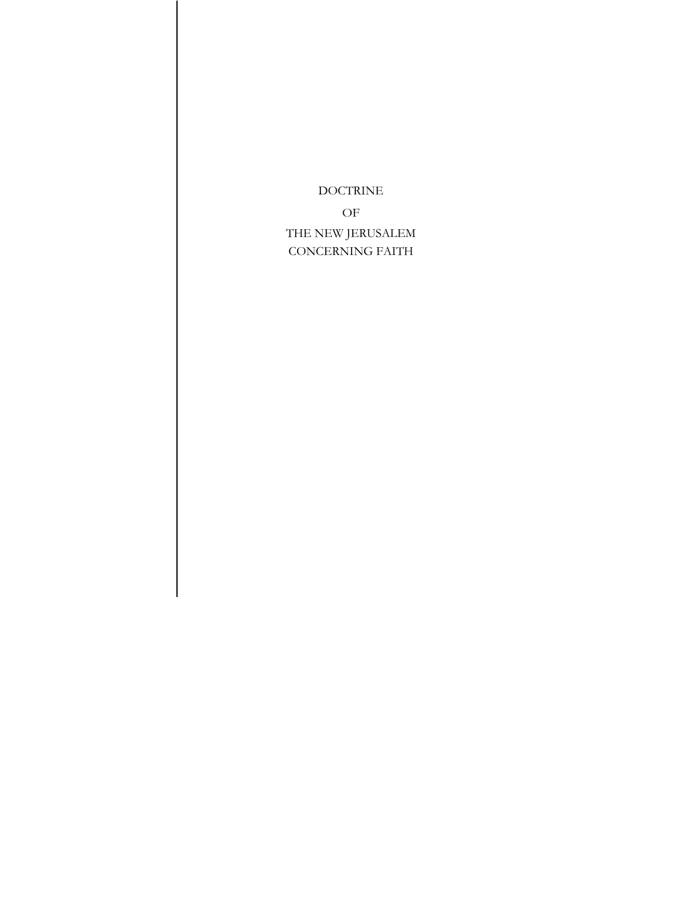# DOCTRINE

# OF

# THE NEW JERUSALEM CONCERNING FAITH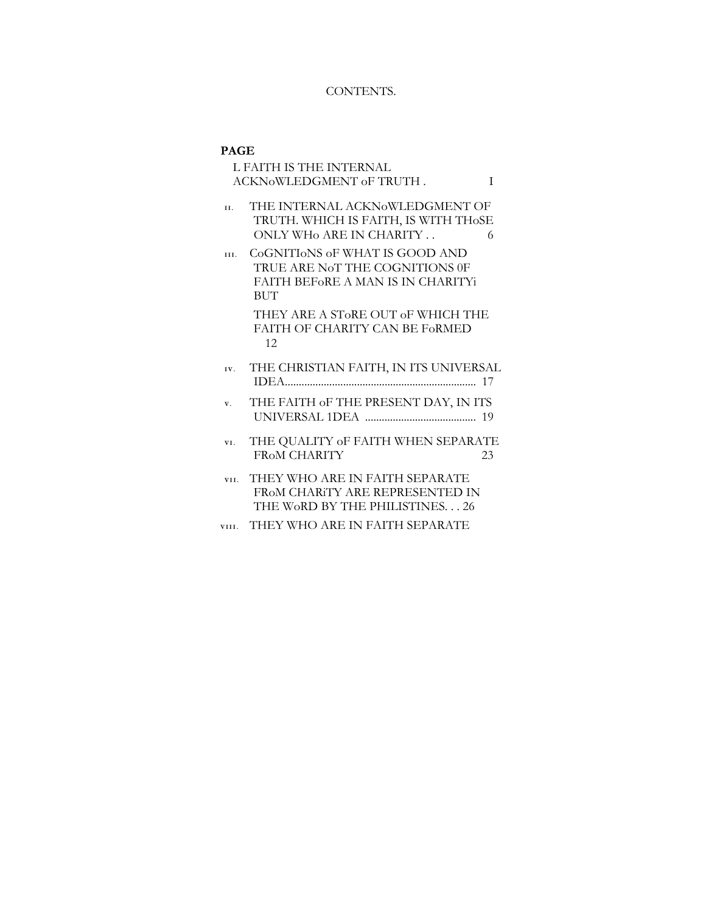# CONTENTS.

**PAGE**

I. FAITH IS THE INTERNAL ACKNOWLEDGMENT OF TRUTH . . . . I

II. THE INTERNAL ACKNOWLEDGMENT OF TRUTH. WHICH IS FAITH, IS WITH THOSE ONLY WHO ARE IN CHARITY . . . . 6

III. COGNITIONS OF WHAT IS GOOD AND TRUE ARE NOT THE COGNITIONS 0F FAITH BEFORE A MAN IS IN CHARITYi BUT

THEY ARE A STORE OUT OF WHICH THE FAITH OF CHARITY CAN BE FORMED . . . . 12

IV. THE CHRISTIAN FAITH, IN ITS UNIVERSAL IDEA.................................................................... 17

V. THE FAITH OF THE PRESENT DAY, IN ITS UNIVERSAL 1DEA ........................................ 19

VI. THE QUALITY OF FAITH WHEN SEPARATE FROM CHARITY . . . . 23

VII. THEY WHO ARE IN FAITH SEPARATE FROM CHARITY ARE REPRESENTED IN THE WORD BY THE PHILISTINES. . . 26

VIII. THEY WHO ARE IN FAITH SEPARATE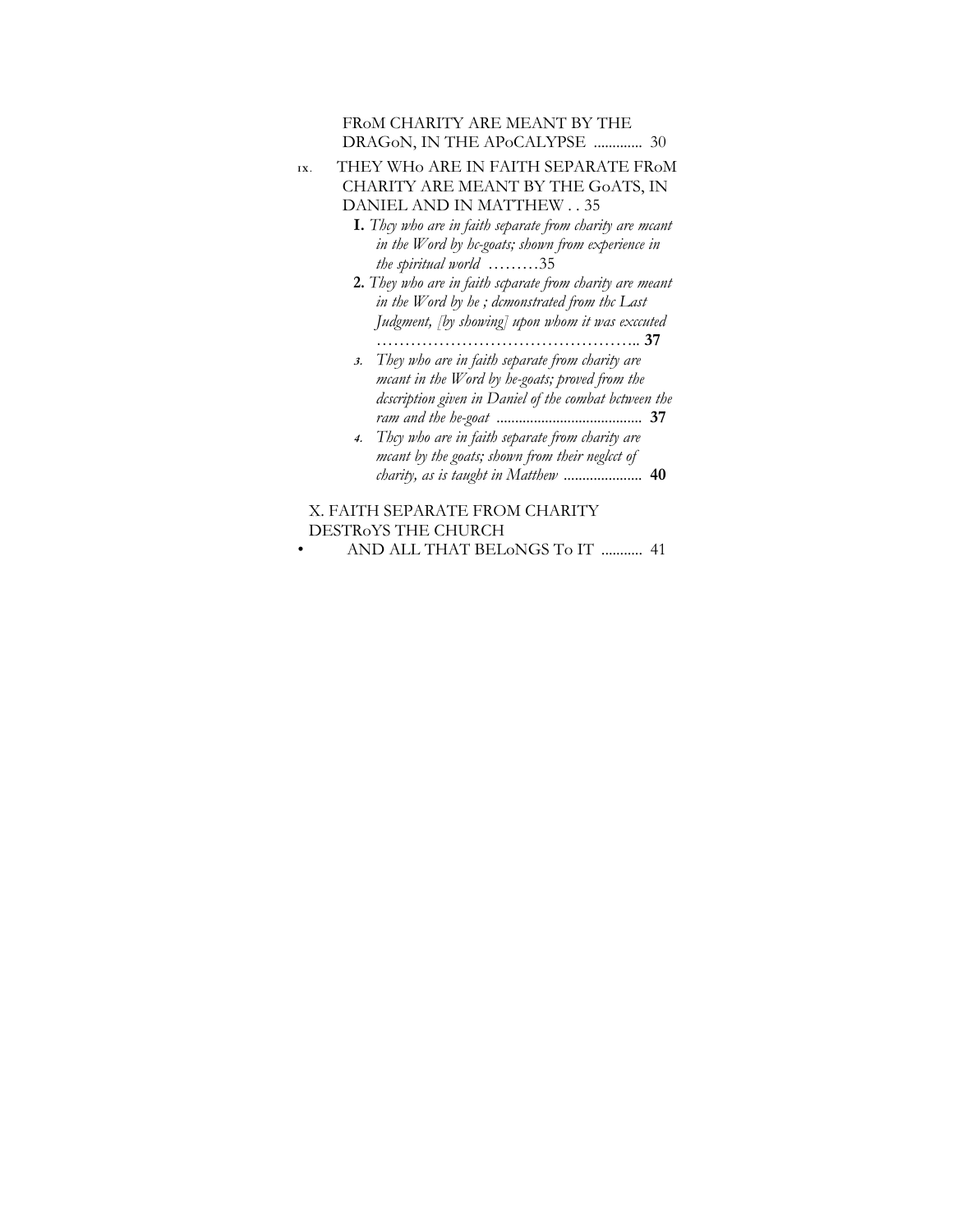FRoM CHARITY ARE MEANT BY THE DRAGoN, IN THE APoCALYPSE ............. 30

IX. THEY WHo ARE IN FAITH SEPARATE FRoM CHARITY ARE MEANT BY THE GoATS, IN DANIEL AND IN MATTHEW . . 35

- **I.** *Thcy who are in faith separate from charity are mcant in the Word by hc-goats; shown from experience in the spiritual world* .........35
- **2.** *They who are in faith scparate from charity are meant in the Word by he ; dcmonstrated from thc Last Judgment, [by showing] upon whom it was exccuted* ……………………………………….. **37**
- *3. They who are in faith separate from charity are mcant in the Word by he-goats; proved from the dcscription given in Daniel of the combat bctween the ram and the he-goat* ....................................... **37**
- *4. Thcy who are in faith separate from charity are mcant by the goats; shown from their neglcct of charity, as is taught in Matthew* ..................... **40**

X. FAITH SEPARATE FROM CHARITY DESTRoYS THE CHURCH AND ALL THAT BELoNGS To IT ........... 41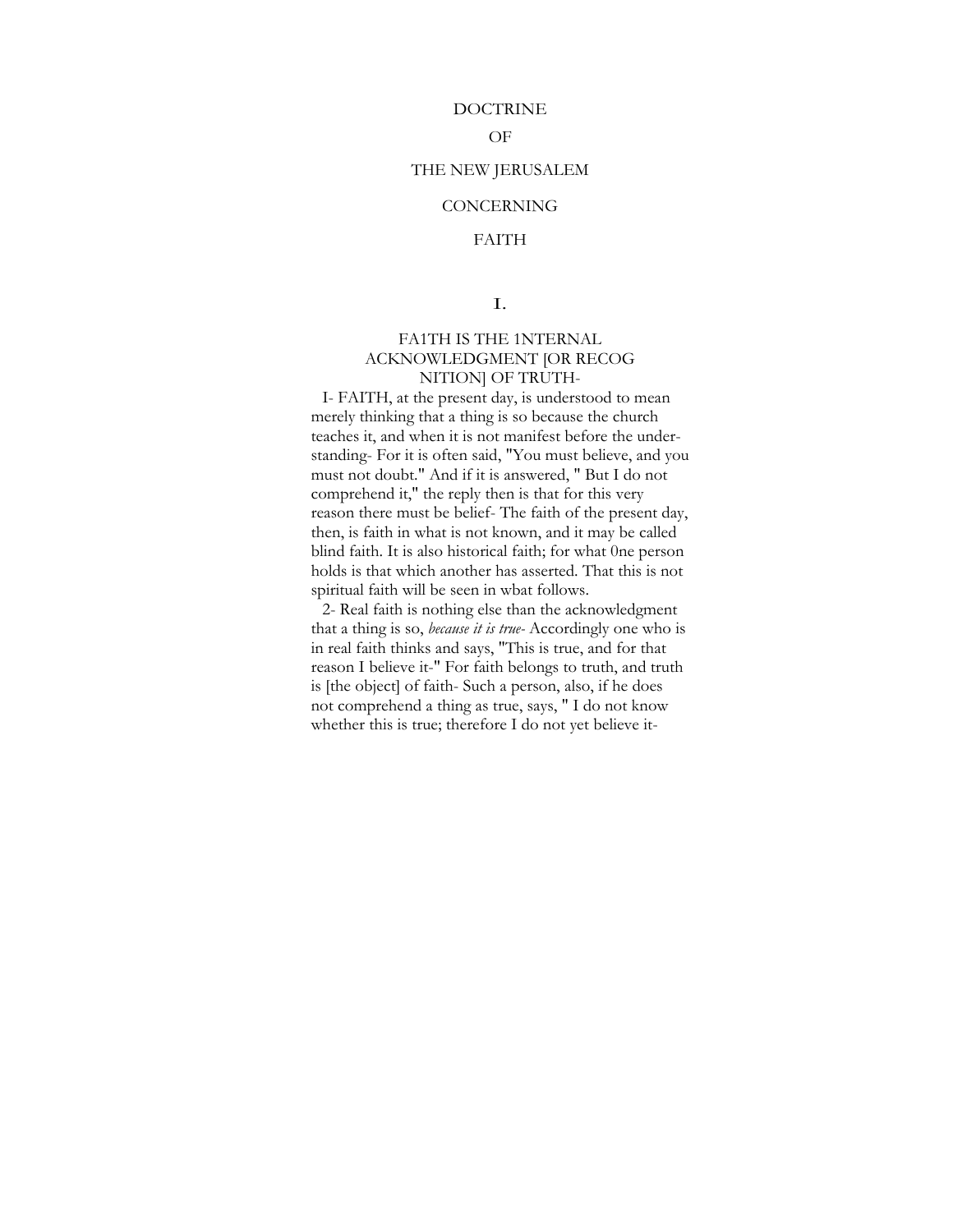# DOCTRINE

# OF

# THE NEW JERUSALEM

# CONCERNING

# FAITH

## I.

## FA1TH IS THE 1NTERNAL ACKNOWLEDGMENT [OR RECOG NITION] OF TRUTH-

I- FAITH, at the present day, is understood to mean merely thinking that a thing is so because the church teaches it, and when it is not manifest before the under-standing- For it is often said, "You must believe, and you must not doubt." And if it is answered, " But I do not comprehend it," the reply then is that for this very reason there must be belief- The faith of the present day, then, is faith in what is not known, and it may be called blind faith. It is also historical faith; for what 0ne person holds is that which another has asserted. That this is not spiritual faith will be seen in wbat follows.

2- Real faith is nothing else than the acknowledgment that a thing is so, *because it is true-* Accordingly one who is in real faith thinks and says, "This is true, and for that reason I believe it-" For faith belongs to truth, and truth is [the object] of faith- Such a person, also, if he does not comprehend a thing as true, says, " I do not know whether this is true; therefore I do not yet believe it-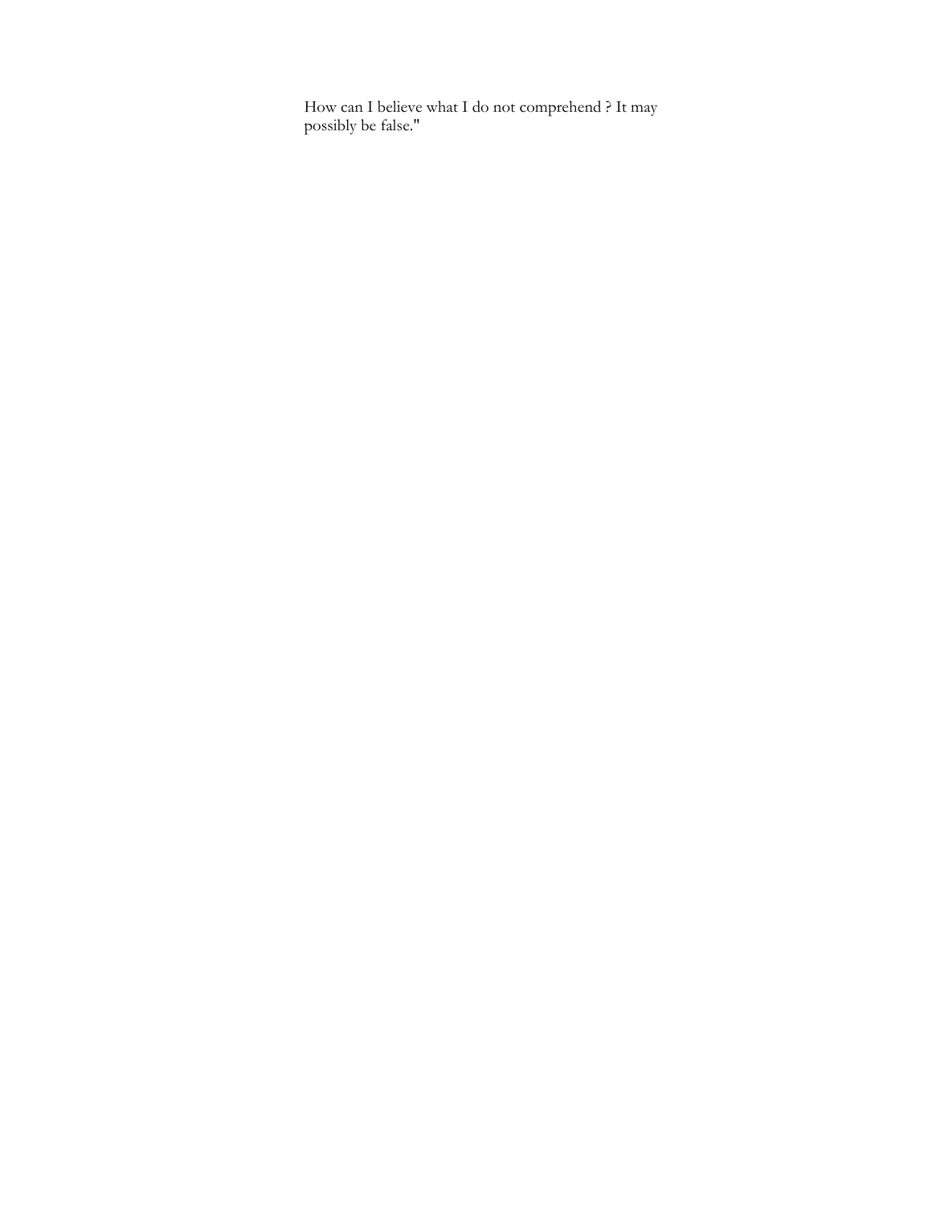How can I believe what I do not comprehend ? It may possibly be false."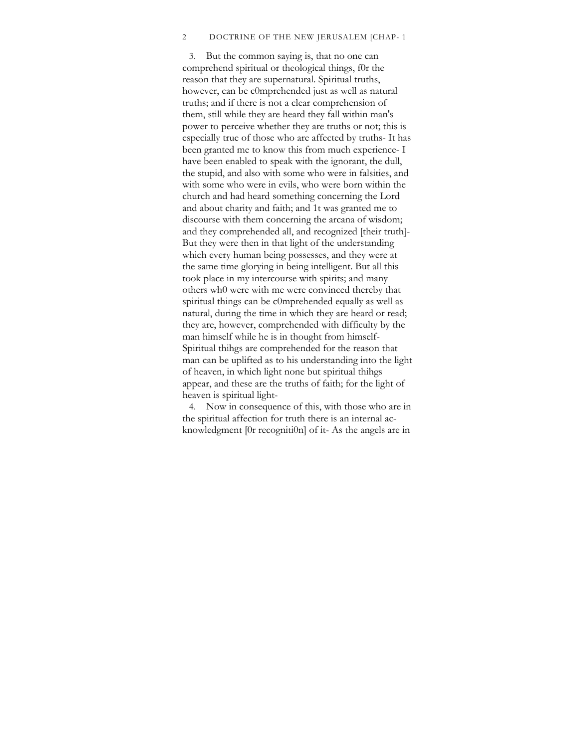3. But the common saying is, that no one can comprehend spiritual or theological things, f0r the reason that they are supernatural. Spiritual truths, however, can be c0mprehended just as well as natural truths; and if there is not a clear comprehension of them, still while they are heard they fall within man's power to perceive whether they are truths or not; this is especially true of those who are affected by truths- It has been granted me to know this from much experience- I have been enabled to speak with the ignorant, the dull, the stupid, and also with some who were in falsities, and with some who were in evils, who were born within the church and had heard something concerning the Lord and about charity and faith; and 1t was granted me to discourse with them concerning the arcana of wisdom; and they comprehended all, and recognized [their truth]- But they were then in that light of the understanding which every human being possesses, and they were at the same time glorying in being intelligent. But all this took place in my intercourse with spirits; and many others wh0 were with me were convinced thereby that spiritual things can be c0mprehended equally as well as natural, during the time in which they are heard or read; they are, however, comprehended with difficulty by the man himself while he is in thought from himself- Spiritual thihgs are comprehended for the reason that man can be uplifted as to his understanding into the light of heaven, in which light none but spiritual thihgs appear, and these are the truths of faith; for the light of heaven is spiritual light-

4. Now in consequence of this, with those who are in the spiritual affection for truth there is an internal acknowledgment [0r recogniti0n] of it- As the angels are in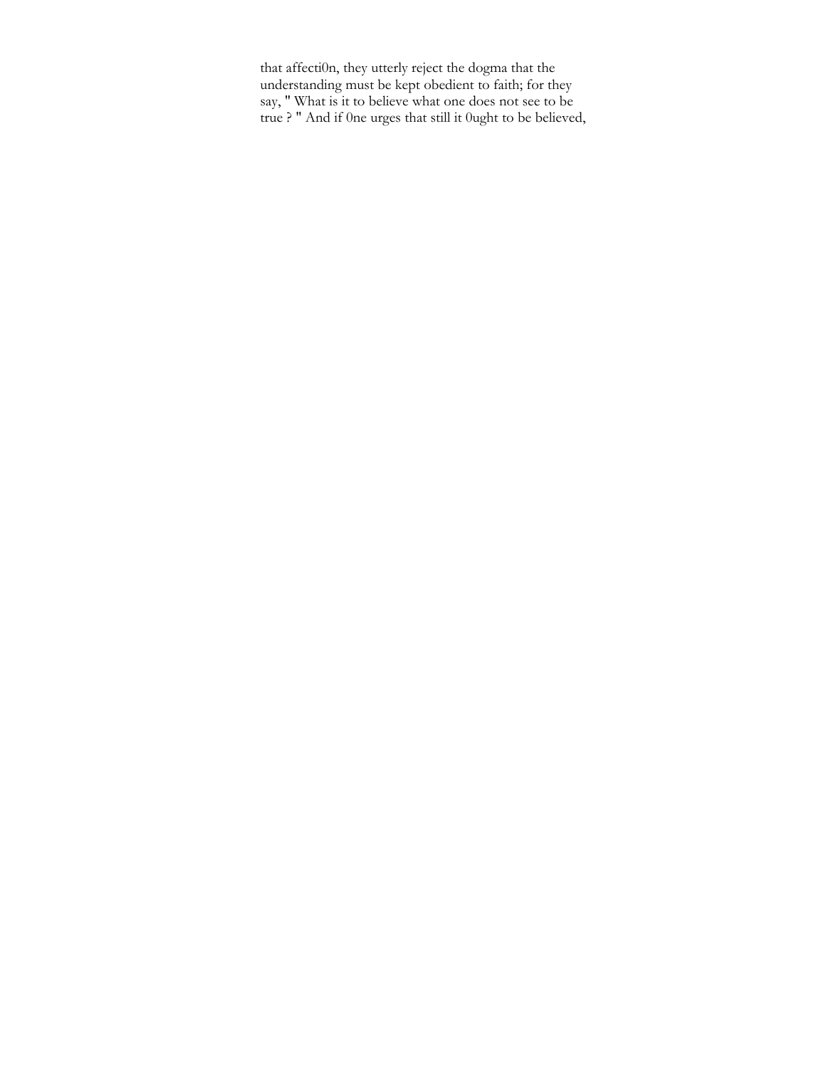that affecti0n, they utterly reject the dogma that the understanding must be kept obedient to faith; for they say, " What is it to believe what one does not see to be true ? " And if 0ne urges that still it 0ught to be believed,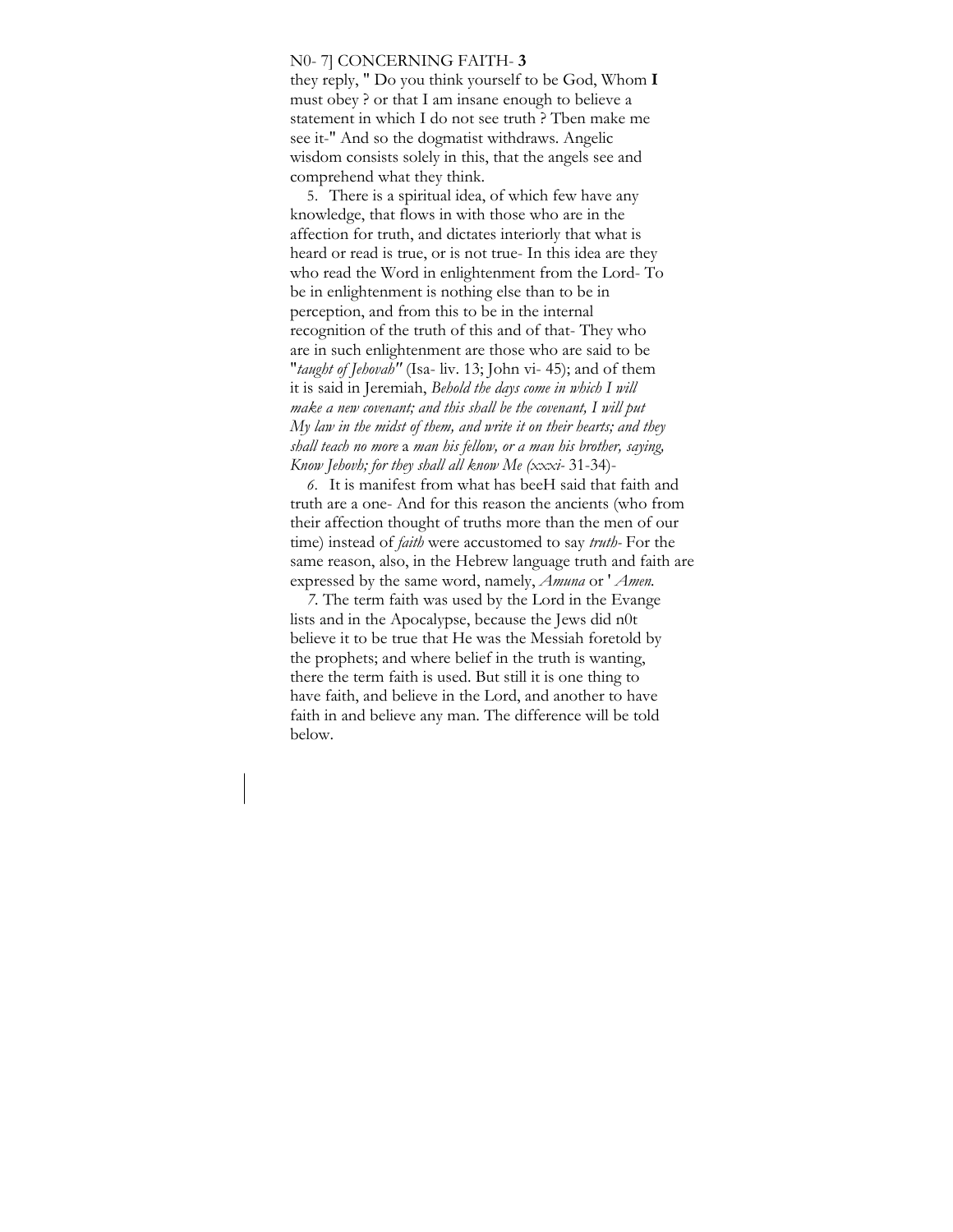they reply, " Do you think yourself to be God, Whom **I** must obey ? or that I am insane enough to believe a statement in which I do not see truth ? Tben make me see it-" And so the dogmatist withdraws. Angelic wisdom consists solely in this, that the angels see and comprehend what they think.

5. There is a spiritual idea, of which few have any knowledge, that flows in with those who are in the affection for truth, and dictates interiorly that what is heard or read is true, or is not true- In this idea are they who read the Word in enlightenment from the Lord- To be in enlightenment is nothing else than to be in perception, and from this to be in the internal recognition of the truth of this and of that- They who are in such enlightenment are those who are said to be "*taught of Jehovah"* (Isa- liv. 13; John vi- 45); and of them it is said in Jeremiah, *Behold the days come in which I will make a new covenant; and this shall be the covenant, I will put My law in the midst of them, and write it on their hearts; and they shall teach no more* a *man his fellow, or a man his brother, saying, Know Jehovh; for they shall all know Me (xxxi-* 31-34)-

*6.* It is manifest from what has beeH said that faith and truth are a one- And for this reason the ancients (who from their affection thought of truths more than the men of our time) instead of *faith* were accustomed to say *truth-* For the same reason, also, in the Hebrew language truth and faith are expressed by the same word, namely, *Amuna* or ' *Amen.*

*7.* The term faith was used by the Lord in the Evangelists and in the Apocalypse, because the Jews did n0t believe it to be true that He was the Messiah foretold by the prophets; and where belief in the truth is wanting, there the term faith is used. But still it is one thing to have faith, and believe in the Lord, and another to have faith in and believe any man. The difference will be told below.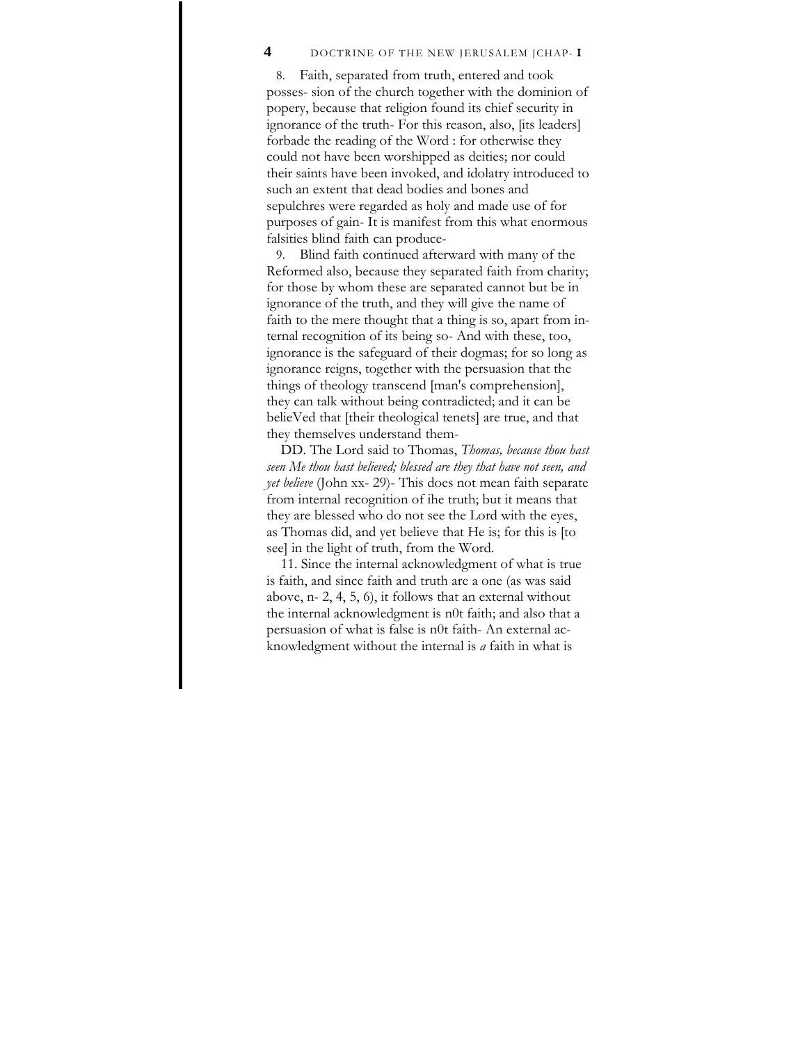8. Faith, separated from truth, entered and took posses- sion of the church together with the dominion of popery, because that religion found its chief security in ignorance of the truth- For this reason, also, [its leaders] forbade the reading of the Word : for otherwise they could not have been worshipped as deities; nor could their saints have been invoked, and idolatry introduced to such an extent that dead bodies and bones and sepulchres were regarded as holy and made use of for purposes of gain- It is manifest from this what enormous falsities blind faith can produce-

9. Blind faith continued afterward with many of the Reformed also, because they separated faith from charity; for those by whom these are separated cannot but be in ignorance of the truth, and they will give the name of faith to the mere thought that a thing is so, apart from internal recognition of its being so- And with these, too, ignorance is the safeguard of their dogmas; for so long as ignorance reigns, together with the persuasion that the things of theology transcend [man's comprehension], they can talk without being contradicted; and it can be belieVed that [their theological tenets] are true, and that they themselves understand them-

DD. The Lord said to Thomas, *Thomas, because thou hast seen Me thou hast believed; blessed are they that have not seen, and yet believe* (John xx- 29)- This does not mean faith separate from internal recognition of ihe truth; but it means that they are blessed who do not see the Lord with the eyes, as Thomas did, and yet believe that He is; for this is [to see] in the light of truth, from the Word.

11. Since the internal acknowledgment of what is true is faith, and since faith and truth are a one (as was said above, n- 2, 4, 5, 6), it follows that an external without the internal acknowledgment is n0t faith; and also that a persuasion of what is false is n0t faith- An external acknowledgment without the internal is *a* faith in what is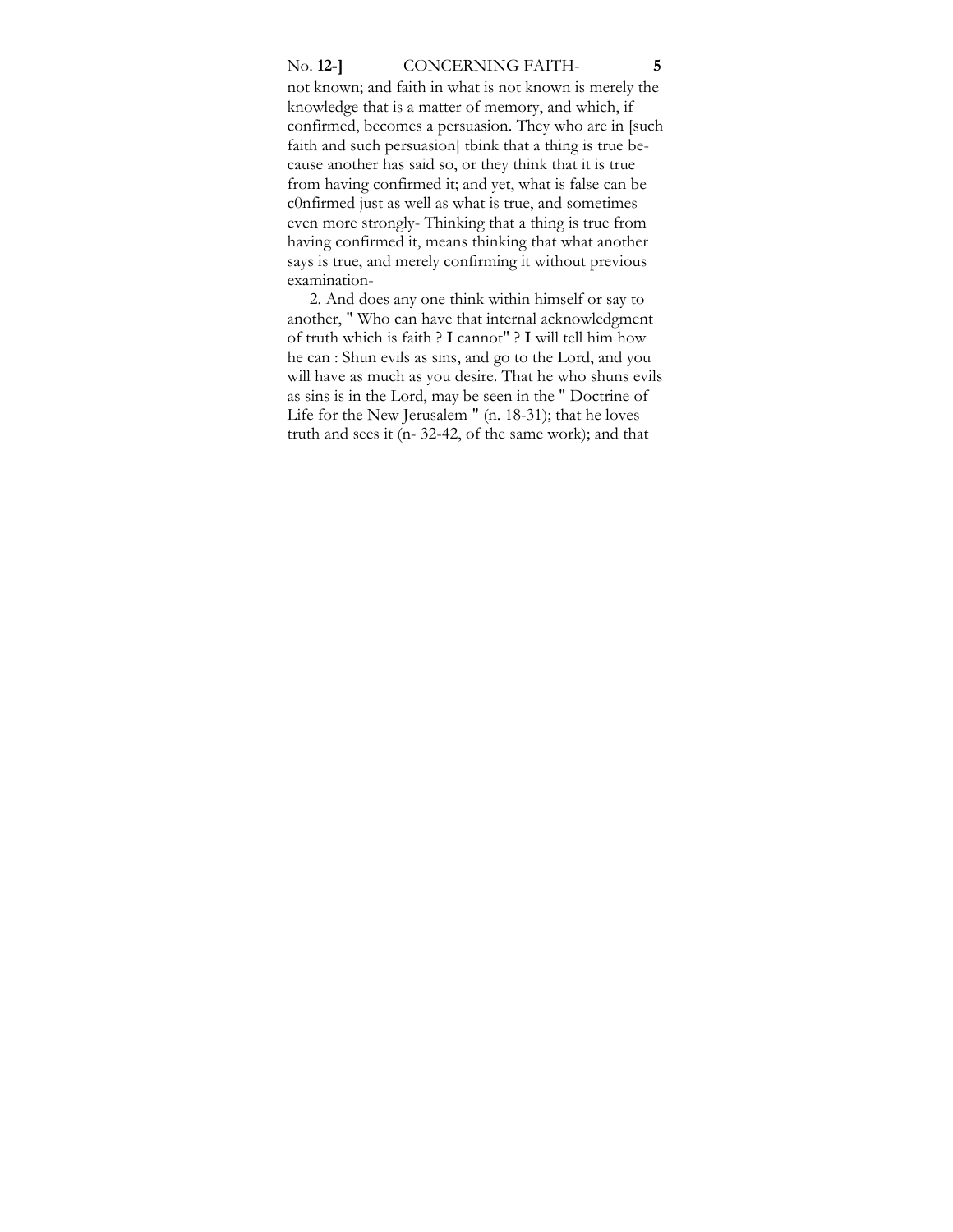not known; and faith in what is not known is merely the knowledge that is a matter of memory, and which, if confirmed, becomes a persuasion. They who are in [such faith and such persuasion] tbink that a thing is true because another has said so, or they think that it is true from having confirmed it; and yet, what is false can be c0nfirmed just as well as what is true, and sometimes even more strongly- Thinking that a thing is true from having confirmed it, means thinking that what another says is true, and merely confirming it without previous examination-

2. And does any one think within himself or say to another, " Who can have that internal acknowledgment of truth which is faith ? **I** cannot" ? **I** will tell him how he can : Shun evils as sins, and go to the Lord, and you will have as much as you desire. That he who shuns evils as sins is in the Lord, may be seen in the " Doctrine of Life for the New Jerusalem " (n. 18-31); that he loves truth and sees it (n- 32-42, of the same work); and that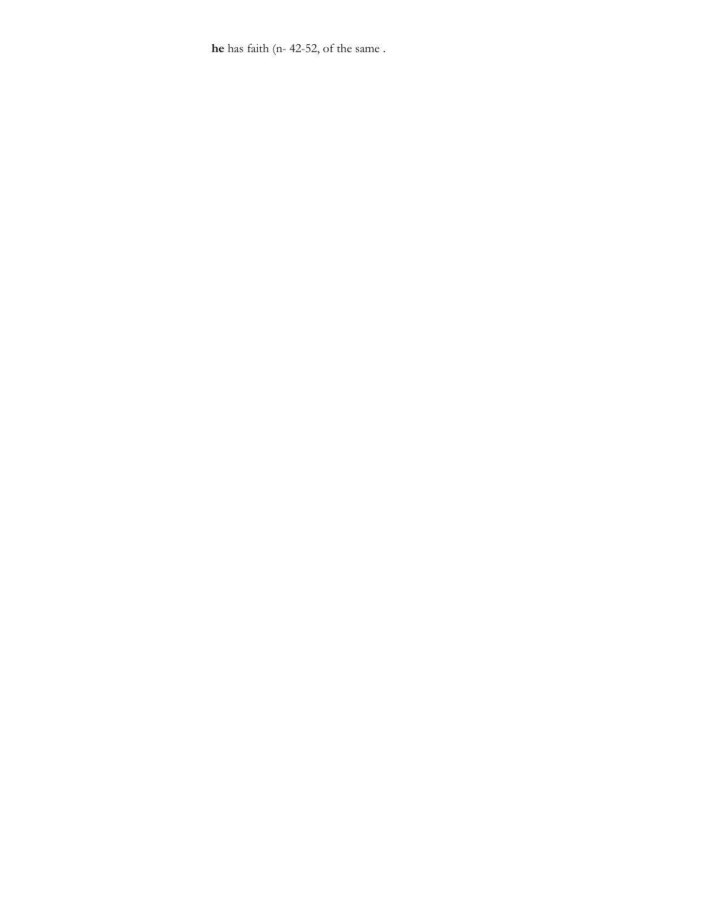**he** has faith (n- 42-52, of the same .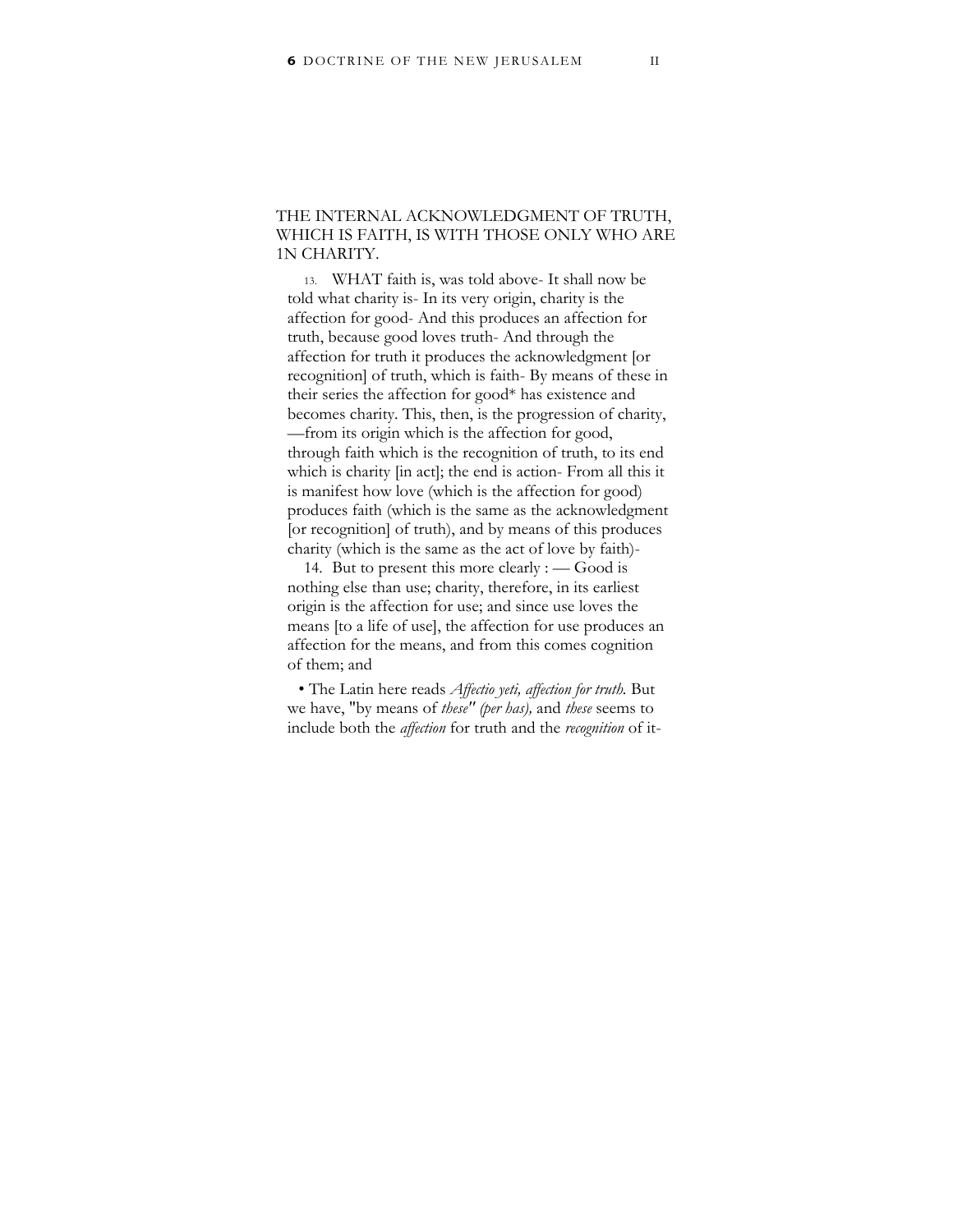## THE INTERNAL ACKNOWLEDGMENT OF TRUTH, WHICH IS FAITH, IS WITH THOSE ONLY WHO ARE 1N CHARITY.

13. WHAT faith is, was told above- It shall now be told what charity is- In its very origin, charity is the affection for good- And this produces an affection for truth, because good loves truth- And through the affection for truth it produces the acknowledgment [or recognition] of truth, which is faith- By means of these in their series the affection for good* has existence and becomes charity. This, then, is the progression of charity, —from its origin which is the affection for good, through faith which is the recognition of truth, to its end which is charity [in act]; the end is action- From all this it is manifest how love (which is the affection for good) produces faith (which is the same as the acknowledgment [or recognition] of truth), and by means of this produces charity (which is the same as the act of love by faith)-

14. But to present this more clearly : — Good is nothing else than use; charity, therefore, in its earliest origin is the affection for use; and since use loves the means [to a life of use], the affection for use produces an affection for the means, and from this comes cognition of them; and

• The Latin here reads *Affectio yeti, affection for truth.* But we have, "by means of *these" (per has),* and *these* seems to include both the *affection* for truth and the *recognition* of it-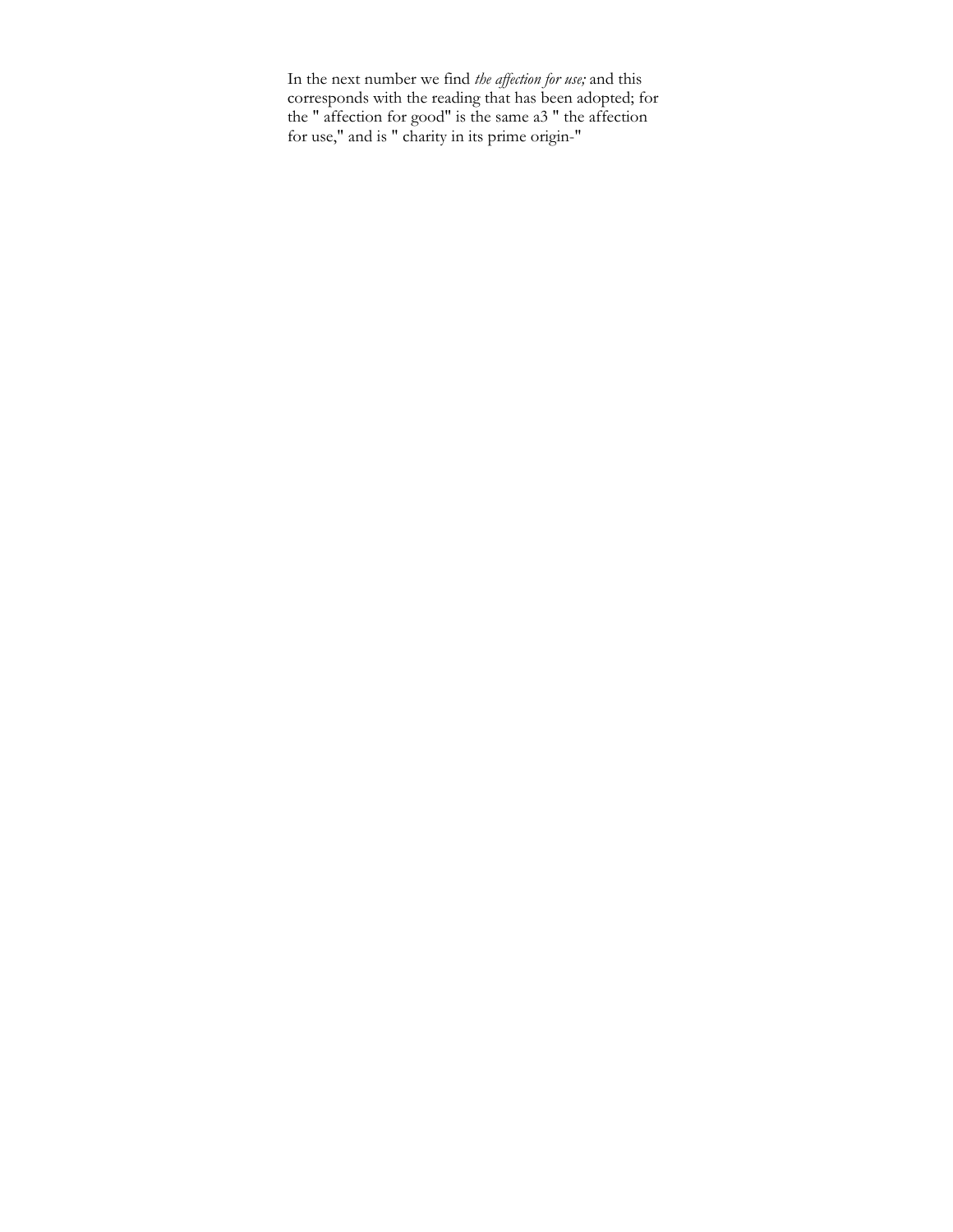In the next number we find *the affection for use;* and this corresponds with the reading that has been adopted; for the " affection for good" is the same a3 " the affection for use," and is " charity in its prime origin-"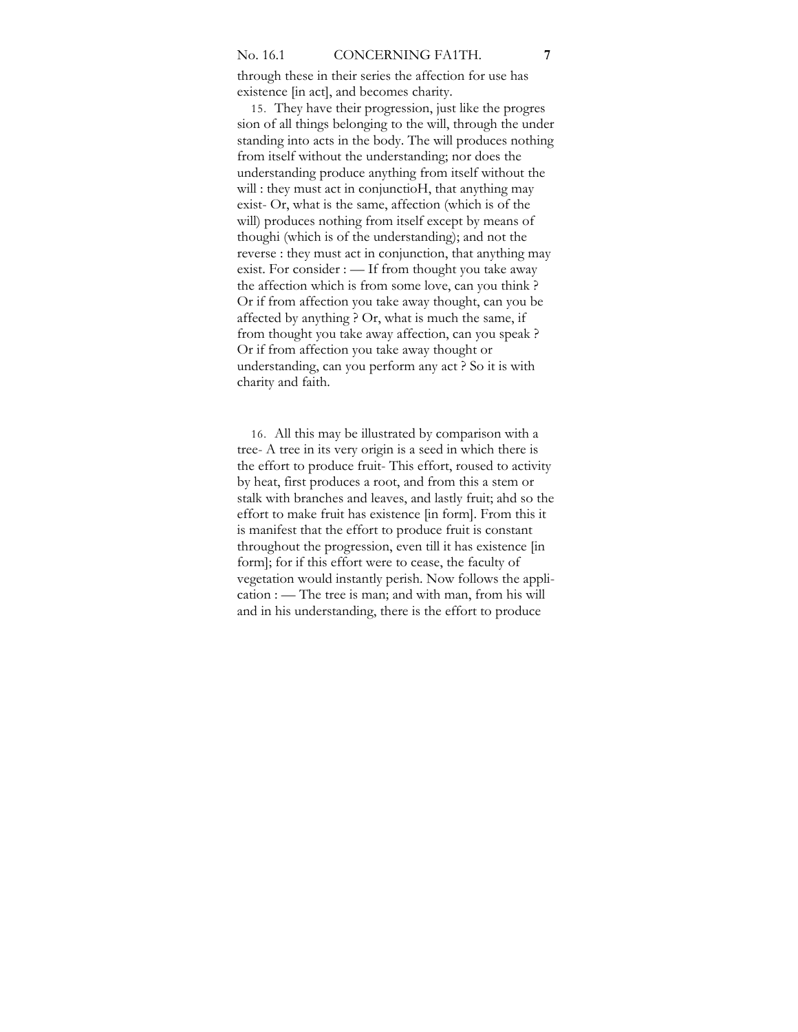through these in their series the affection for use has existence [in act], and becomes charity.

15. They have their progression, just like the progression of all things belonging to the will, through the understanding into acts in the body. The will produces nothing from itself without the understanding; nor does the understanding produce anything from itself without the will : they must act in conjunctioH, that anything may exist- Or, what is the same, affection (which is of the will) produces nothing from itself except by means of thoughi (which is of the understanding); and not the reverse : they must act in conjunction, that anything may exist. For consider : — If from thought you take away the affection which is from some love, can you think ? Or if from affection you take away thought, can you be affected by anything ? Or, what is much the same, if from thought you take away affection, can you speak ? Or if from affection you take away thought or understanding, can you perform any act ? So it is with charity and faith.

16. All this may be illustrated by comparison with a tree- A tree in its very origin is a seed in which there is the effort to produce fruit- This effort, roused to activity by heat, first produces a root, and from this a stem or stalk with branches and leaves, and lastly fruit; ahd so the effort to make fruit has existence [in form]. From this it is manifest that the effort to produce fruit is constant throughout the progression, even till it has existence [in form]; for if this effort were to cease, the faculty of vegetation would instantly perish. Now follows the application : — The tree is man; and with man, from his will and in his understanding, there is the effort to produce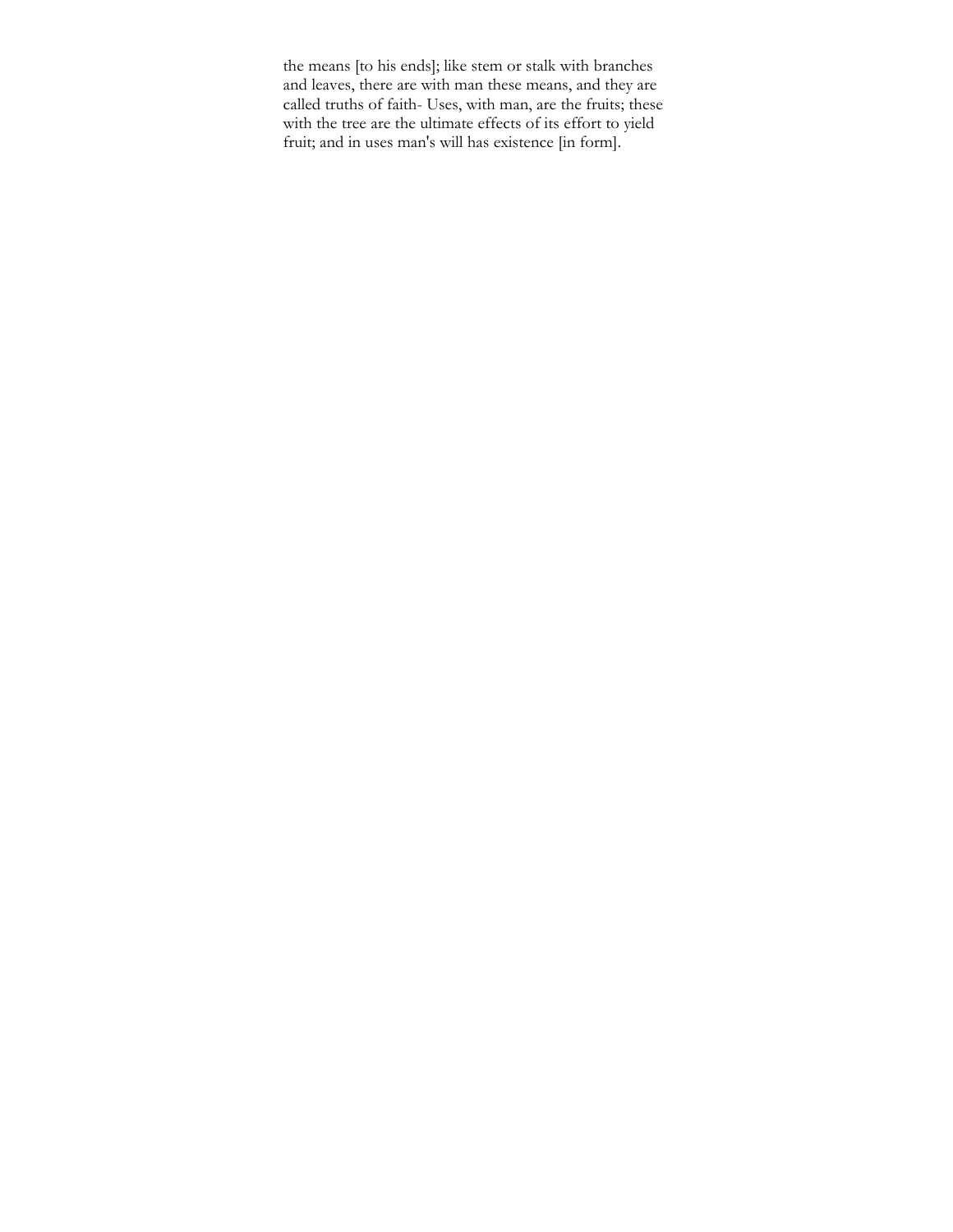the means [to his ends]; like stem or stalk with branches and leaves, there are with man these means, and they are called truths of faith- Uses, with man, are the fruits; these with the tree are the ultimate effects of its effort to yield fruit; and in uses man's will has existence [in form].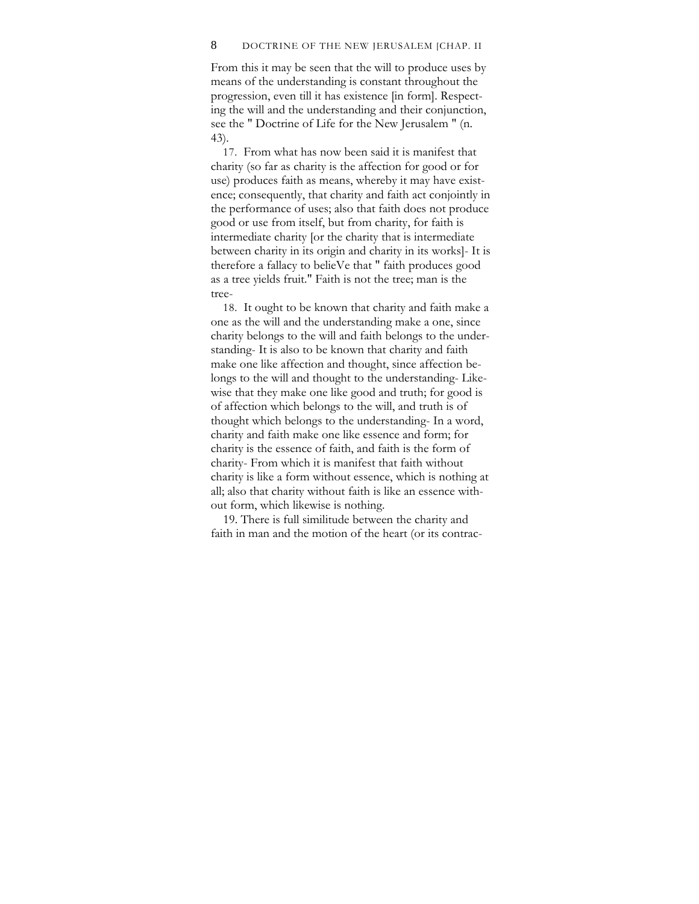From this it may be seen that the will to produce uses by means of the understanding is constant throughout the progression, even till it has existence [in form]. Respecting the will and the understanding and their conjunction, see the " Doctrine of Life for the New Jerusalem " (n. 43).

17. From what has now been said it is manifest that charity (so far as charity is the affection for good or for use) produces faith as means, whereby it may have existence; consequently, that charity and faith act conjointly in the performance of uses; also that faith does not produce good or use from itself, but from charity, for faith is intermediate charity [or the charity that is intermediate between charity in its origin and charity in its works]- It is therefore a fallacy to belieVe that " faith produces good as a tree yields fruit." Faith is not the tree; man is the tree-

18. It ought to be known that charity and faith make a one as the will and the understanding make a one, since charity belongs to the will and faith belongs to the understanding- It is also to be known that charity and faith make one like affection and thought, since affection belongs to the will and thought to the understanding- Likewise that they make one like good and truth; for good is of affection which belongs to the will, and truth is of thought which belongs to the understanding- In a word, charity and faith make one like essence and form; for charity is the essence of faith, and faith is the form of charity- From which it is manifest that faith without charity is like a form without essence, which is nothing at all; also that charity without faith is like an essence without form, which likewise is nothing.

19. There is full similitude between the charity and faith in man and the motion of the heart (or its contrac-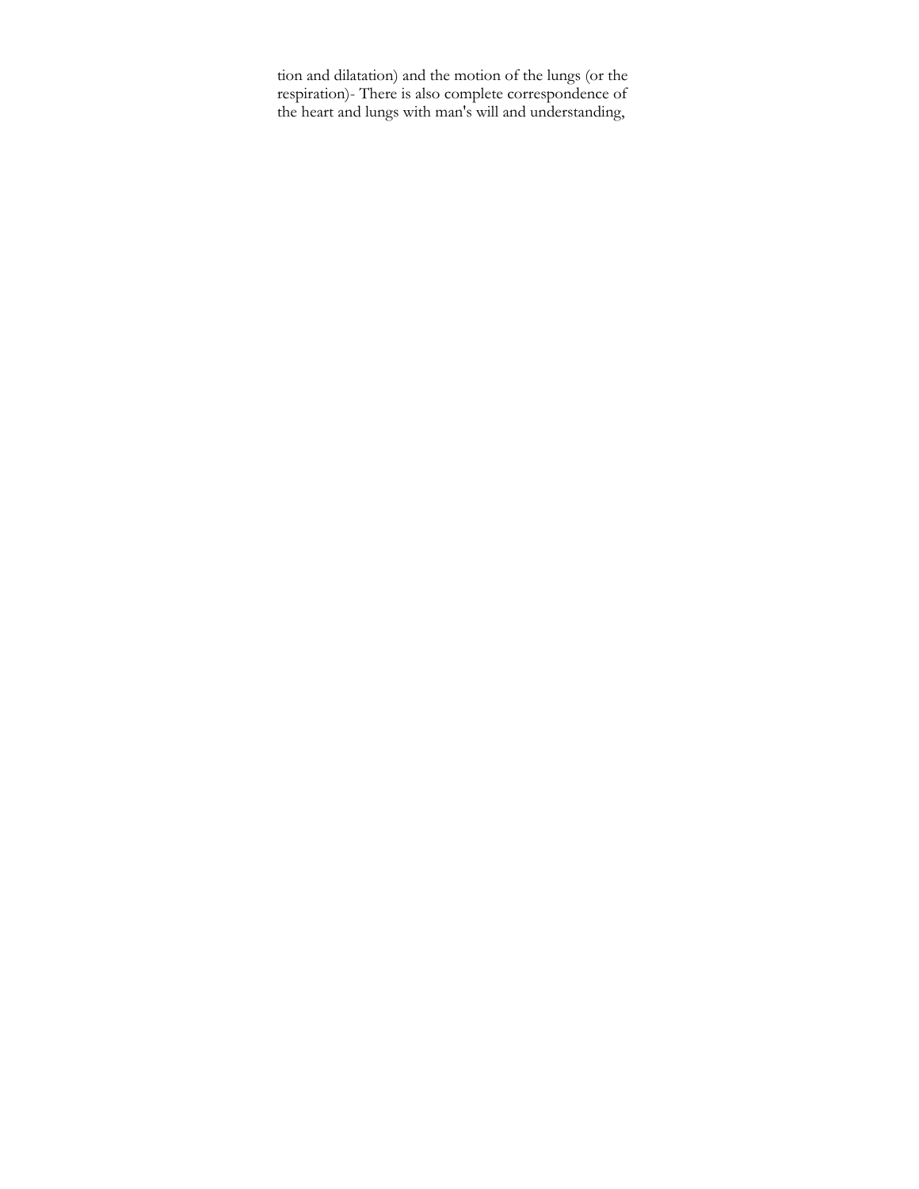tion and dilatation) and the motion of the lungs (or the respiration)- There is also complete correspondence of the heart and lungs with man's will and understanding,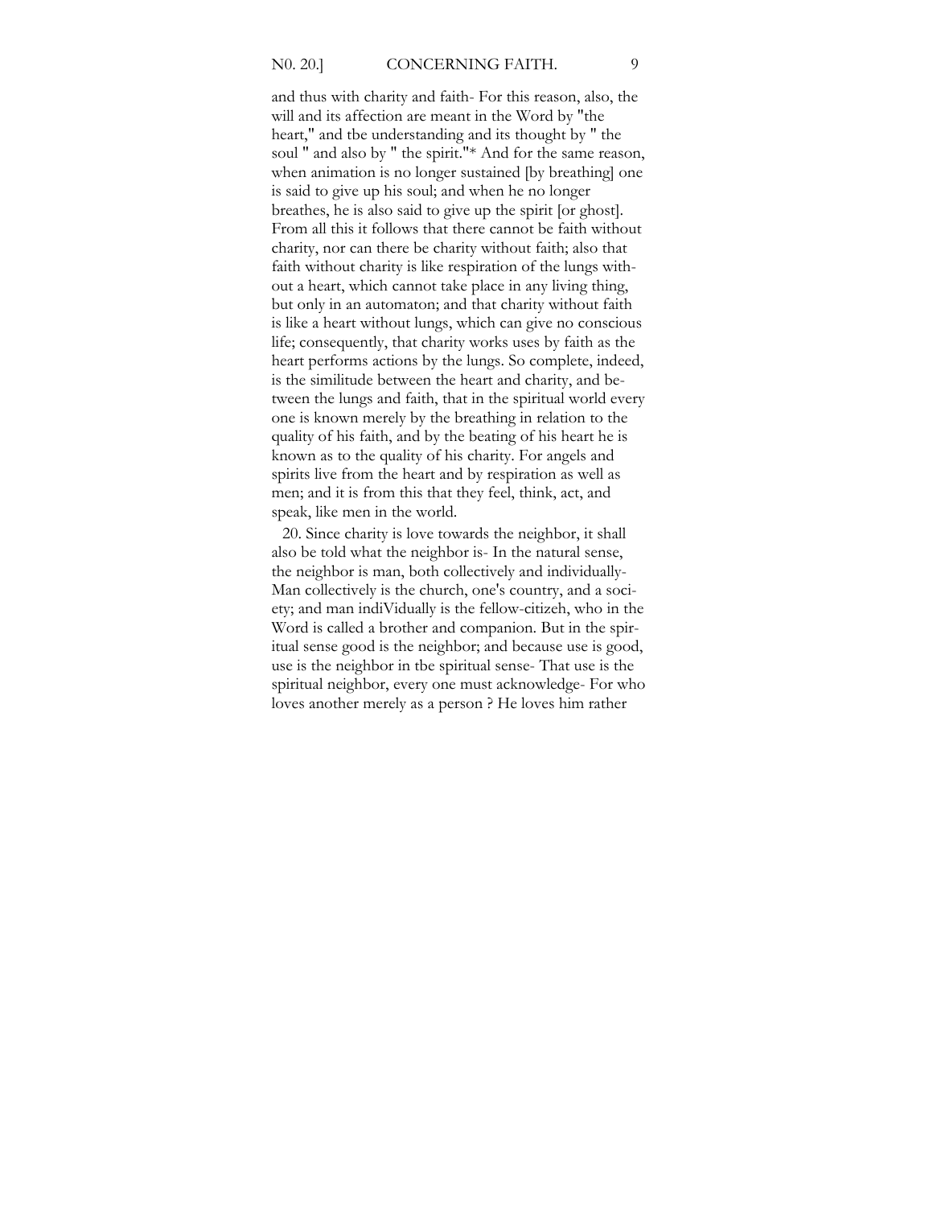and thus with charity and faith- For this reason, also, the will and its affection are meant in the Word by "the heart," and tbe understanding and its thought by " the soul " and also by " the spirit."* And for the same reason, when animation is no longer sustained [by breathing] one is said to give up his soul; and when he no longer breathes, he is also said to give up the spirit [or ghost]. From all this it follows that there cannot be faith without charity, nor can there be charity without faith; also that faith without charity is like respiration of the lungs without a heart, which cannot take place in any living thing, but only in an automaton; and that charity without faith is like a heart without lungs, which can give no conscious life; consequently, that charity works uses by faith as the heart performs actions by the lungs. So complete, indeed, is the similitude between the heart and charity, and between the lungs and faith, that in the spiritual world every one is known merely by the breathing in relation to the quality of his faith, and by the beating of his heart he is known as to the quality of his charity. For angels and spirits live from the heart and by respiration as well as men; and it is from this that they feel, think, act, and speak, like men in the world.

20. Since charity is love towards the neighbor, it shall also be told what the neighbor is- In the natural sense, the neighbor is man, both collectively and individually- Man collectively is the church, one's country, and a society; and man indiVidually is the fellow-citizeh, who in the Word is called a brother and companion. But in the spiritual sense good is the neighbor; and because use is good, use is the neighbor in tbe spiritual sense- That use is the spiritual neighbor, every one must acknowledge- For who loves another merely as a person ? He loves him rather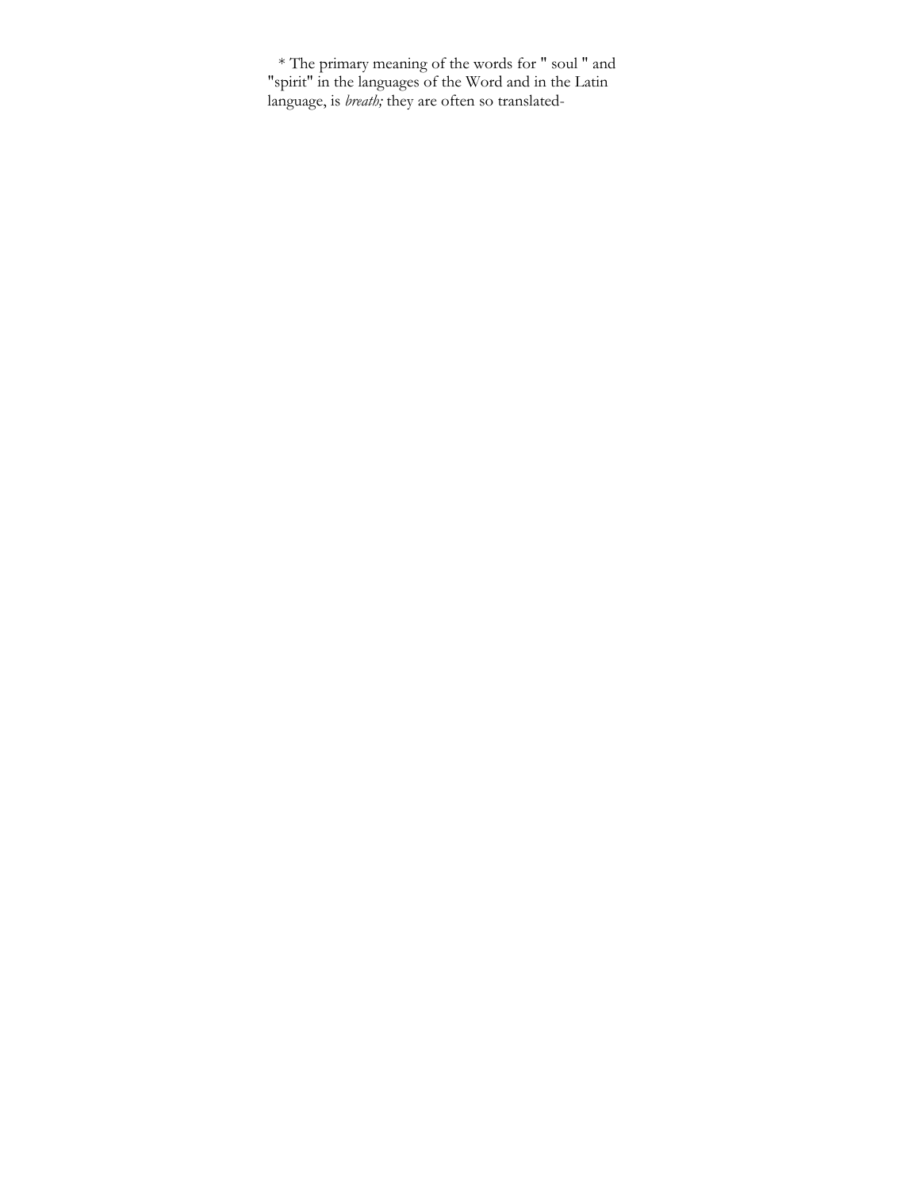* The primary meaning of the words for " soul " and "spirit" in the languages of the Word and in the Latin language, is *breath;* they are often so translated-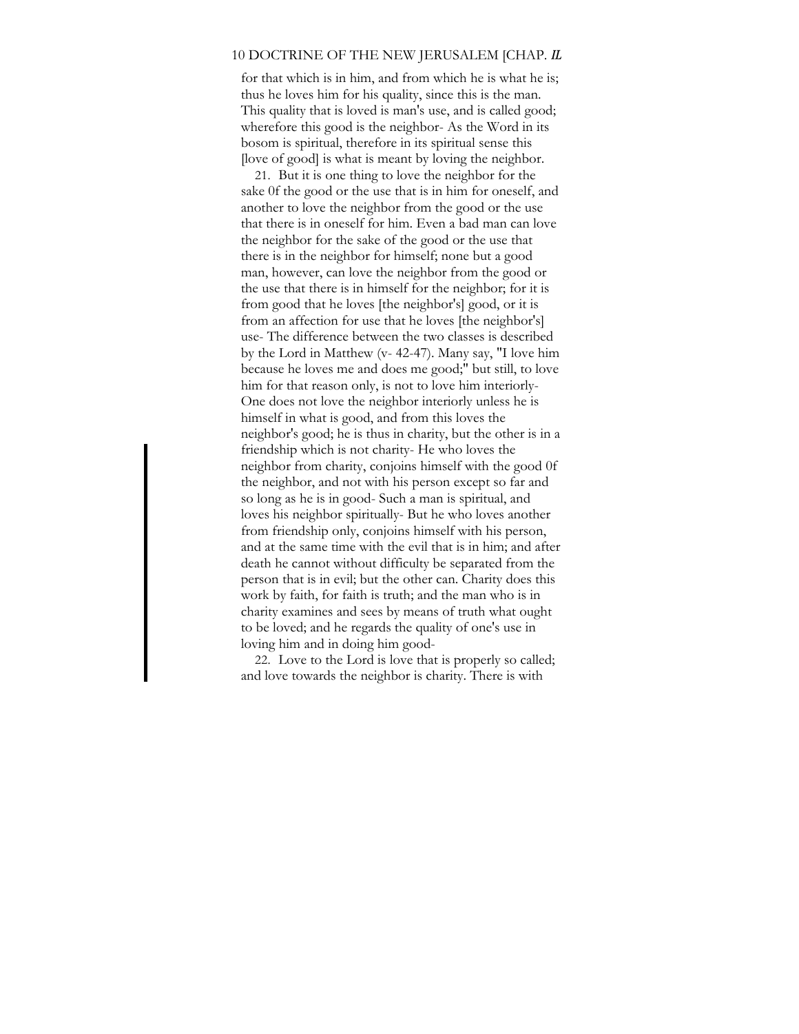for that which is in him, and from which he is what he is; thus he loves him for his quality, since this is the man. This quality that is loved is man's use, and is called good; wherefore this good is the neighbor- As the Word in its bosom is spiritual, therefore in its spiritual sense this [love of good] is what is meant by loving the neighbor.

21. But it is one thing to love the neighbor for the sake 0f the good or the use that is in him for oneself, and another to love the neighbor from the good or the use that there is in oneself for him. Even a bad man can love the neighbor for the sake of the good or the use that there is in the neighbor for himself; none but a good man, however, can love the neighbor from the good or the use that there is in himself for the neighbor; for it is from good that he loves [the neighbor's] good, or it is from an affection for use that he loves [the neighbor's] use- The difference between the two classes is described by the Lord in Matthew (v- 42-47). Many say, "I love him because he loves me and does me good;" but still, to love him for that reason only, is not to love him interiorly- One does not love the neighbor interiorly unless he is himself in what is good, and from this loves the neighbor's good; he is thus in charity, but the other is in a friendship which is not charity- He who loves the neighbor from charity, conjoins himself with the good 0f the neighbor, and not with his person except so far and so long as he is in good- Such a man is spiritual, and loves his neighbor spiritually- But he who loves another from friendship only, conjoins himself with his person, and at the same time with the evil that is in him; and after death he cannot without difficulty be separated from the person that is in evil; but the other can. Charity does this work by faith, for faith is truth; and the man who is in charity examines and sees by means of truth what ought to be loved; and he regards the quality of one's use in loving him and in doing him good-

22. Love to the Lord is love that is properly so called; and love towards the neighbor is charity. There is with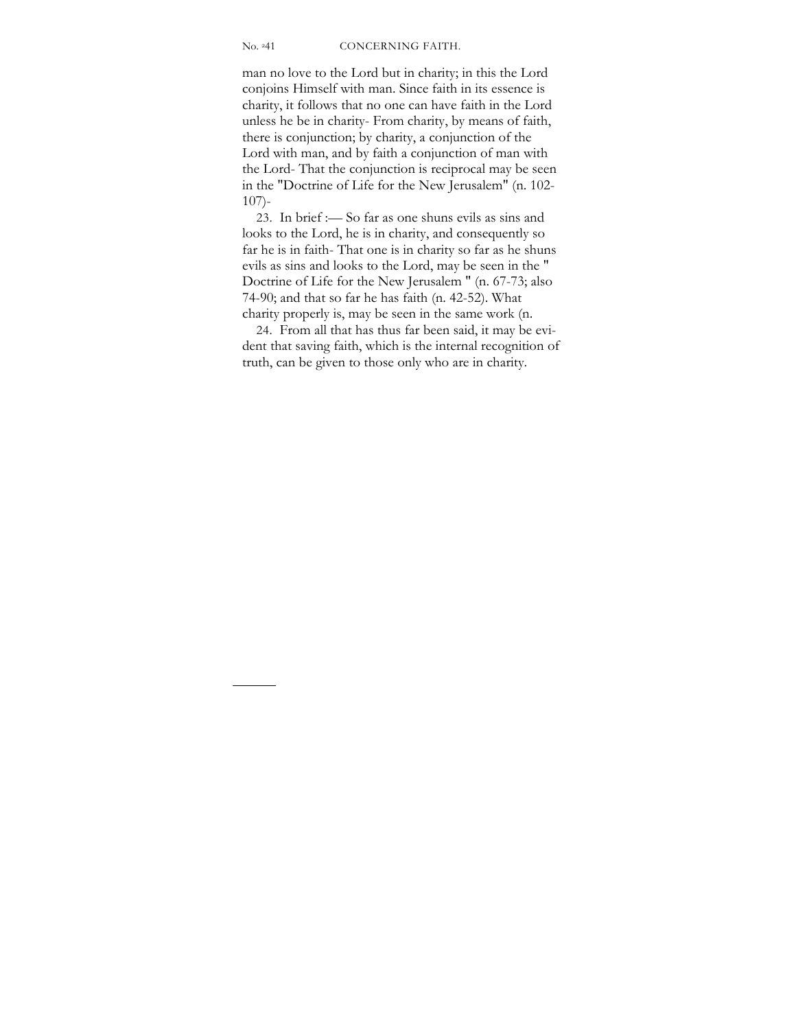man no love to the Lord but in charity; in this the Lord conjoins Himself with man. Since faith in its essence is charity, it follows that no one can have faith in the Lord unless he be in charity- From charity, by means of faith, there is conjunction; by charity, a conjunction of the Lord with man, and by faith a conjunction of man with the Lord- That the conjunction is reciprocal may be seen in the "Doctrine of Life for the New Jerusalem" (n. 102-107)-

23. In brief :— So far as one shuns evils as sins and looks to the Lord, he is in charity, and consequently so far he is in faith- That one is in charity so far as he shuns evils as sins and looks to the Lord, may be seen in the " Doctrine of Life for the New Jerusalem " (n. 67-73; also 74-90; and that so far he has faith (n. 42-52). What charity properly is, may be seen in the same work (n.

24. From all that has thus far been said, it may be evident that saving faith, which is the internal recognition of truth, can be given to those only who are in charity.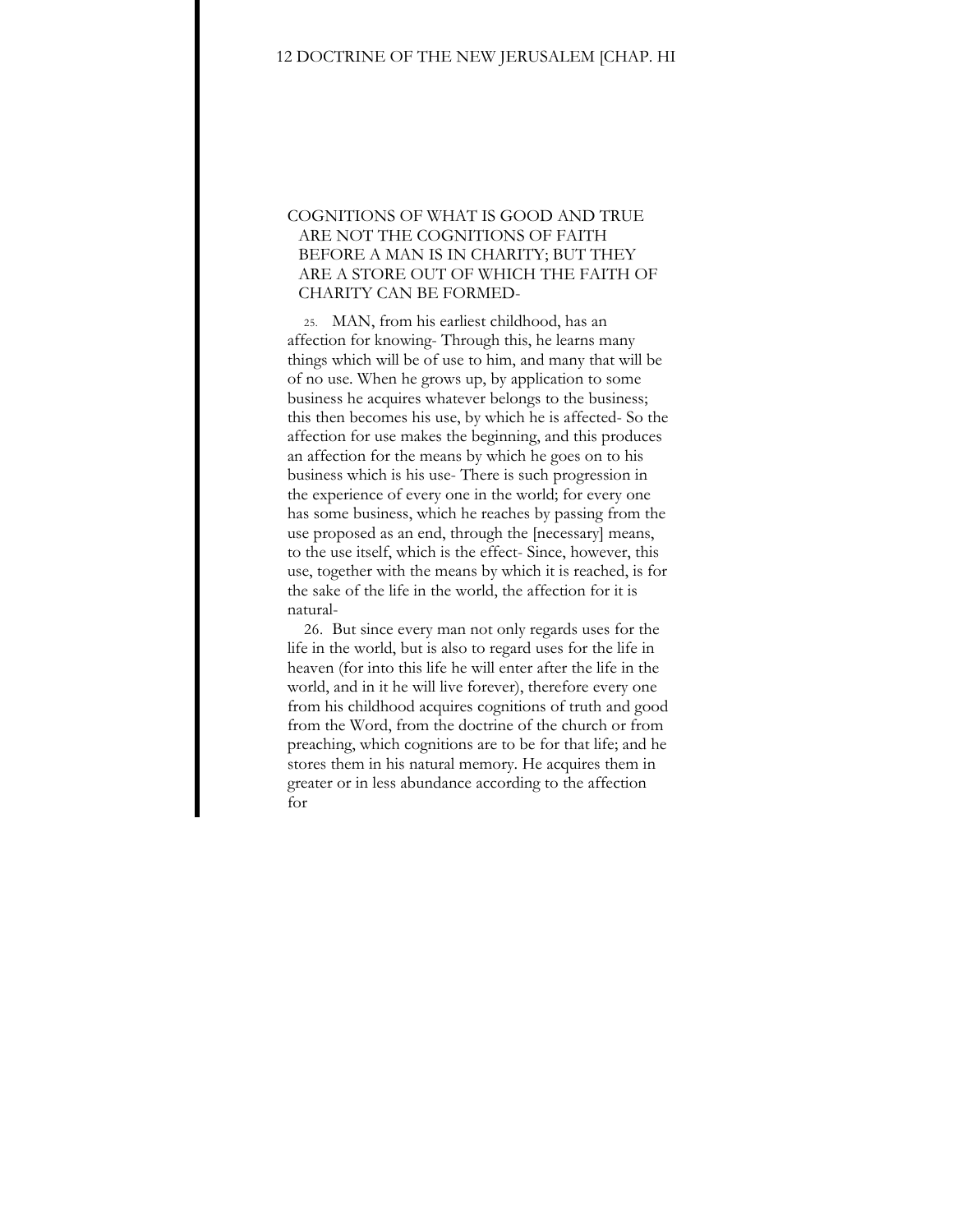## COGNITIONS OF WHAT IS GOOD AND TRUE ARE NOT THE COGNITIONS OF FAITH BEFORE A MAN IS IN CHARITY; BUT THEY ARE A STORE OUT OF WHICH THE FAITH OF CHARITY CAN BE FORMED-

25. MAN, from his earliest childhood, has an affection for knowing- Through this, he learns many things which will be of use to him, and many that will be of no use. When he grows up, by application to some business he acquires whatever belongs to the business; this then becomes his use, by which he is affected- So the affection for use makes the beginning, and this produces an affection for the means by which he goes on to his business which is his use- There is such progression in the experience of every one in the world; for every one has some business, which he reaches by passing from the use proposed as an end, through the [necessary] means, to the use itself, which is the effect- Since, however, this use, together with the means by which it is reached, is for the sake of the life in the world, the affection for it is natural-

26. But since every man not only regards uses for the life in the world, but is also to regard uses for the life in heaven (for into this life he will enter after the life in the world, and in it he will live forever), therefore every one from his childhood acquires cognitions of truth and good from the Word, from the doctrine of the church or from preaching, which cognitions are to be for that life; and he stores them in his natural memory. He acquires them in greater or in less abundance according to the affection for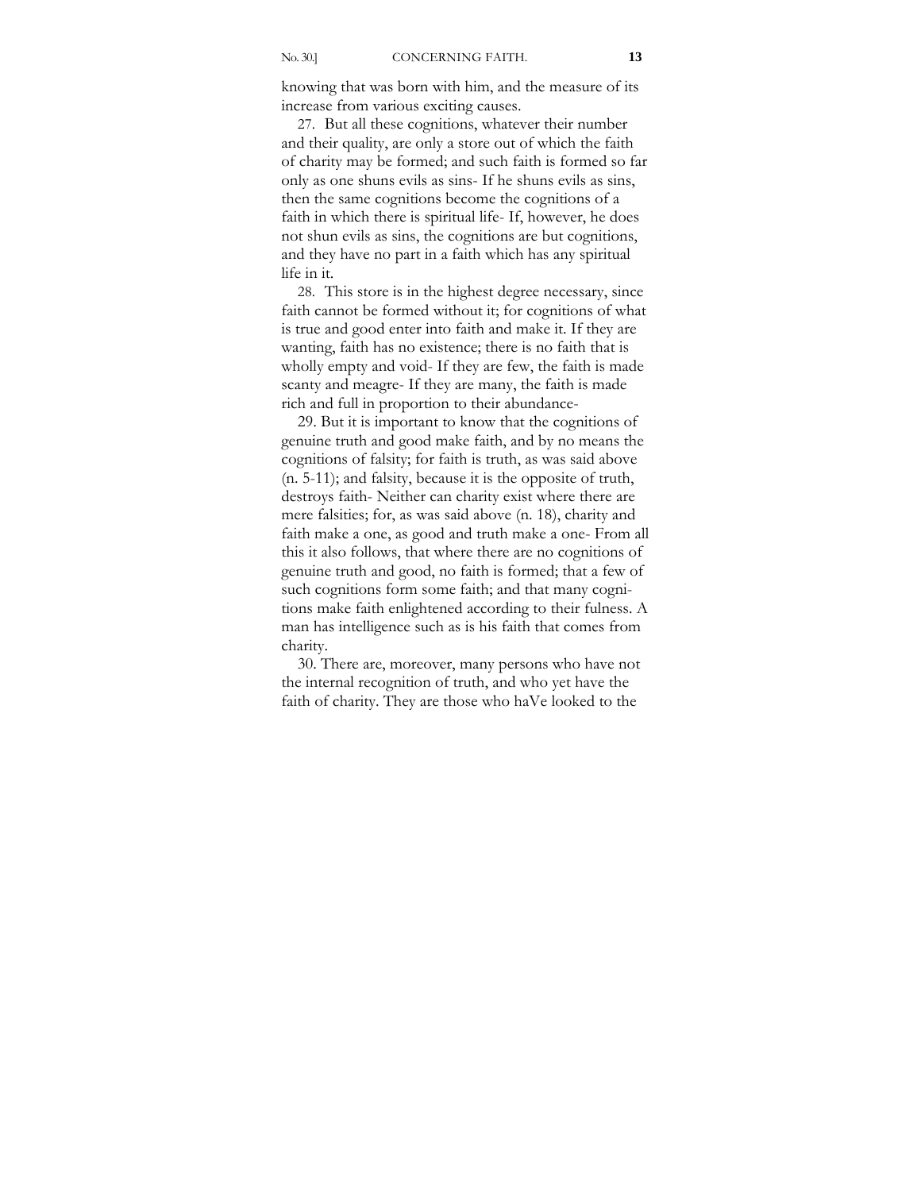knowing that was born with him, and the measure of its increase from various exciting causes.

27. But all these cognitions, whatever their number and their quality, are only a store out of which the faith of charity may be formed; and such faith is formed so far only as one shuns evils as sins- If he shuns evils as sins, then the same cognitions become the cognitions of a faith in which there is spiritual life- If, however, he does not shun evils as sins, the cognitions are but cognitions, and they have no part in a faith which has any spiritual life in it.

28. This store is in the highest degree necessary, since faith cannot be formed without it; for cognitions of what is true and good enter into faith and make it. If they are wanting, faith has no existence; there is no faith that is wholly empty and void- If they are few, the faith is made scanty and meagre- If they are many, the faith is made rich and full in proportion to their abundance-

29. But it is important to know that the cognitions of genuine truth and good make faith, and by no means the cognitions of falsity; for faith is truth, as was said above (n. 5-11); and falsity, because it is the opposite of truth, destroys faith- Neither can charity exist where there are mere falsities; for, as was said above (n. 18), charity and faith make a one, as good and truth make a one- From all this it also follows, that where there are no cognitions of genuine truth and good, no faith is formed; that a few of such cognitions form some faith; and that many cognitions make faith enlightened according to their fulness. A man has intelligence such as is his faith that comes from charity.

30. There are, moreover, many persons who have not the internal recognition of truth, and who yet have the faith of charity. They are those who haVe looked to the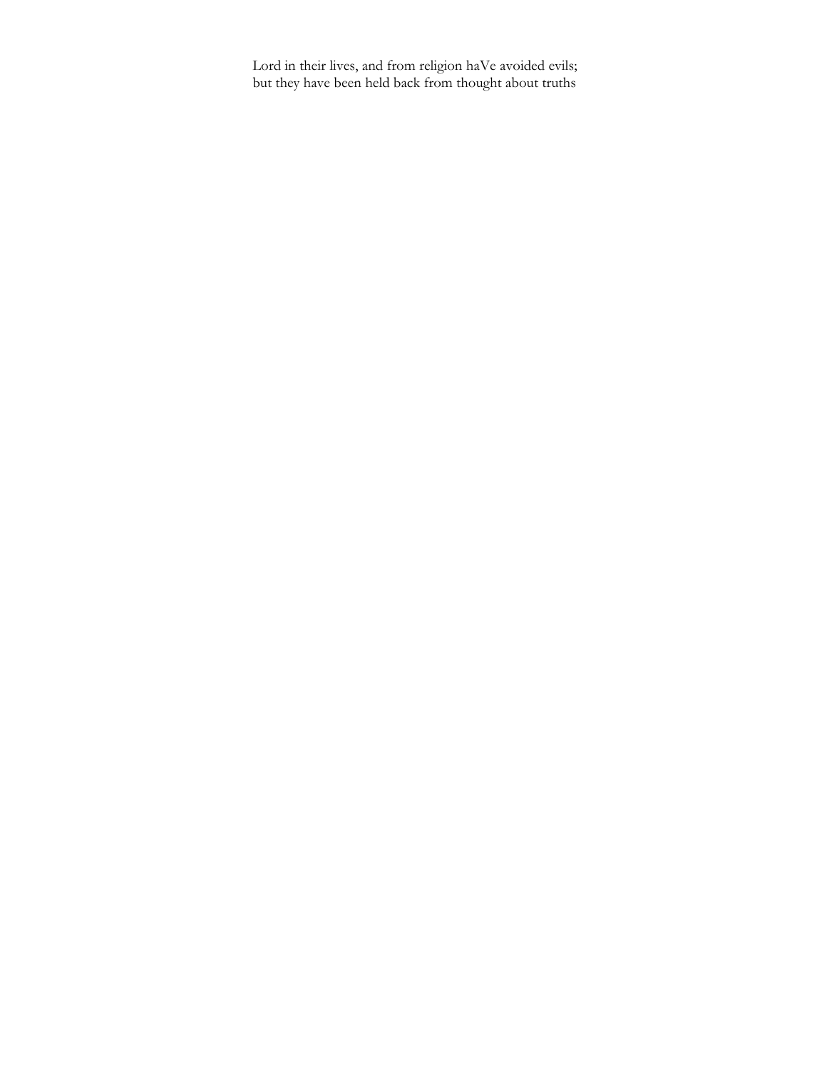Lord in their lives, and from religion haVe avoided evils; but they have been held back from thought about truths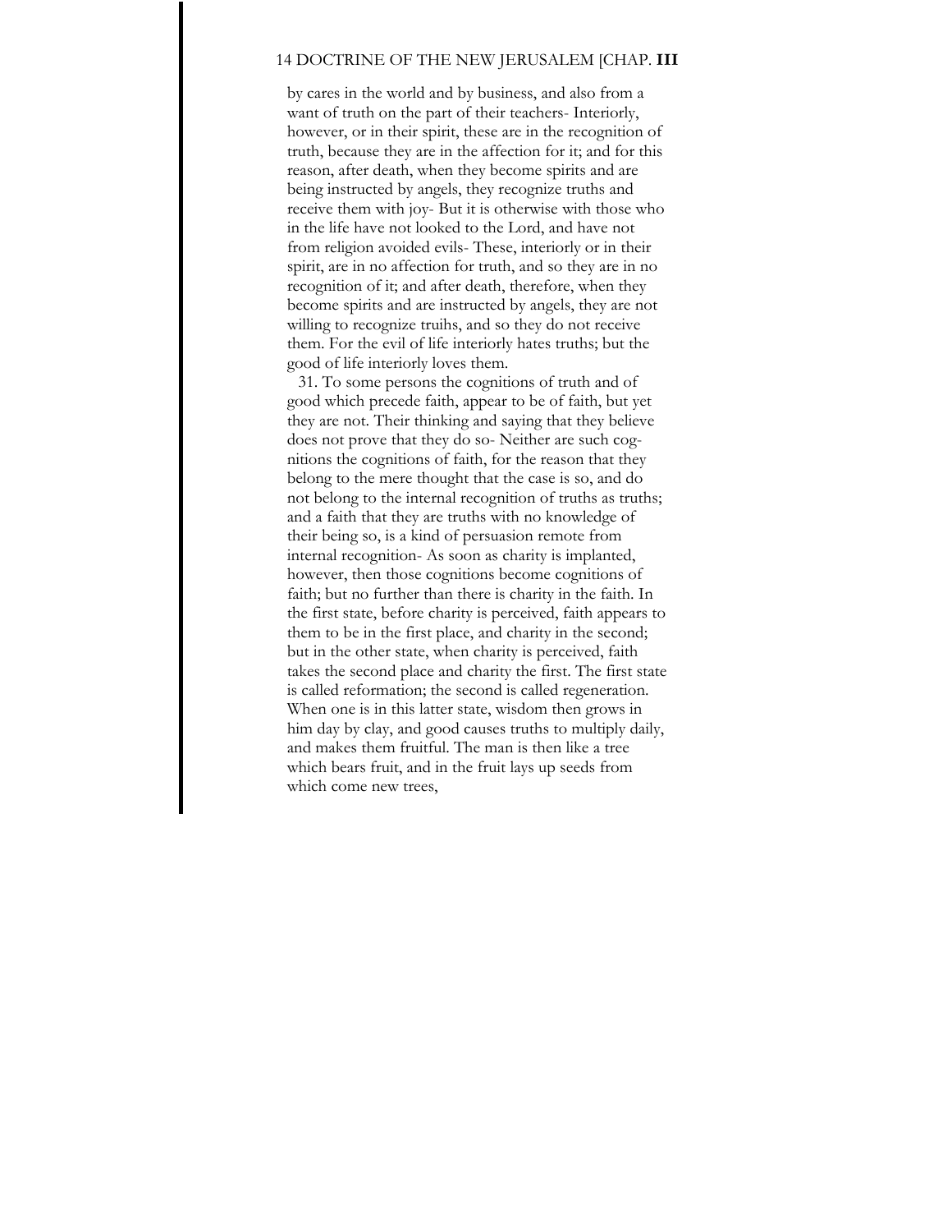by cares in the world and by business, and also from a want of truth on the part of their teachers- Interiorly, however, or in their spirit, these are in the recognition of truth, because they are in the affection for it; and for this reason, after death, when they become spirits and are being instructed by angels, they recognize truths and receive them with joy- But it is otherwise with those who in the life have not looked to the Lord, and have not from religion avoided evils- These, interiorly or in their spirit, are in no affection for truth, and so they are in no recognition of it; and after death, therefore, when they become spirits and are instructed by angels, they are not willing to recognize truihs, and so they do not receive them. For the evil of life interiorly hates truths; but the good of life interiorly loves them.

31. To some persons the cognitions of truth and of good which precede faith, appear to be of faith, but yet they are not. Their thinking and saying that they believe does not prove that they do so- Neither are such cognitions the cognitions of faith, for the reason that they belong to the mere thought that the case is so, and do not belong to the internal recognition of truths as truths; and a faith that they are truths with no knowledge of their being so, is a kind of persuasion remote from internal recognition- As soon as charity is implanted, however, then those cognitions become cognitions of faith; but no further than there is charity in the faith. In the first state, before charity is perceived, faith appears to them to be in the first place, and charity in the second; but in the other state, when charity is perceived, faith takes the second place and charity the first. The first state is called reformation; the second is called regeneration. When one is in this latter state, wisdom then grows in him day by clay, and good causes truths to multiply daily, and makes them fruitful. The man is then like a tree which bears fruit, and in the fruit lays up seeds from which come new trees,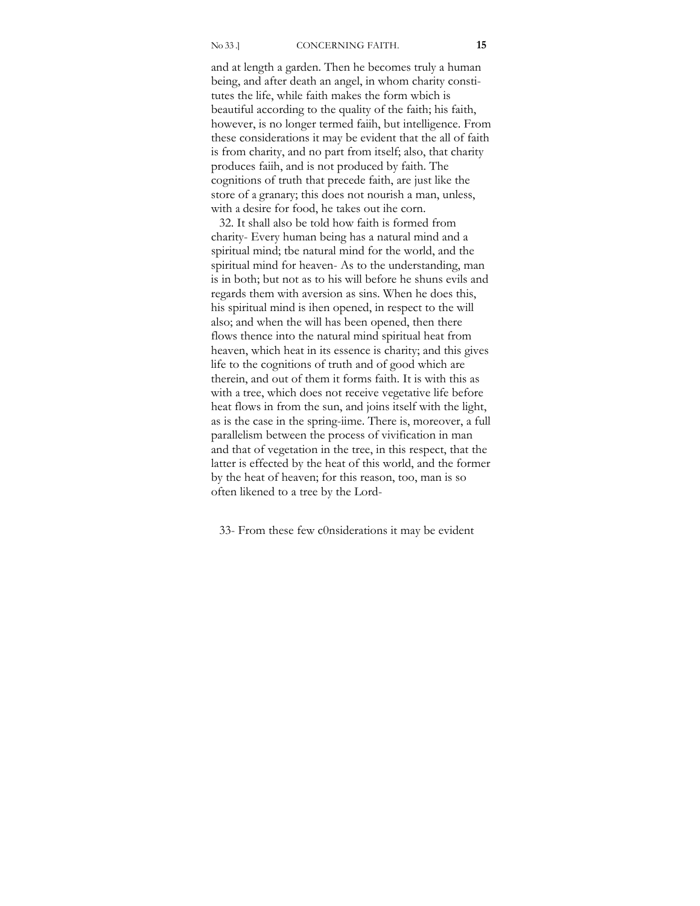and at length a garden. Then he becomes truly a human being, and after death an angel, in whom charity constitutes the life, while faith makes the form wbich is beautiful according to the quality of the faith; his faith, however, is no longer termed faiih, but intelligence. From these considerations it may be evident that the all of faith is from charity, and no part from itself; also, that charity produces faiih, and is not produced by faith. The cognitions of truth that precede faith, are just like the store of a granary; this does not nourish a man, unless, with a desire for food, he takes out ihe corn.

32. It shall also be told how faith is formed from charity- Every human being has a natural mind and a spiritual mind; tbe natural mind for the world, and the spiritual mind for heaven- As to the understanding, man is in both; but not as to his will before he shuns evils and regards them with aversion as sins. When he does this, his spiritual mind is ihen opened, in respect to the will also; and when the will has been opened, then there flows thence into the natural mind spiritual heat from heaven, which heat in its essence is charity; and this gives life to the cognitions of truth and of good which are therein, and out of them it forms faith. It is with this as with a tree, which does not receive vegetative life before heat flows in from the sun, and joins itself with the light, as is the case in the spring-iime. There is, moreover, a full parallelism between the process of vivification in man and that of vegetation in the tree, in this respect, that the latter is effected by the heat of this world, and the former by the heat of heaven; for this reason, too, man is so often likened to a tree by the Lord-

33- From these few c0nsiderations it may be evident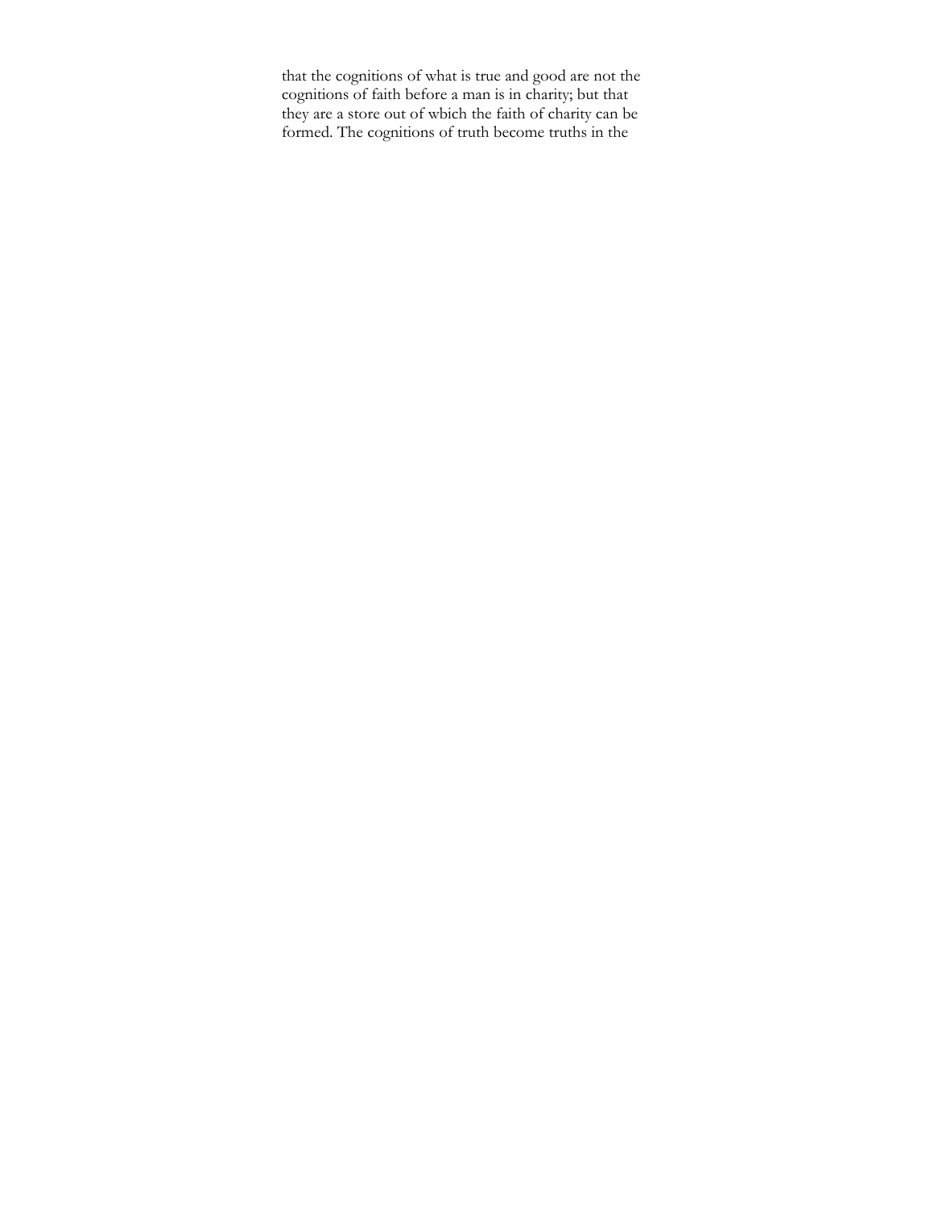that the cognitions of what is true and good are not the cognitions of faith before a man is in charity; but that they are a store out of wbich the faith of charity can be formed. The cognitions of truth become truths in the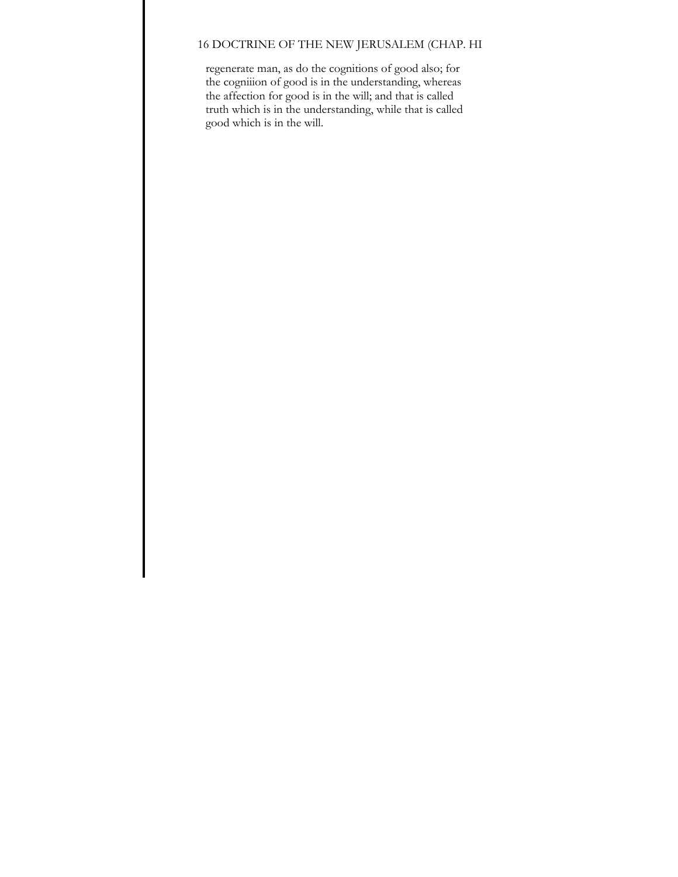regenerate man, as do the cognitions of good also; for the cogniiion of good is in the understanding, whereas the affection for good is in the will; and that is called truth which is in the understanding, while that is called good which is in the will.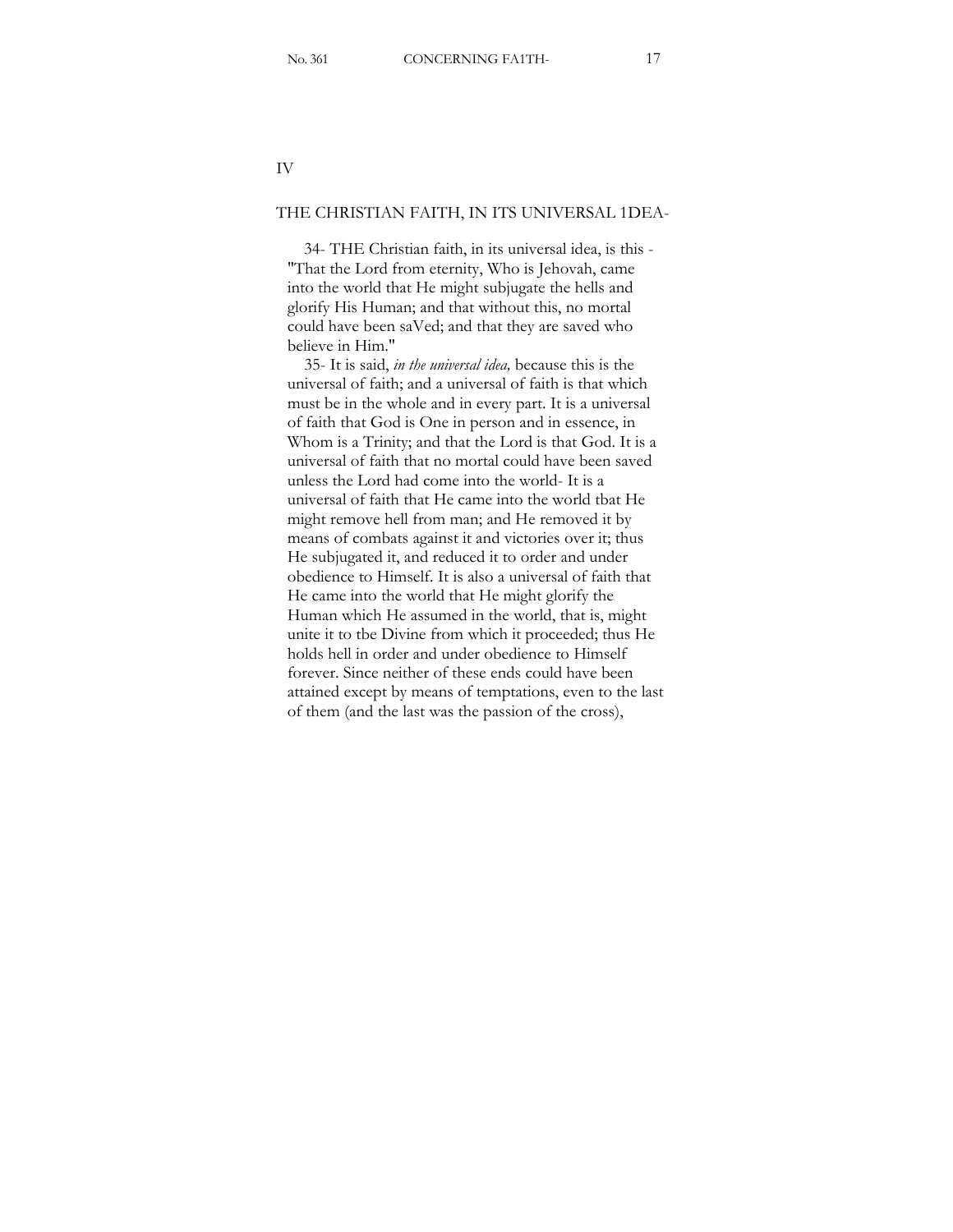## IV

## THE CHRISTIAN FAITH, IN ITS UNIVERSAL 1DEA-

34- THE Christian faith, in its universal idea, is this - "That the Lord from eternity, Who is Jehovah, came into the world that He might subjugate the hells and glorify His Human; and that without this, no mortal could have been saVed; and that they are saved who believe in Him."

35- It is said, *in the universal idea,* because this is the universal of faith; and a universal of faith is that which must be in the whole and in every part. It is a universal of faith that God is One in person and in essence, in Whom is a Trinity; and that the Lord is that God. It is a universal of faith that no mortal could have been saved unless the Lord had come into the world- It is a universal of faith that He came into the world tbat He might remove hell from man; and He removed it by means of combats against it and victories over it; thus He subjugated it, and reduced it to order and under obedience to Himself. It is also a universal of faith that He came into the world that He might glorify the Human which He assumed in the world, that is, might unite it to tbe Divine from which it proceeded; thus He holds hell in order and under obedience to Himself forever. Since neither of these ends could have been attained except by means of temptations, even to the last of them (and the last was the passion of the cross),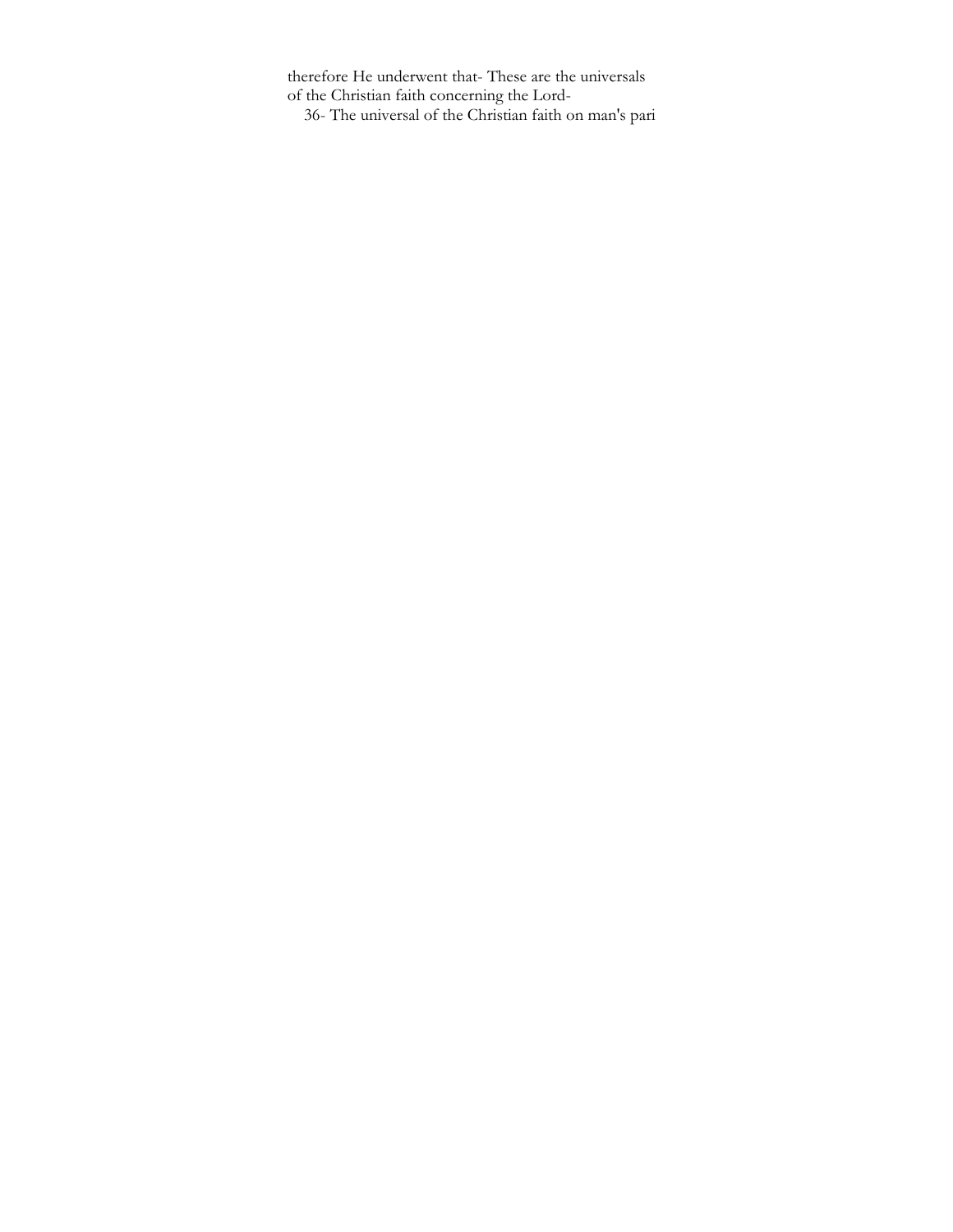therefore He underwent that- These are the universals of the Christian faith concerning the Lord-

36- The universal of the Christian faith on man's pari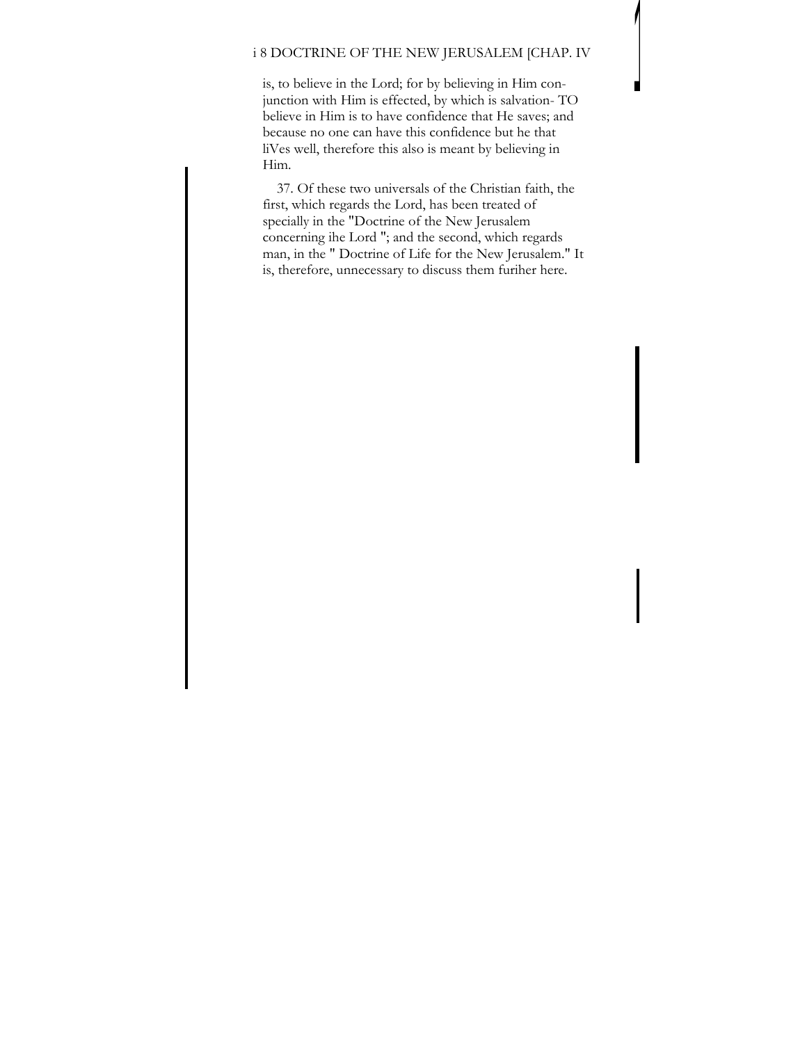is, to believe in the Lord; for by believing in Him conjunction with Him is effected, by which is salvation- TO believe in Him is to have confidence that He saves; and because no one can have this confidence but he that liVes well, therefore this also is meant by believing in Him.

37. Of these two universals of the Christian faith, the first, which regards the Lord, has been treated of specially in the "Doctrine of the New Jerusalem concerning ihe Lord "; and the second, which regards man, in the " Doctrine of Life for the New Jerusalem." It is, therefore, unnecessary to discuss them furiher here.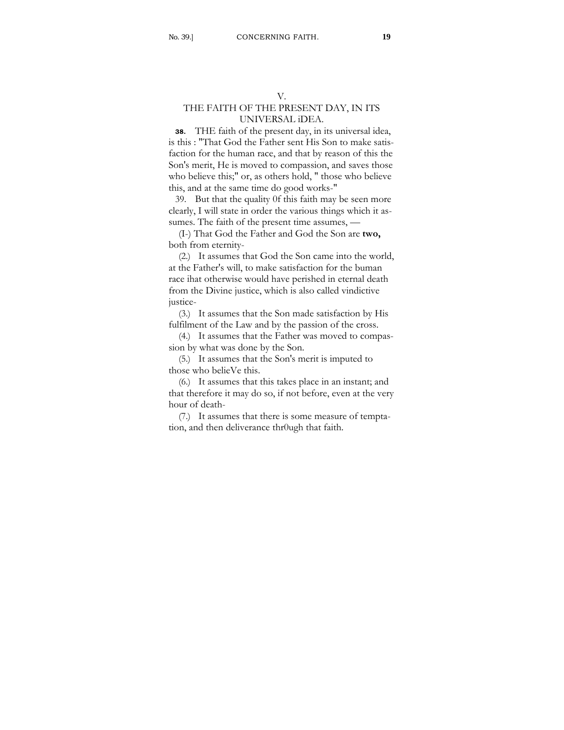## V.

## THE FAITH OF THE PRESENT DAY, IN ITS UNIVERSAL iDEA.

**38.** THE faith of the present day, in its universal idea, is this : "That God the Father sent His Son to make satisfaction for the human race, and that by reason of this the Son's merit, He is moved to compassion, and saves those who believe this;" or, as others hold, " those who believe this, and at the same time do good works-"

39. But that the quality 0f this faith may be seen more clearly, I will state in order the various things which it assumes. The faith of the present time assumes, —

(I-) That God the Father and God the Son are **two,** both from eternity-

(2.) It assumes that God the Son came into the world, at the Father's will, to make satisfaction for the buman race ihat otherwise would have perished in eternal death from the Divine justice, which is also called vindictive justice-

(3.) It assumes that the Son made satisfaction by His fulfilment of the Law and by the passion of the cross.

(4.) It assumes that the Father was moved to compassion by what was done by the Son.

(5.) It assumes that the Son's merit is imputed to those who belieVe this.

(6.) It assumes that this takes place in an instant; and that therefore it may do so, if not before, even at the very hour of death-

(7.) It assumes that there is some measure of temptation, and then deliverance thr0ugh that faith.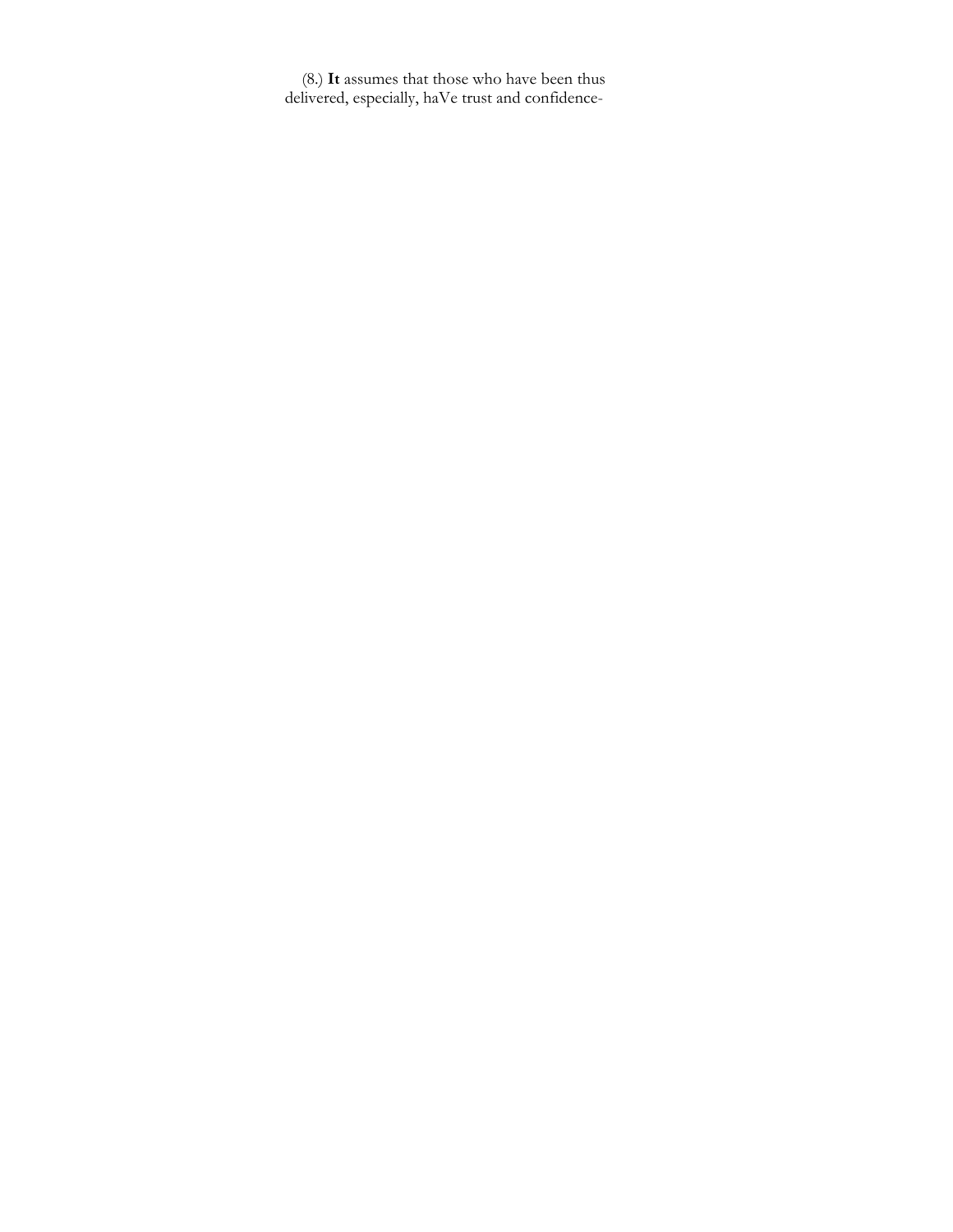(8.) **It** assumes that those who have been thus delivered, especially, haVe trust and confidence-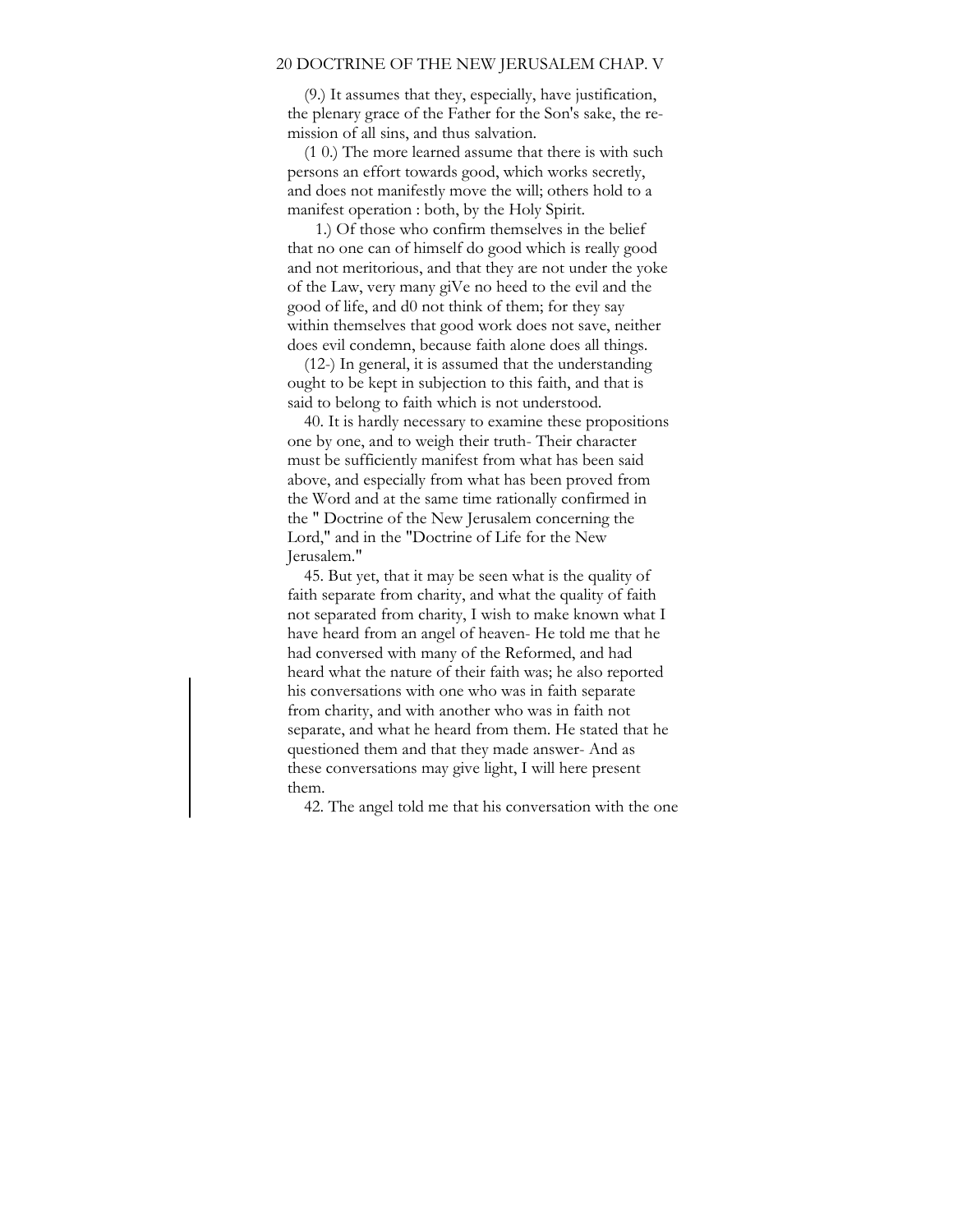(9.) It assumes that they, especially, have justification, the plenary grace of the Father for the Son's sake, the remission of all sins, and thus salvation.

(1 0.) The more learned assume that there is with such persons an effort towards good, which works secretly, and does not manifestly move the will; others hold to a manifest operation : both, by the Holy Spirit.

1.) Of those who confirm themselves in the belief that no one can of himself do good which is really good and not meritorious, and that they are not under the yoke of the Law, very many giVe no heed to the evil and the good of life, and d0 not think of them; for they say within themselves that good work does not save, neither does evil condemn, because faith alone does all things.

(12-) In general, it is assumed that the understanding ought to be kept in subjection to this faith, and that is said to belong to faith which is not understood.

40. It is hardly necessary to examine these propositions one by one, and to weigh their truth- Their character must be sufficiently manifest from what has been said above, and especially from what has been proved from the Word and at the same time rationally confirmed in the " Doctrine of the New Jerusalem concerning the Lord," and in the "Doctrine of Life for the New Jerusalem."

45. But yet, that it may be seen what is the quality of faith separate from charity, and what the quality of faith not separated from charity, I wish to make known what I have heard from an angel of heaven- He told me that he had conversed with many of the Reformed, and had heard what the nature of their faith was; he also reported his conversations with one who was in faith separate from charity, and with another who was in faith not separate, and what he heard from them. He stated that he questioned them and that they made answer- And as these conversations may give light, I will here present them.

42. The angel told me that his conversation with the one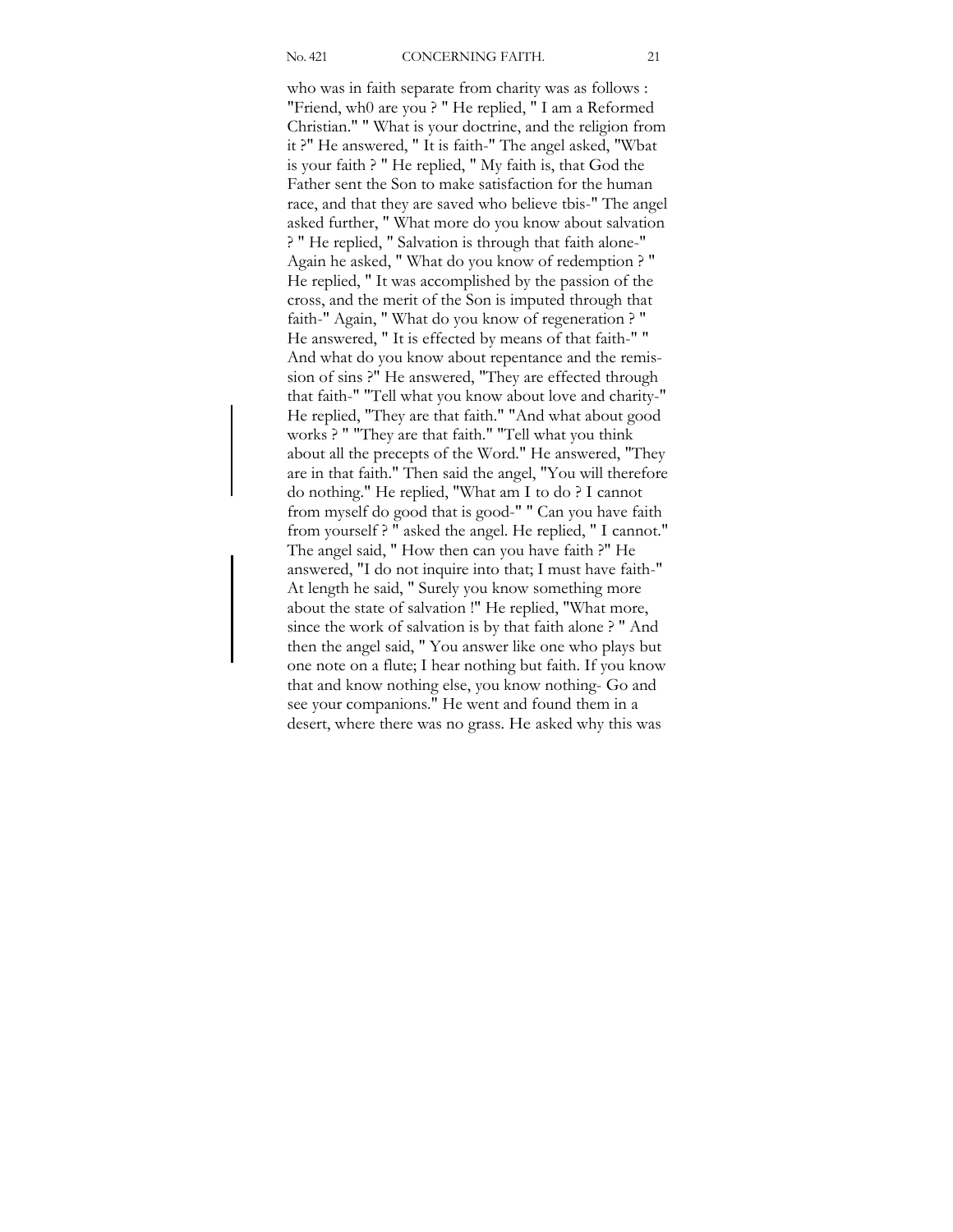who was in faith separate from charity was as follows : "Friend, wh0 are you ? " He replied, " I am a Reformed Christian." " What is your doctrine, and the religion from it ?" He answered, " It is faith-" The angel asked, "Wbat is your faith ? " He replied, " My faith is, that God the Father sent the Son to make satisfaction for the human race, and that they are saved who believe tbis-" The angel asked further, " What more do you know about salvation ? " He replied, " Salvation is through that faith alone-" Again he asked, " What do you know of redemption ? " He replied, " It was accomplished by the passion of the cross, and the merit of the Son is imputed through that faith-" Again, " What do you know of regeneration ? " He answered, " It is effected by means of that faith-" " And what do you know about repentance and the remission of sins ?" He answered, "They are effected through that faith-" "Tell what you know about love and charity-" He replied, "They are that faith." "And what about good works ? " "They are that faith." "Tell what you think about all the precepts of the Word." He answered, "They are in that faith." Then said the angel, "You will therefore do nothing." He replied, "What am I to do ? I cannot from myself do good that is good-" " Can you have faith from yourself ? " asked the angel. He replied, " I cannot." The angel said, " How then can you have faith ?" He answered, "I do not inquire into that; I must have faith-" At length he said, " Surely you know something more about the state of salvation !" He replied, "What more, since the work of salvation is by that faith alone ? " And then the angel said, " You answer like one who plays but one note on a flute; I hear nothing but faith. If you know that and know nothing else, you know nothing- Go and see your companions." He went and found them in a desert, where there was no grass. He asked why this was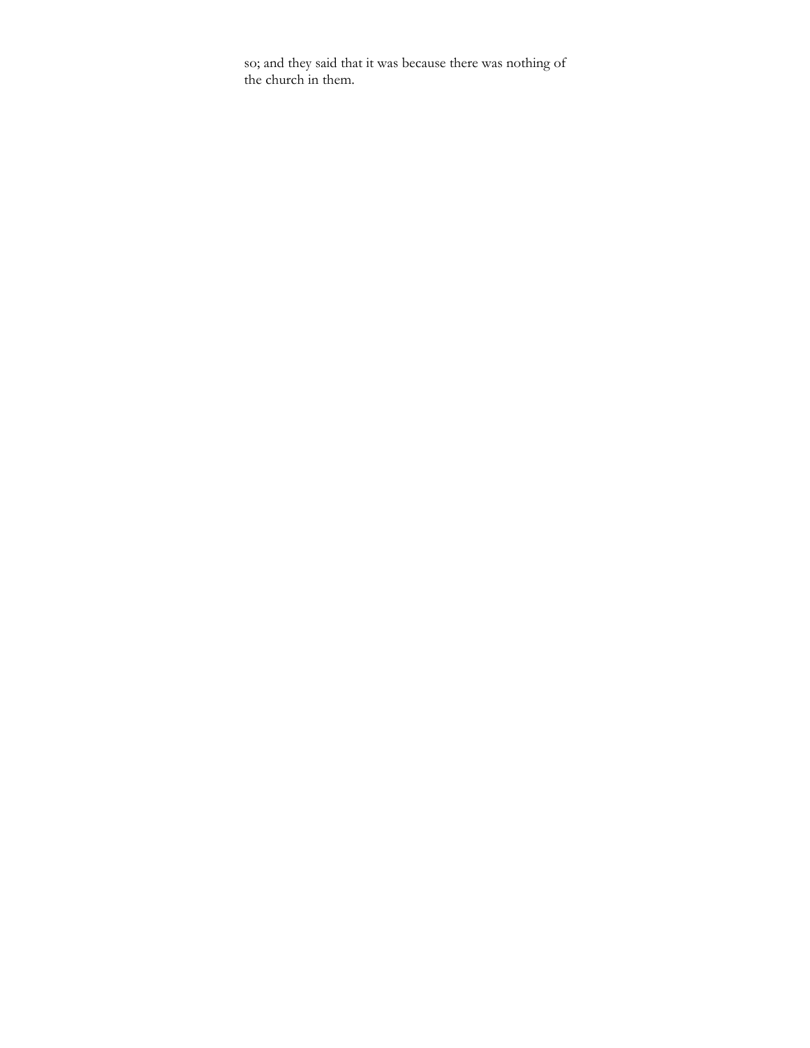so; and they said that it was because there was nothing of the church in them.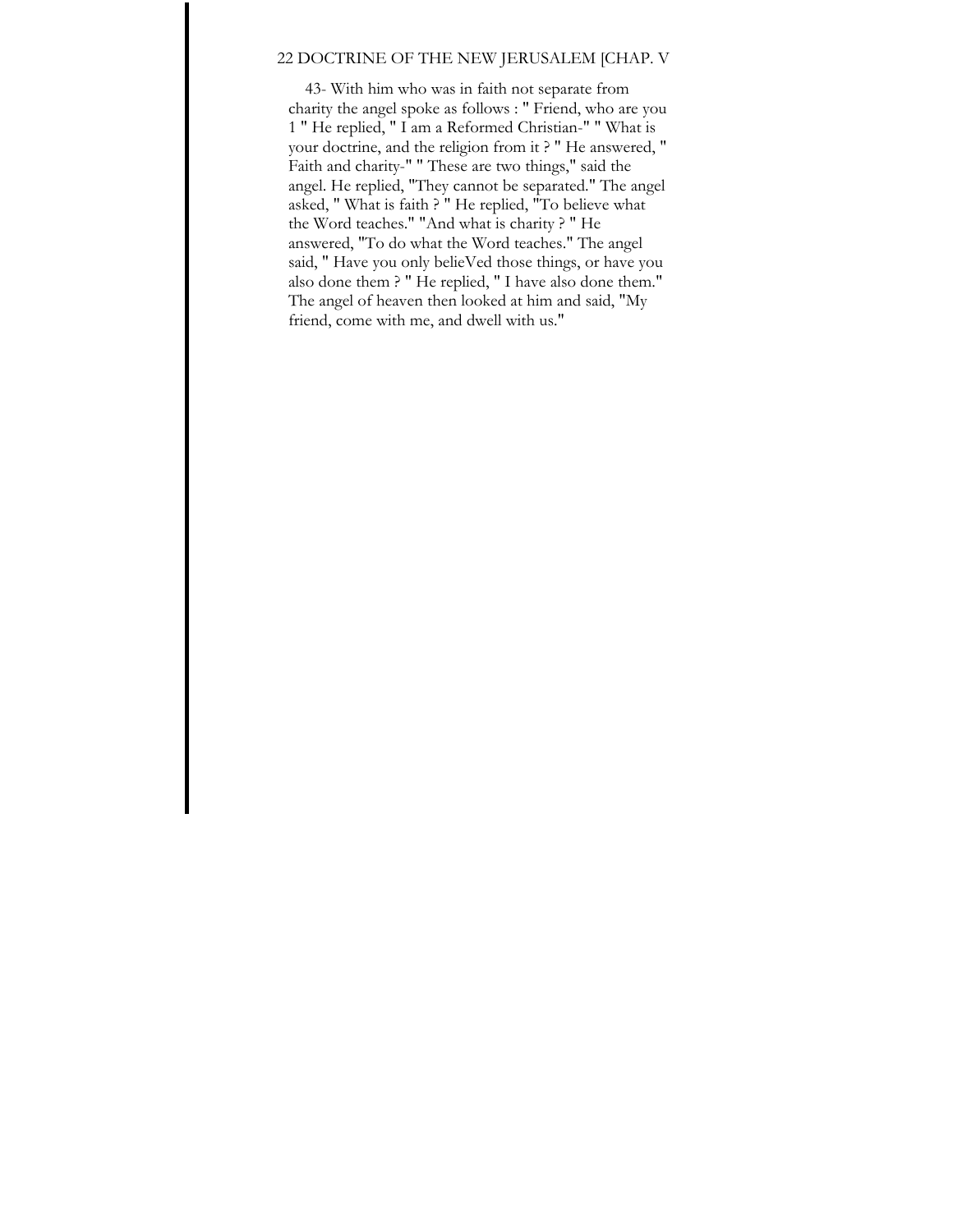43- With him who was in faith not separate from charity the angel spoke as follows : " Friend, who are you 1 " He replied, " I am a Reformed Christian-" " What is your doctrine, and the religion from it ? " He answered, " Faith and charity-" " These are two things," said the angel. He replied, "They cannot be separated." The angel asked, " What is faith ? " He replied, "To believe what the Word teaches." "And what is charity ? " He answered, "To do what the Word teaches." The angel said, " Have you only belieVed those things, or have you also done them ? " He replied, " I have also done them." The angel of heaven then looked at him and said, "My friend, come with me, and dwell with us."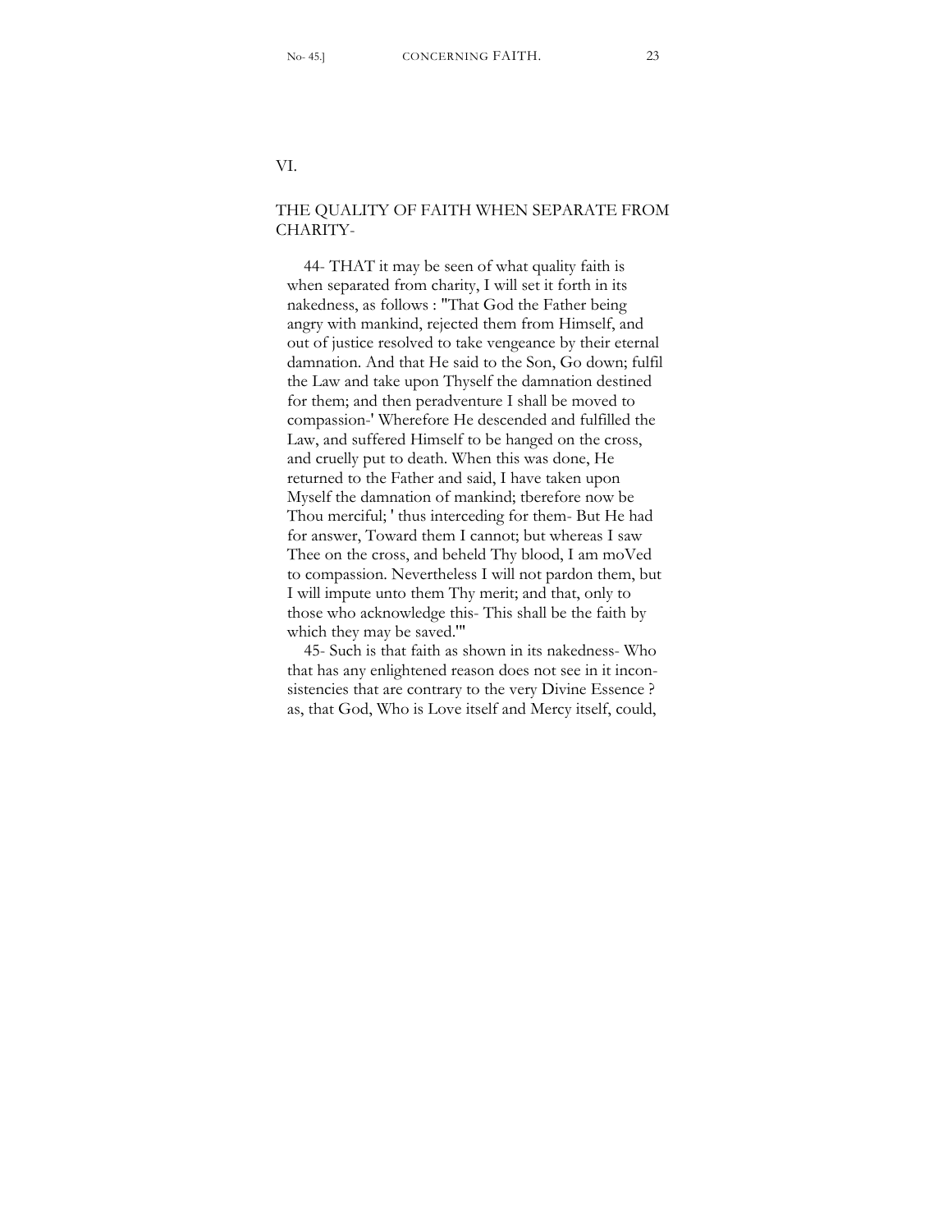## VI.

## THE QUALITY OF FAITH WHEN SEPARATE FROM CHARITY-

44- THAT it may be seen of what quality faith is when separated from charity, I will set it forth in its nakedness, as follows : "That God the Father being angry with mankind, rejected them from Himself, and out of justice resolved to take vengeance by their eternal damnation. And that He said to the Son, Go down; fulfil the Law and take upon Thyself the damnation destined for them; and then peradventure I shall be moved to compassion-' Wherefore He descended and fulfilled the Law, and suffered Himself to be hanged on the cross, and cruelly put to death. When this was done, He returned to the Father and said, I have taken upon Myself the damnation of mankind; tberefore now be Thou merciful; ' thus interceding for them- But He had for answer, Toward them I cannot; but whereas I saw Thee on the cross, and beheld Thy blood, I am moVed to compassion. Nevertheless I will not pardon them, but I will impute unto them Thy merit; and that, only to those who acknowledge this- This shall be the faith by which they may be saved.'"

45- Such is that faith as shown in its nakedness- Who that has any enlightened reason does not see in it inconsistencies that are contrary to the very Divine Essence ? as, that God, Who is Love itself and Mercy itself, could,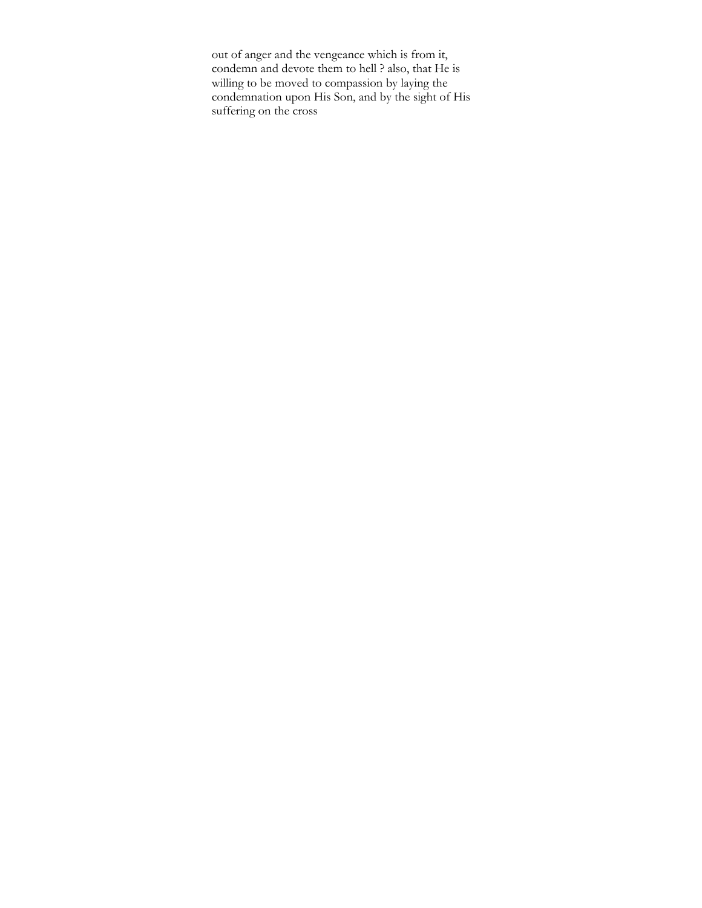out of anger and the vengeance which is from it, condemn and devote them to hell ? also, that He is willing to be moved to compassion by laying the condemnation upon His Son, and by the sight of His suffering on the cross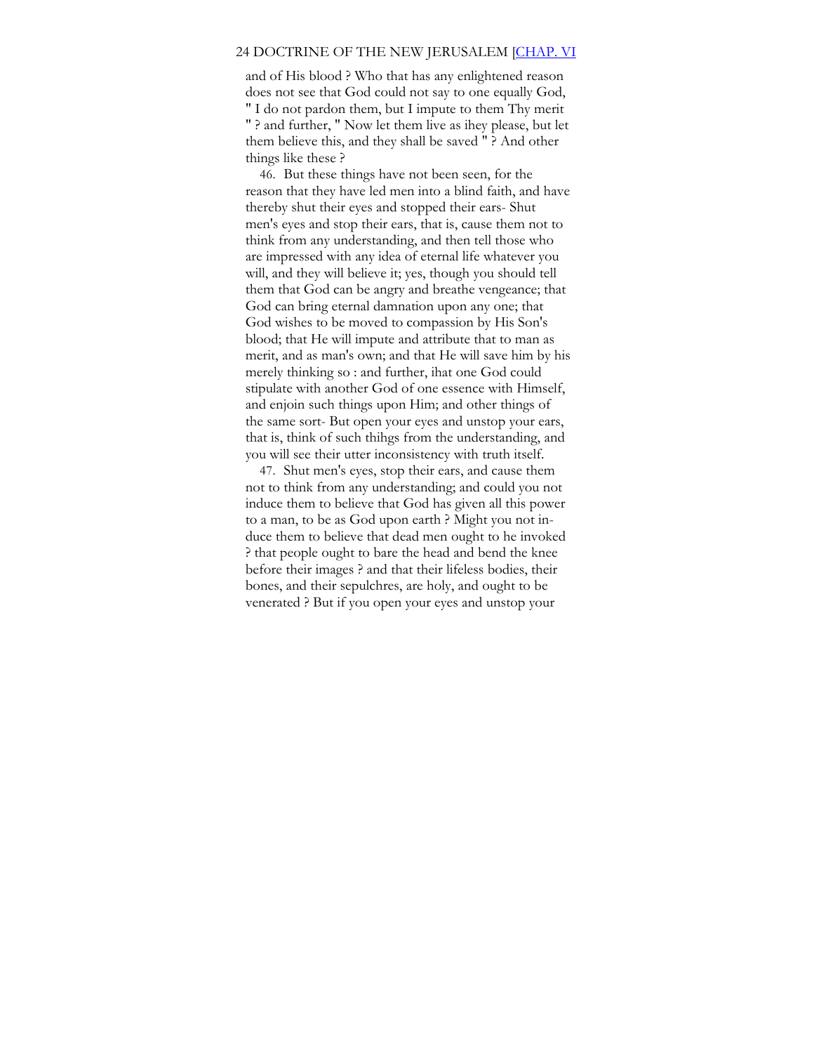and of His blood ? Who that has any enlightened reason does not see that God could not say to one equally God, " I do not pardon them, but I impute to them Thy merit " ? and further, " Now let them live as ihey please, but let them believe this, and they shall be saved " ? And other things like these ?

46. But these things have not been seen, for the reason that they have led men into a blind faith, and have thereby shut their eyes and stopped their ears- Shut men's eyes and stop their ears, that is, cause them not to think from any understanding, and then tell those who are impressed with any idea of eternal life whatever you will, and they will believe it; yes, though you should tell them that God can be angry and breathe vengeance; that God can bring eternal damnation upon any one; that God wishes to be moved to compassion by His Son's blood; that He will impute and attribute that to man as merit, and as man's own; and that He will save him by his merely thinking so : and further, ihat one God could stipulate with another God of one essence with Himself, and enjoin such things upon Him; and other things of the same sort- But open your eyes and unstop your ears, that is, think of such thihgs from the understanding, and you will see their utter inconsistency with truth itself.

47. Shut men's eyes, stop their ears, and cause them not to think from any understanding; and could you not induce them to believe that God has given all this power to a man, to be as God upon earth ? Might you not induce them to believe that dead men ought to he invoked ? that people ought to bare the head and bend the knee before their images ? and that their lifeless bodies, their bones, and their sepulchres, are holy, and ought to be venerated ? But if you open your eyes and unstop your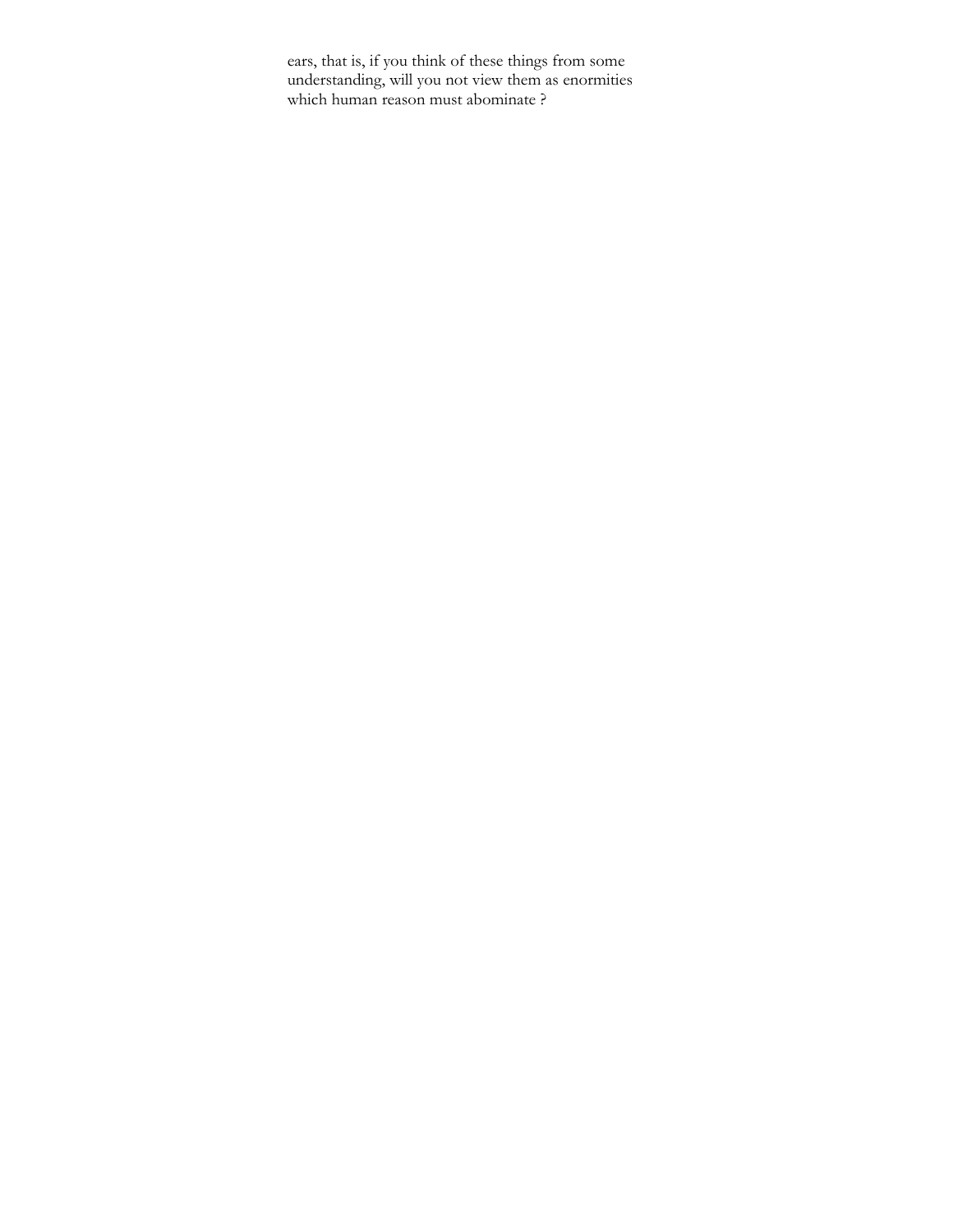ears, that is, if you think of these things from some understanding, will you not view them as enormities which human reason must abominate ?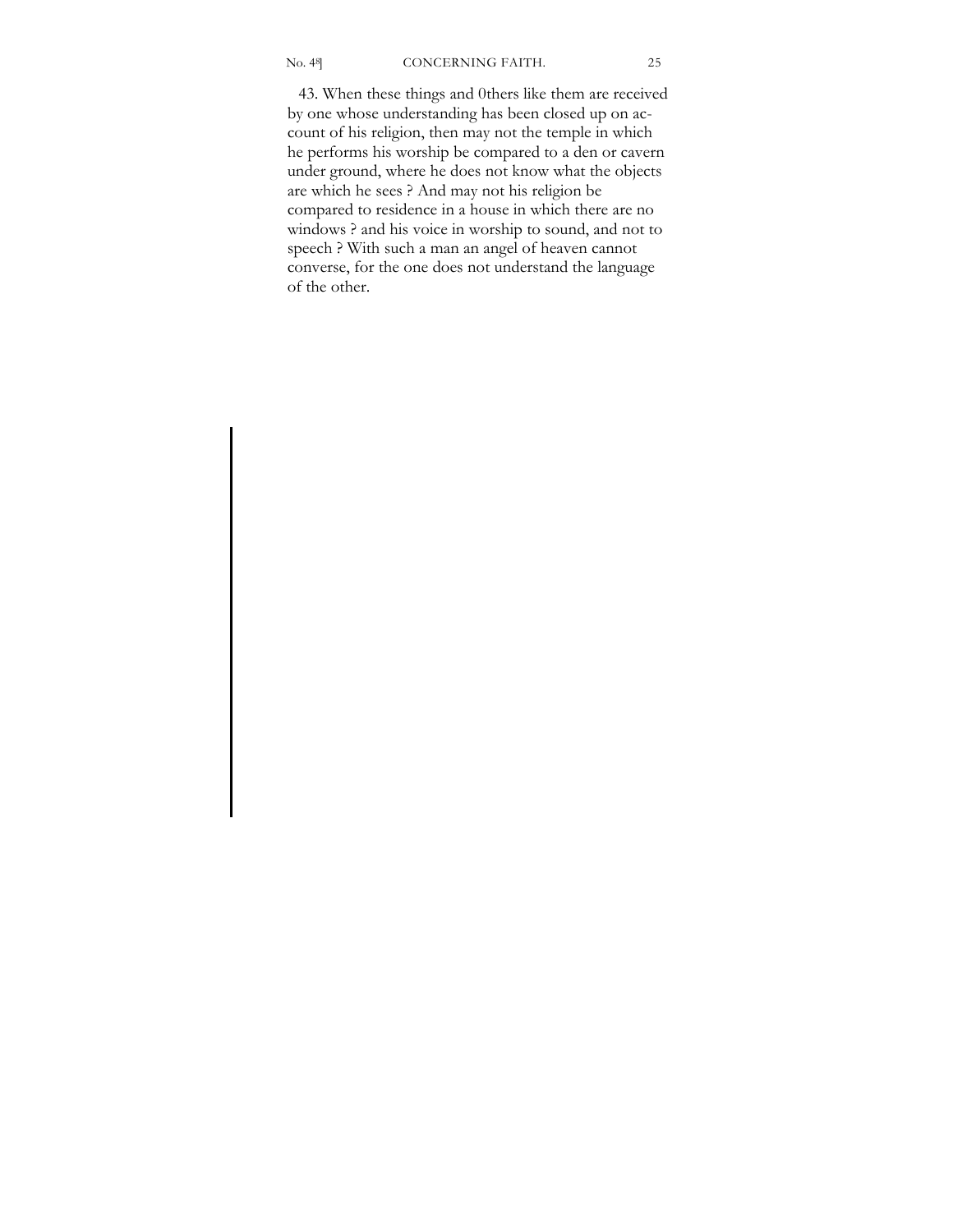43. When these things and 0thers like them are received by one whose understanding has been closed up on account of his religion, then may not the temple in which he performs his worship be compared to a den or cavern under ground, where he does not know what the objects are which he sees ? And may not his religion be compared to residence in a house in which there are no windows ? and his voice in worship to sound, and not to speech ? With such a man an angel of heaven cannot converse, for the one does not understand the language of the other.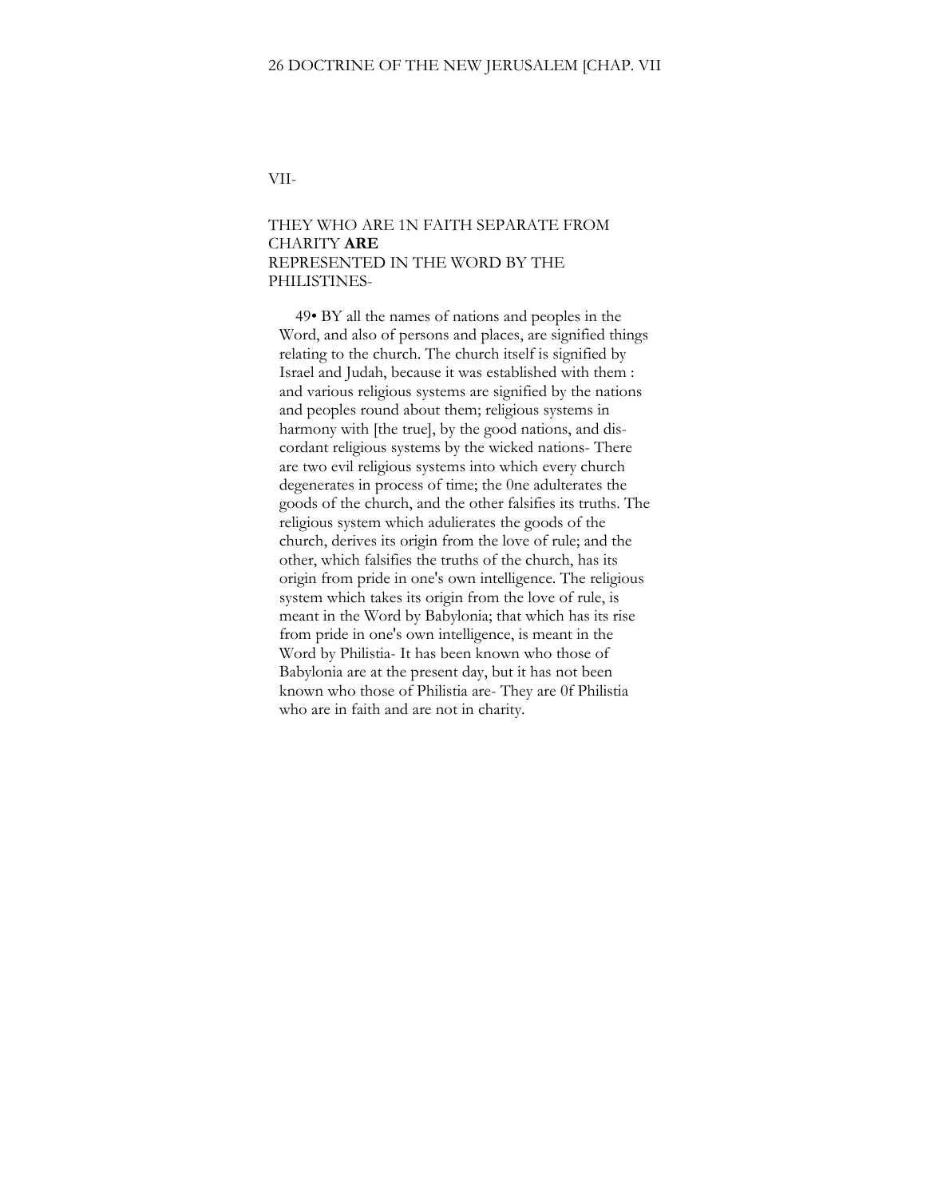VII-

## THEY WHO ARE 1N FAITH SEPARATE FROM CHARITY **ARE** REPRESENTED IN THE WORD BY THE PHILISTINES-

49• BY all the names of nations and peoples in the Word, and also of persons and places, are signified things relating to the church. The church itself is signified by Israel and Judah, because it was established with them : and various religious systems are signified by the nations and peoples round about them; religious systems in harmony with [the true], by the good nations, and discordant religious systems by the wicked nations- There are two evil religious systems into which every church degenerates in process of time; the 0ne adulterates the goods of the church, and the other falsifies its truths. The religious system which adulierates the goods of the church, derives its origin from the love of rule; and the other, which falsifies the truths of the church, has its origin from pride in one's own intelligence. The religious system which takes its origin from the love of rule, is meant in the Word by Babylonia; that which has its rise from pride in one's own intelligence, is meant in the Word by Philistia- It has been known who those of Babylonia are at the present day, but it has not been known who those of Philistia are- They are 0f Philistia who are in faith and are not in charity.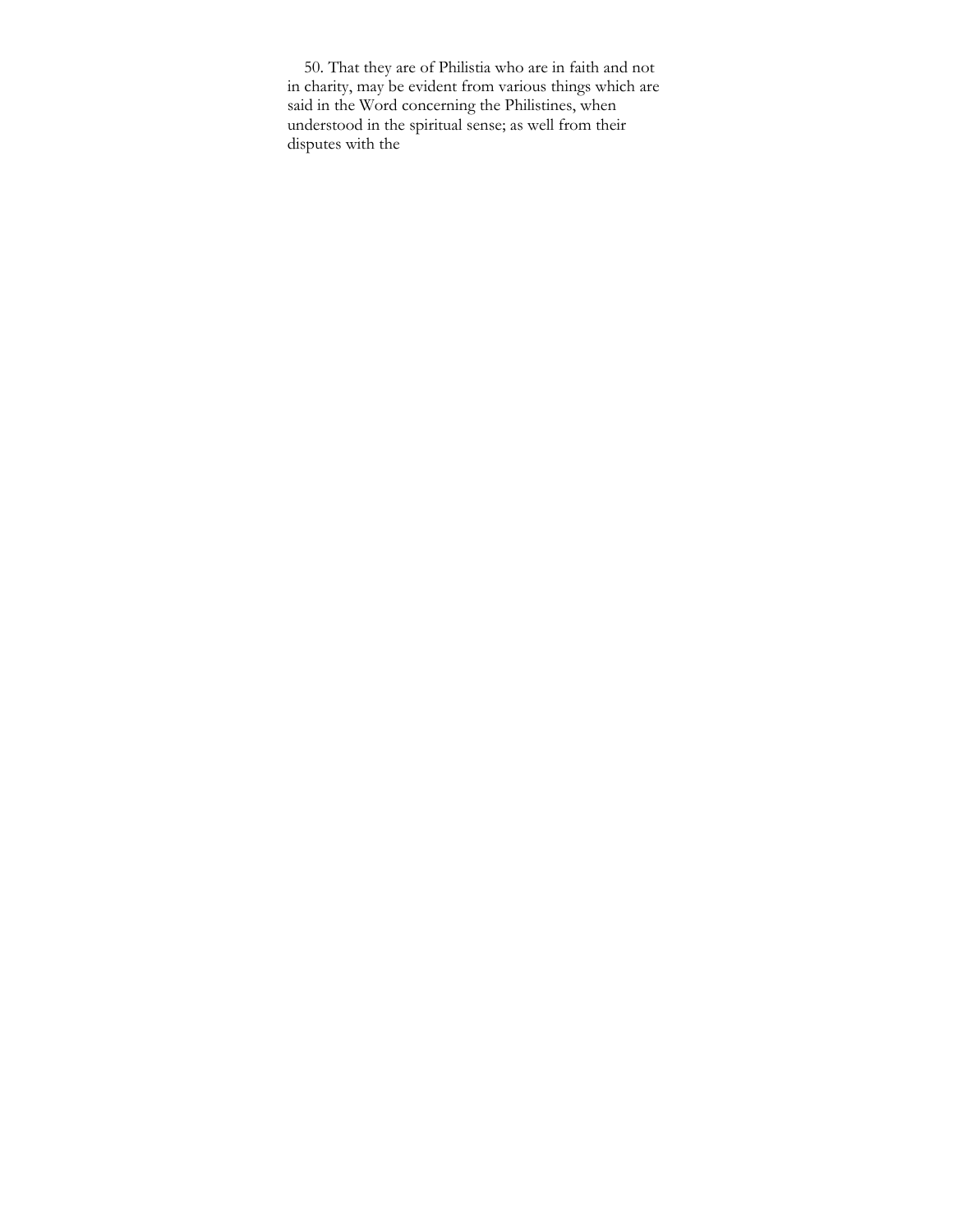50. That they are of Philistia who are in faith and not in charity, may be evident from various things which are said in the Word concerning the Philistines, when understood in the spiritual sense; as well from their disputes with the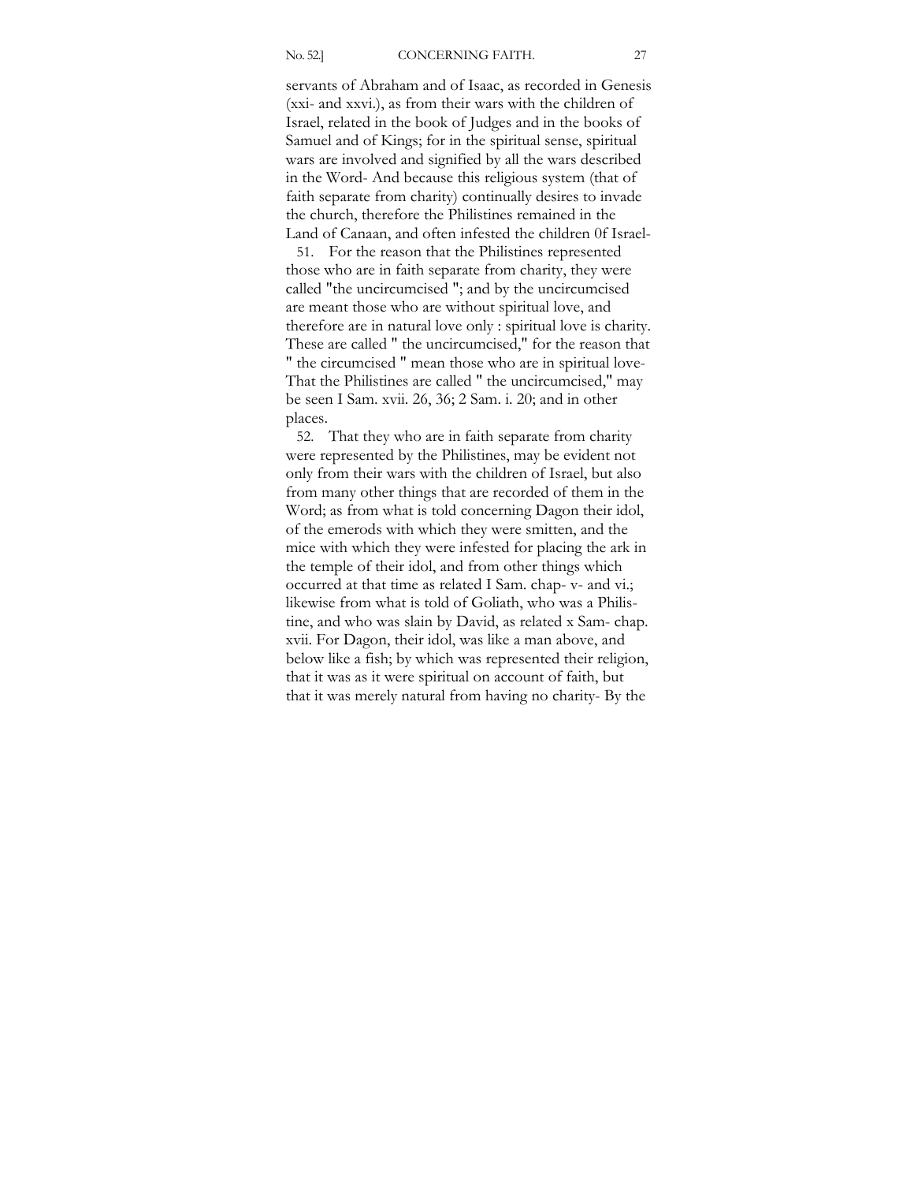servants of Abraham and of Isaac, as recorded in Genesis (xxi- and xxvi.), as from their wars with the children of Israel, related in the book of Judges and in the books of Samuel and of Kings; for in the spiritual sense, spiritual wars are involved and signified by all the wars described in the Word- And because this religious system (that of faith separate from charity) continually desires to invade the church, therefore the Philistines remained in the Land of Canaan, and often infested the children 0f Israel-

51. For the reason that the Philistines represented those who are in faith separate from charity, they were called "the uncircumcised "; and by the uncircumcised are meant those who are without spiritual love, and therefore are in natural love only : spiritual love is charity. These are called " the uncircumcised," for the reason that " the circumcised " mean those who are in spiritual love- That the Philistines are called " the uncircumcised," may be seen I Sam. xvii. 26, 36; 2 Sam. i. 20; and in other places.

52. That they who are in faith separate from charity were represented by the Philistines, may be evident not only from their wars with the children of Israel, but also from many other things that are recorded of them in the Word; as from what is told concerning Dagon their idol, of the emerods with which they were smitten, and the mice with which they were infested for placing the ark in the temple of their idol, and from other things which occurred at that time as related I Sam. chap- v- and vi.; likewise from what is told of Goliath, who was a Philistine, and who was slain by David, as related x Sam- chap. xvii. For Dagon, their idol, was like a man above, and below like a fish; by which was represented their religion, that it was as it were spiritual on account of faith, but that it was merely natural from having no charity- By the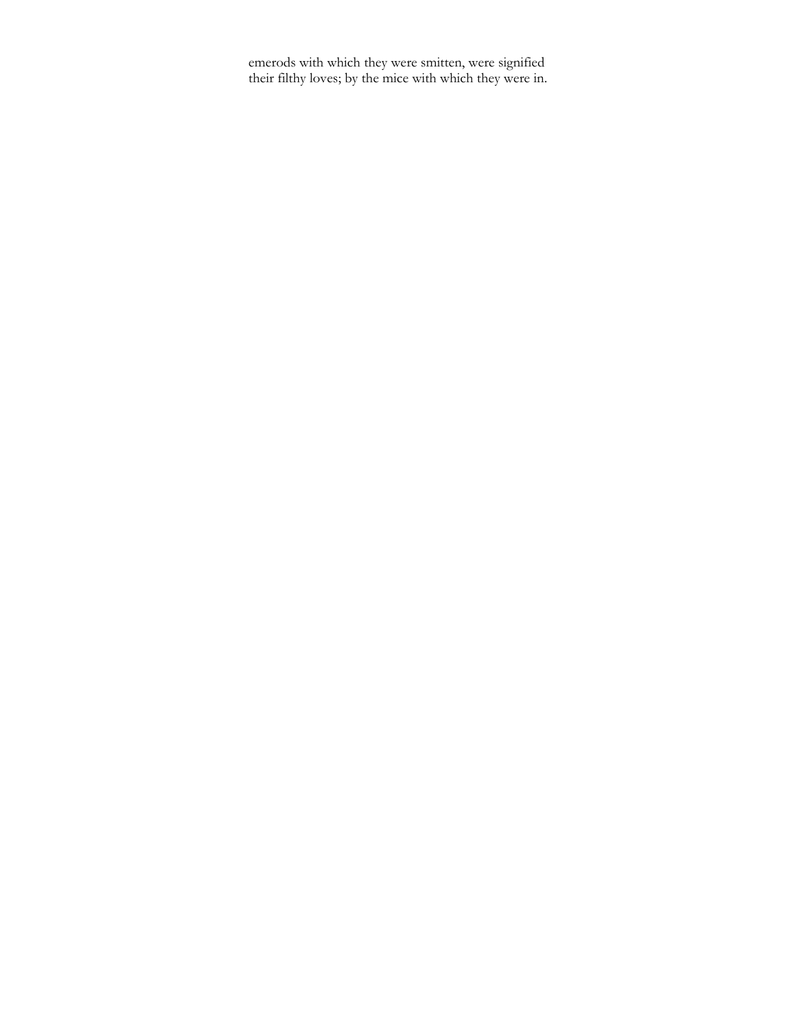emerods with which they were smitten, were signified their filthy loves; by the mice with which they were in.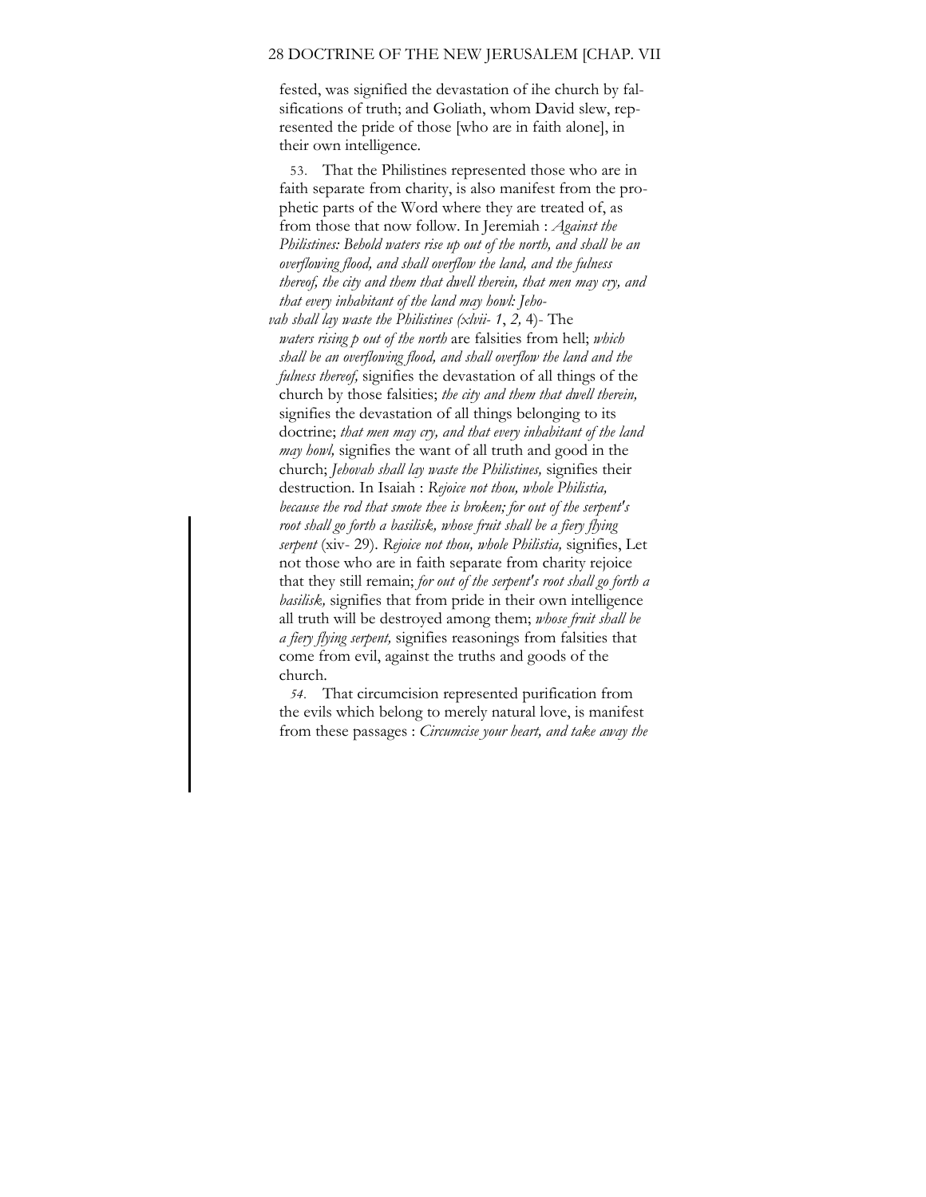fested, was signified the devastation of ihe church by falsifications of truth; and Goliath, whom David slew, represented the pride of those [who are in faith alone], in their own intelligence.

53. That the Philistines represented those who are in faith separate from charity, is also manifest from the prophetic parts of the Word where they are treated of, as from those that now follow. In Jeremiah : *Against the Philistines: Behold waters rise up out of the north, and shall be an overflowing flood, and shall overflow the land, and the fulness thereof, the city and them that dwell therein, that men may cry, and that every inhabitant of the land may howl: Jehovah shall lay waste the Philistines (xlvii- 1, 2,* 4)- The *waters rising p out of the north* are falsities from hell; *which shall be an overflowing flood, and shall overflow the land and the fulness thereof,* signifies the devastation of all things of the church by those falsities; *the city and them that dwell therein,* signifies the devastation of all things belonging to its doctrine; *that men may cry, and that every inhabitant of the land may howl,* signifies the want of all truth and good in the church; *Jehovah shall lay waste the Philistines,* signifies their destruction. In Isaiah : *Rejoice not thou, whole Philistia, because the rod that smote thee is broken; for out of the serpent's root shall go forth a basilisk, whose fruit shall be a fiery flying serpent* (xiv- 29). *Rejoice not thou, whole Philistia,* signifies, Let not those who are in faith separate from charity rejoice that they still remain; *for out of the serpent's root shall go forth a basilisk,* signifies that from pride in their own intelligence all truth will be destroyed among them; *whose fruit shall be a fiery flying serpent,* signifies reasonings from falsities that come from evil, against the truths and goods of the church.

*54.* That circumcision represented purification from the evils which belong to merely natural love, is manifest from these passages : *Circumcise your heart, and take away the*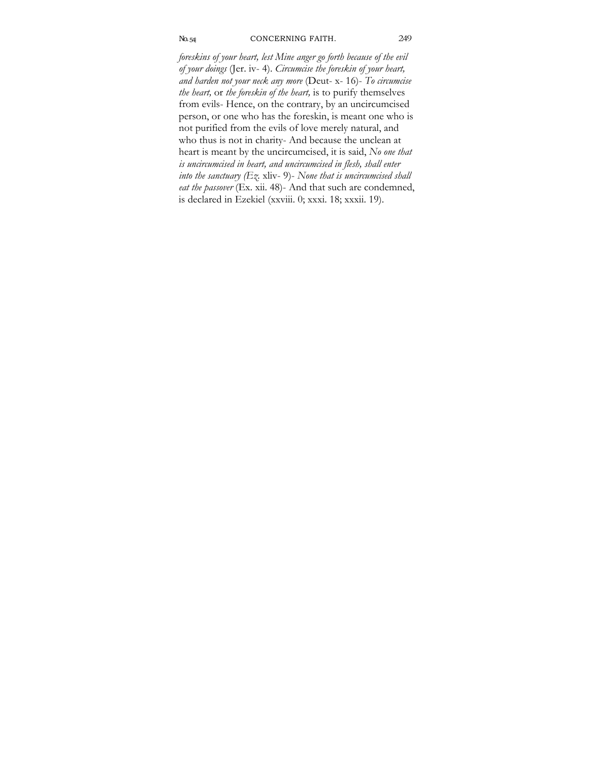*foreskins of your heart, lest Mine anger go forth because of the evil of your doings* (Jer. iv- 4). *Circumcise the foreskin of your heart, and harden not your neck any more* (Deut- x- 16)- *To circumcise the heart,* or *the foreskin of the heart,* is to purify themselves from evils- Hence, on the contrary, by an uncircumcised person, or one who has the foreskin, is meant one who is not purified from the evils of love merely natural, and who thus is not in charity- And because the unclean at heart is meant by the uncircumcised, it is said, *No one that is uncircumcised in heart, and uncircumcised in flesh, shall enter into the sanctuary (Ez.* xliv- 9)- *None that is uncircumcised shall eat the passover* (Ex. xii. 48)- And that such are condemned, is declared in Ezekiel (xxviii. 0; xxxi. 18; xxxii. 19).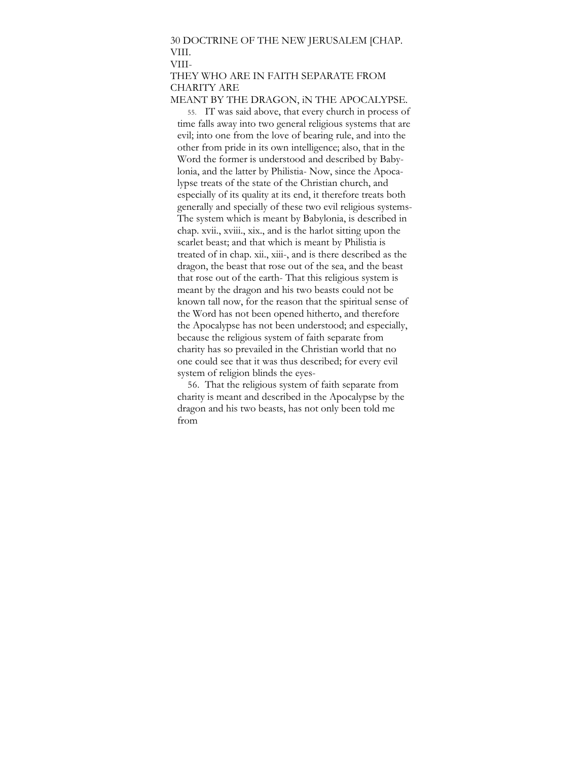# VIII.

## THEY WHO ARE IN FAITH SEPARATE FROM CHARITY ARE MEANT BY THE DRAGON, IN THE APOCALYPSE.

55. IT was said above, that every church in process of time falls away into two general religious systems that are evil; into one from the love of bearing rule, and into the other from pride in its own intelligence; also, that in the Word the former is understood and described by Babylonia, and the latter by Philistia- Now, since the Apocalypse treats of the state of the Christian church, and especially of its quality at its end, it therefore treats both generally and specially of these two evil religious systems- The system which is meant by Babylonia, is described in chap. xvii., xviii., xix., and is the harlot sitting upon the scarlet beast; and that which is meant by Philistia is treated of in chap. xii., xiii-, and is there described as the dragon, the beast that rose out of the sea, and the beast that rose out of the earth- That this religious system is meant by the dragon and his two beasts could not be known tall now, for the reason that the spiritual sense of the Word has not been opened hitherto, and therefore the Apocalypse has not been understood; and especially, because the religious system of faith separate from charity has so prevailed in the Christian world that no one could see that it was thus described; for every evil system of religion blinds the eyes-

56. That the religious system of faith separate from charity is meant and described in the Apocalypse by the dragon and his two beasts, has not only been told me from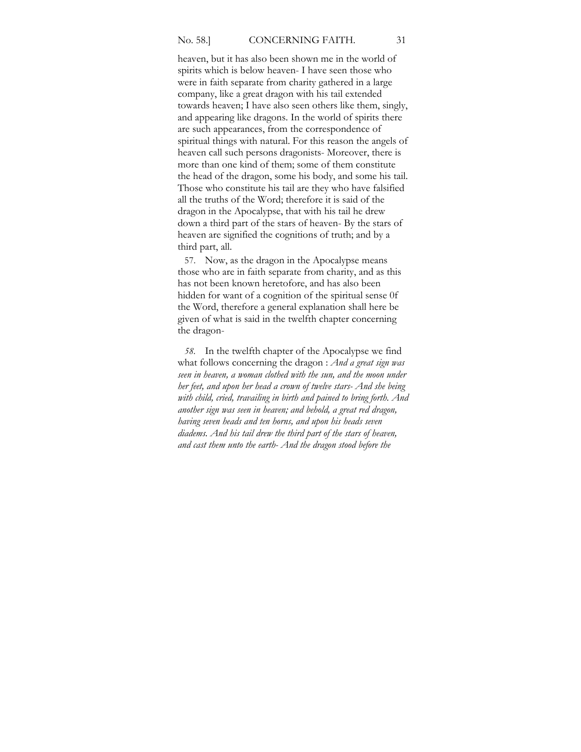heaven, but it has also been shown me in the world of spirits which is below heaven- I have seen those who were in faith separate from charity gathered in a large company, like a great dragon with his tail extended towards heaven; I have also seen others like them, singly, and appearing like dragons. In the world of spirits there are such appearances, from the correspondence of spiritual things with natural. For this reason the angels of heaven call such persons dragonists- Moreover, there is more than one kind of them; some of them constitute the head of the dragon, some his body, and some his tail. Those who constitute his tail are they who have falsified all the truths of the Word; therefore it is said of the dragon in the Apocalypse, that with his tail he drew down a third part of the stars of heaven- By the stars of heaven are signified the cognitions of truth; and by a third part, all.

57. Now, as the dragon in the Apocalypse means those who are in faith separate from charity, and as this has not been known heretofore, and has also been hidden for want of a cognition of the spiritual sense 0f the Word, therefore a general explanation shall here be given of what is said in the twelfth chapter concerning the dragon-

*58.* In the twelfth chapter of the Apocalypse we find what follows concerning the dragon : *And a great sign was seen in heaven, a woman clothed with the sun, and the moon under her feet, and upon her head a crown of twelve stars- And she being with child, cried, travailing in birth and pained to bring forth. And another sign was seen in heaven; and behold, a great red dragon, having seven heads and ten horns, and upon his heads seven diadems. And his tail drew the third part of the stars of heaven, and cast them unto the earth- And the dragon stood before the*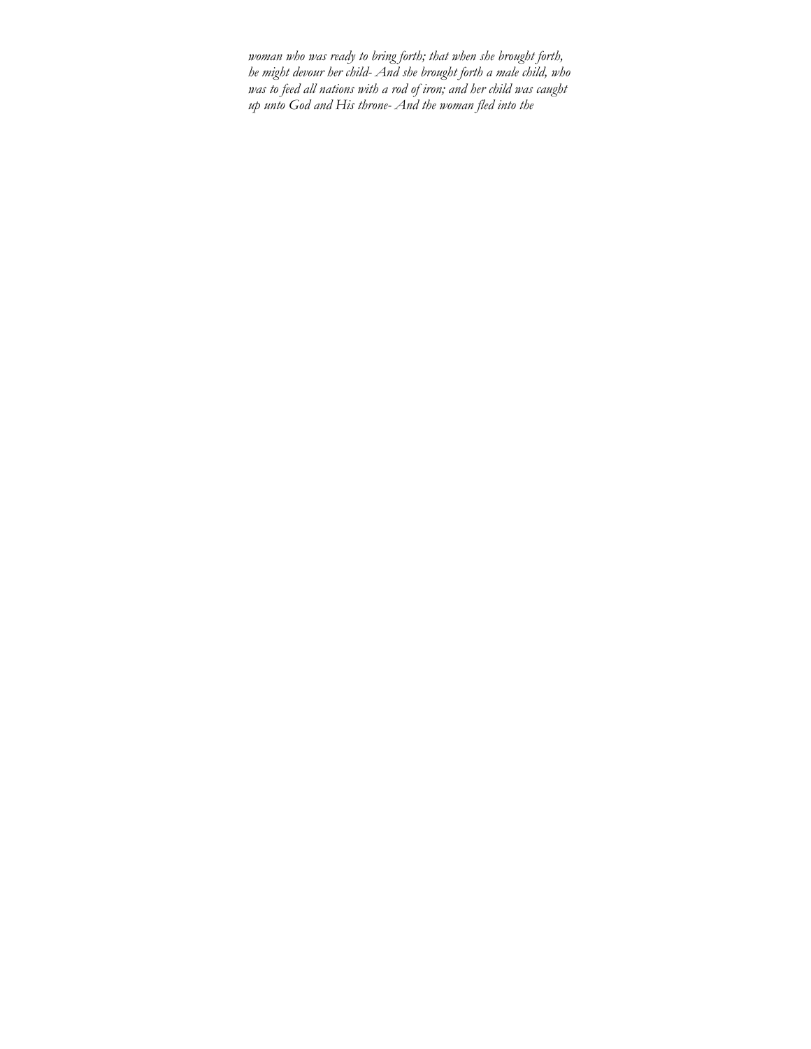*woman who was ready to bring forth; that when she brought forth, he might devour her child- And she brought forth a male child, who was to feed all nations with a rod of iron; and her child was caught up unto God and His throne- And the woman fled into the*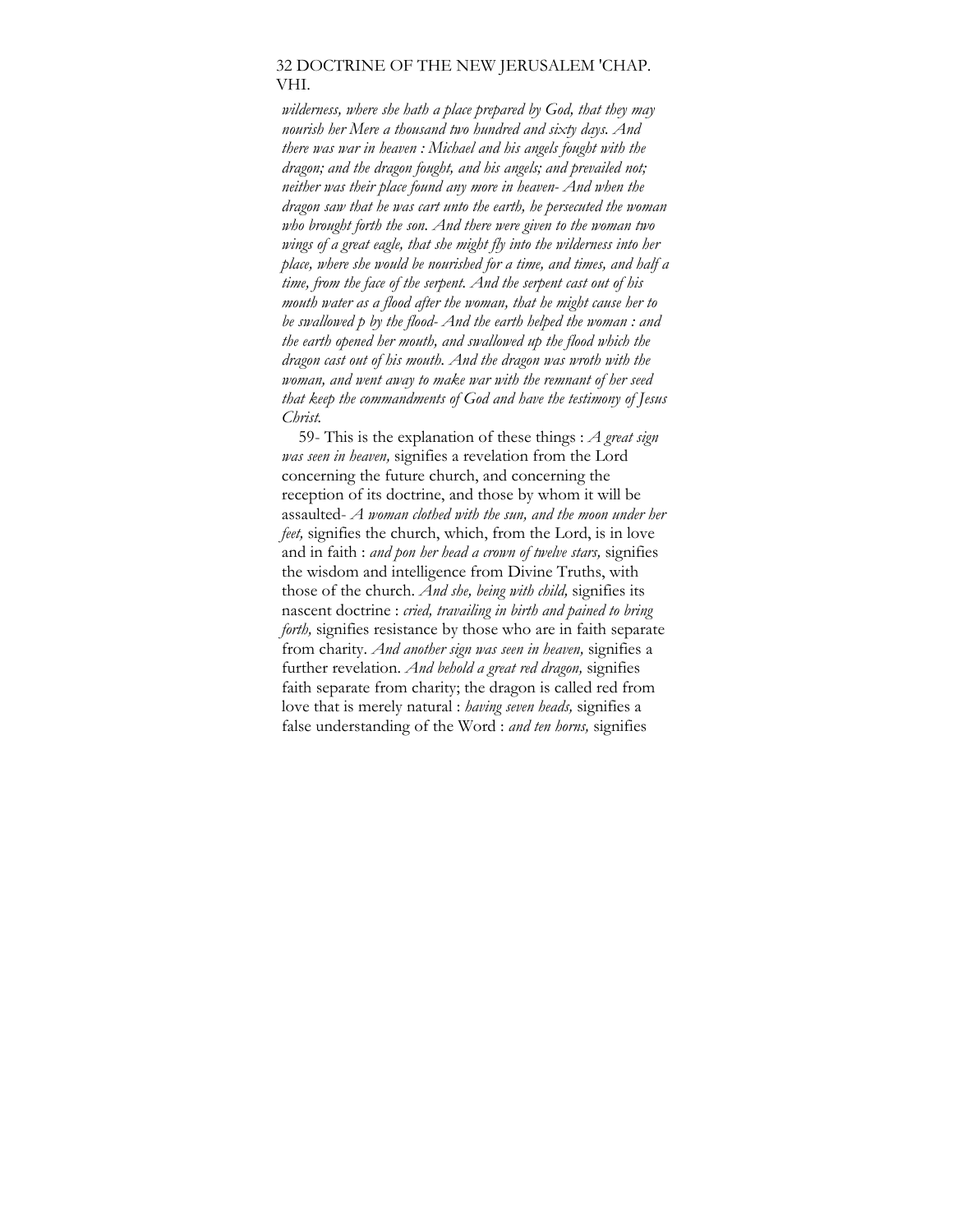*wilderness, where she hath a place prepared by God, that they may nourish her Mere a thousand two hundred and sixty days. And there was war in heaven : Michael and his angels fought with the dragon; and the dragon fought, and his angels; and prevailed not; neither was their place found any more in heaven- And when the dragon saw that he was cart unto the earth, he persecuted the woman who brought forth the son. And there were given to the woman two wings of a great eagle, that she might fly into the wilderness into her place, where she would be nourished for a time, and times, and half a time, from the face of the serpent. And the serpent cast out of his mouth water as a flood after the woman, that he might cause her to be swallowed p by the flood- And the earth helped the woman : and the earth opened her mouth, and swallowed up the flood which the dragon cast out of his mouth. And the dragon was wroth with the woman, and went away to make war with the remnant of her seed that keep the commandments of God and have the testimony of Jesus Christ.*

59- This is the explanation of these things : *A great sign was seen in heaven,* signifies a revelation from the Lord concerning the future church, and concerning the reception of its doctrine, and those by whom it will be assaulted- *A woman clothed with the sun, and the moon under her feet,* signifies the church, which, from the Lord, is in love and in faith : *and pon her head a crown of twelve stars,* signifies the wisdom and intelligence from Divine Truths, with those of the church. *And she, being with child,* signifies its nascent doctrine : *cried, travailing in birth and pained to bring forth,* signifies resistance by those who are in faith separate from charity. *And another sign was seen in heaven,* signifies a further revelation. *And behold a great red dragon,* signifies faith separate from charity; the dragon is called red from love that is merely natural : *having seven heads,* signifies a false understanding of the Word : *and ten horns,* signifies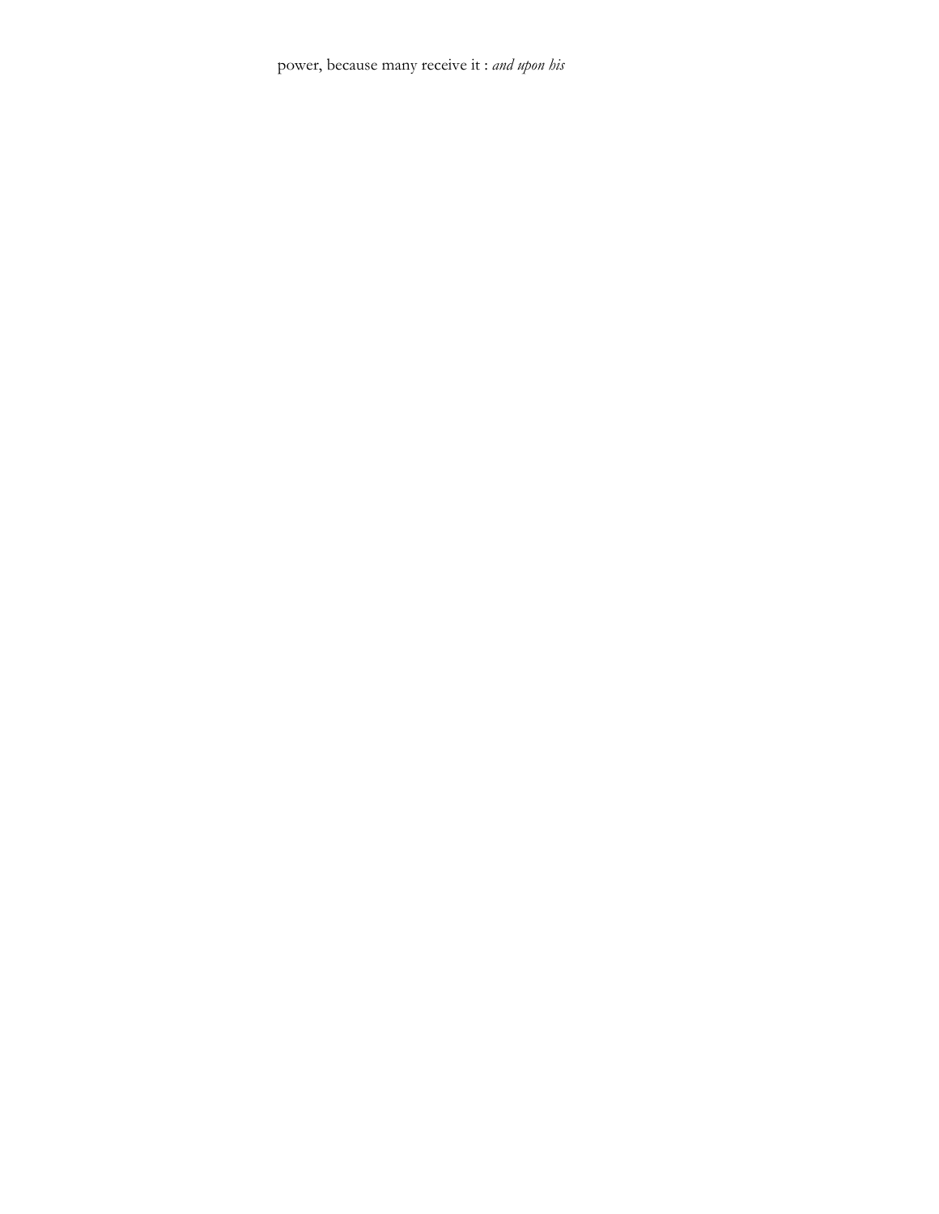power, because many receive it : *and upon his*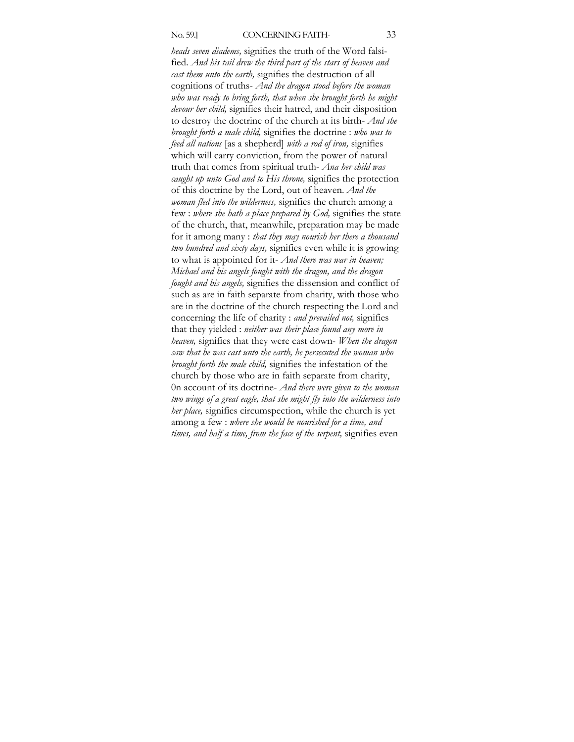*heads seven diadems,* signifies the truth of the Word falsified. *And his tail drew the third part of the stars of heaven and cast them unto the earth,* signifies the destruction of all cognitions of truths- *And the dragon stood before the woman who was ready to bring forth, that when she brought forth he might devour her child,* signifies their hatred, and their disposition to destroy the doctrine of the church at its birth- *And she brought forth a male child,* signifies the doctrine : *who was to feed all nations* [as a shepherd] *with a rod of iron,* signifies which will carry conviction, from the power of natural truth that comes from spiritual truth- *Ana her child was caught up unto God and to His throne,* signifies the protection of this doctrine by the Lord, out of heaven. *And the woman fled into the wilderness,* signifies the church among a few : *where she hath a place prepared by God,* signifies the state of the church, that, meanwhile, preparation may be made for it among many : *that they may nourish her there a thousand two hundred and sixty days,* signifies even while it is growing to what is appointed for it- *And there was war in heaven; Michael and his angels fought with the dragon, and the dragon fought and his angels,* signifies the dissension and conflict of such as are in faith separate from charity, with those who are in the doctrine of the church respecting the Lord and concerning the life of charity : *and prevailed not,* signifies that they yielded : *neither was their place found any more in heaven,* signifies that they were cast down- *When the dragon saw that he was cast unto the earth, he persecuted the woman who brought forth the male child,* signifies the infestation of the church by those who are in faith separate from charity, 0n account of its doctrine- *And there were given to the woman two wings of a great eagle, that she might fly into the wilderness into her place,* signifies circumspection, while the church is yet among a few : *where she would be nourished for a time, and times, and half a time, from the face of the serpent,* signifies even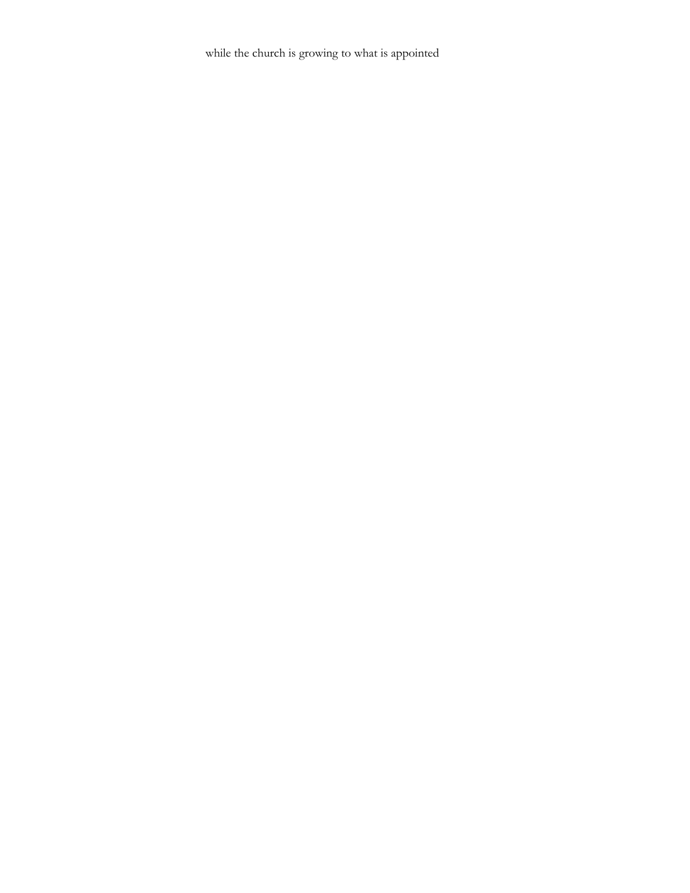while the church is growing to what is appointed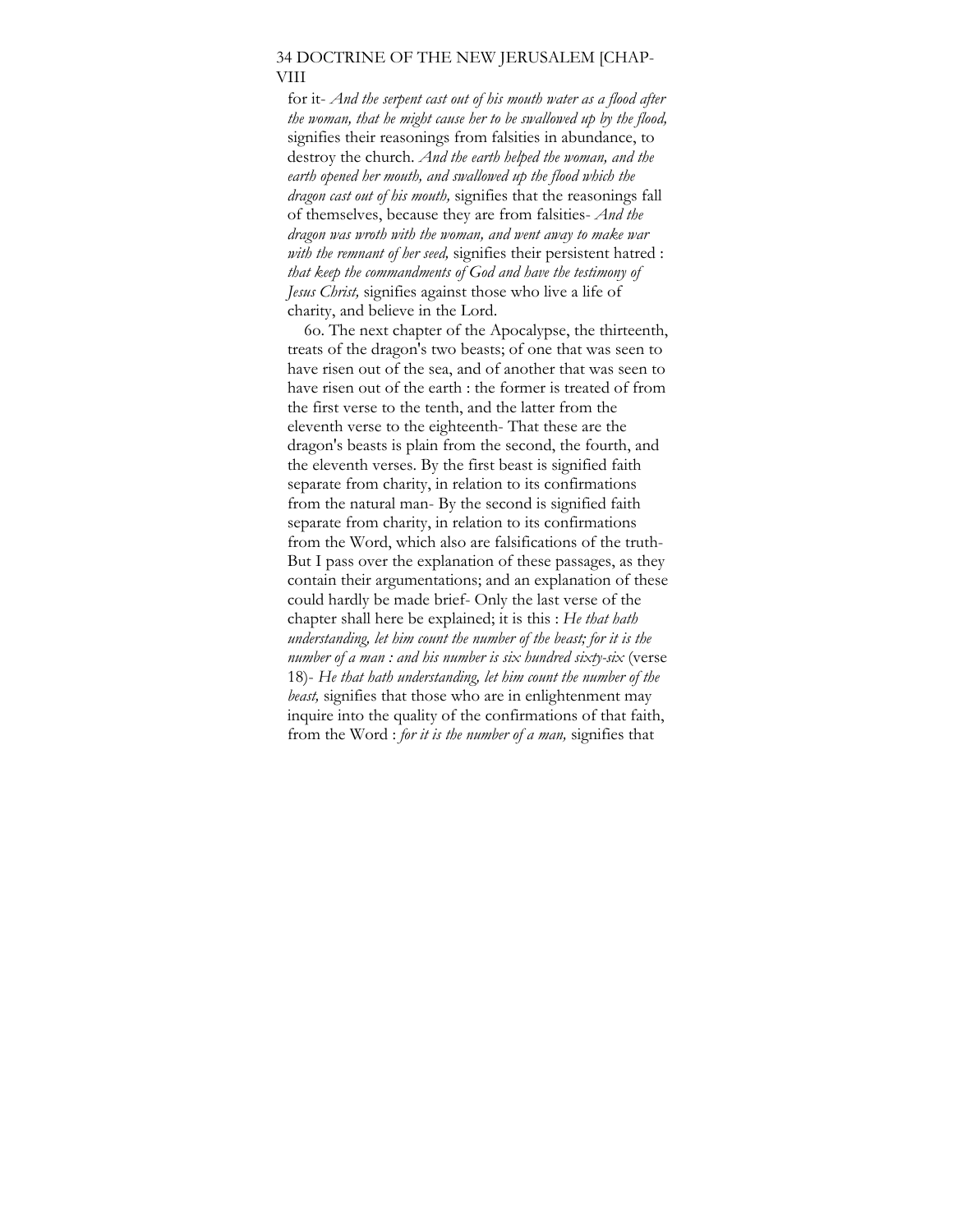for it- *And the serpent cast out of his mouth water as a flood after the woman, that he might cause her to be swallowed up by the flood,* signifies their reasonings from falsities in abundance, to destroy the church. *And the earth helped the woman, and the earth opened her mouth, and swallowed up the flood which the dragon cast out of his mouth,* signifies that the reasonings fall of themselves, because they are from falsities- *And the dragon was wroth with the woman, and went away to make war with the remnant of her seed,* signifies their persistent hatred : *that keep the commandments of God and have the testimony of Jesus Christ,* signifies against those who live a life of charity, and believe in the Lord.

6o. The next chapter of the Apocalypse, the thirteenth, treats of the dragon's two beasts; of one that was seen to have risen out of the sea, and of another that was seen to have risen out of the earth : the former is treated of from the first verse to the tenth, and the latter from the eleventh verse to the eighteenth- That these are the dragon's beasts is plain from the second, the fourth, and the eleventh verses. By the first beast is signified faith separate from charity, in relation to its confirmations from the natural man- By the second is signified faith separate from charity, in relation to its confirmations from the Word, which also are falsifications of the truth- But I pass over the explanation of these passages, as they contain their argumentations; and an explanation of these could hardly be made brief- Only the last verse of the chapter shall here be explained; it is this : *He that hath understanding, let him count the number of the beast; for it is the number of a man : and his number is six hundred sixty-six* (verse 18)- *He that hath understanding, let him count the number of the beast,* signifies that those who are in enlightenment may inquire into the quality of the confirmations of that faith, from the Word : *for it is the number of a man,* signifies that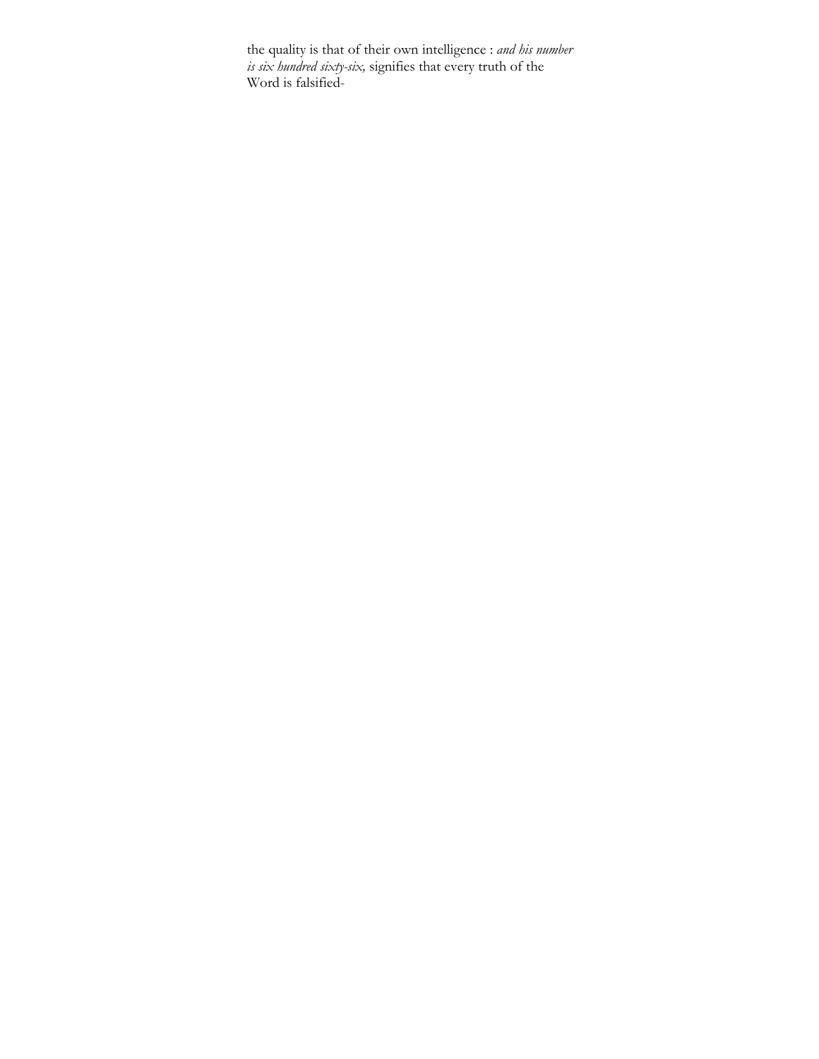the quality is that of their own intelligence : *and his number is six hundred sixty-six,* signifies that every truth of the Word is falsified-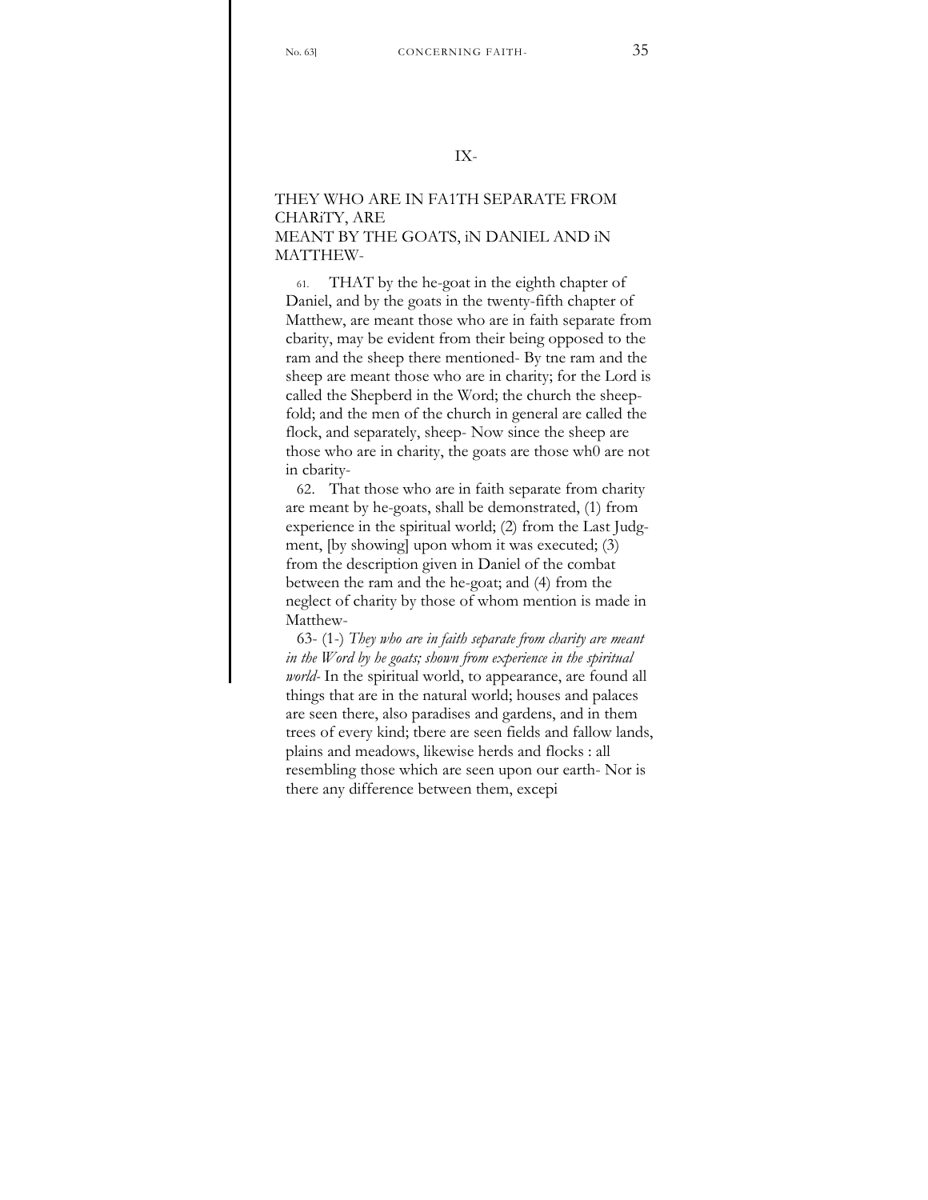IX-

## THEY WHO ARE IN FA1TH SEPARATE FROM CHARiTY, ARE MEANT BY THE GOATS, iN DANIEL AND iN MATTHEW-

61. THAT by the he-goat in the eighth chapter of Daniel, and by the goats in the twenty-fifth chapter of Matthew, are meant those who are in faith separate from cbarity, may be evident from their being opposed to the ram and the sheep there mentioned- By tne ram and the sheep are meant those who are in charity; for the Lord is called the Shepberd in the Word; the church the sheep-fold; and the men of the church in general are called the flock, and separately, sheep- Now since the sheep are those who are in charity, the goats are those wh0 are not in cbarity-

62. That those who are in faith separate from charity are meant by he-goats, shall be demonstrated, (1) from experience in the spiritual world; (2) from the Last Judgment, [by showing] upon whom it was executed; (3) from the description given in Daniel of the combat between the ram and the he-goat; and (4) from the neglect of charity by those of whom mention is made in Matthew-

63- (1-) *They who are in faith separate from charity are meant in the Word by he goats; shown from experience in the spiritual world-* In the spiritual world, to appearance, are found all things that are in the natural world; houses and palaces are seen there, also paradises and gardens, and in them trees of every kind; tbere are seen fields and fallow lands, plains and meadows, likewise herds and flocks : all resembling those which are seen upon our earth- Nor is there any difference between them, excepi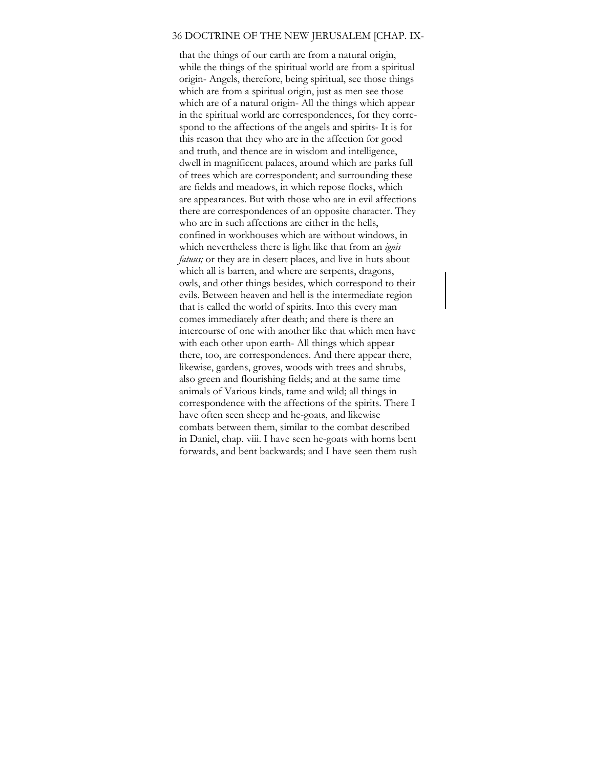that the things of our earth are from a natural origin, while the things of the spiritual world are from a spiritual origin- Angels, therefore, being spiritual, see those things which are from a spiritual origin, just as men see those which are of a natural origin- All the things which appear in the spiritual world are correspondences, for they correspond to the affections of the angels and spirits- It is for this reason that they who are in the affection for good and truth, and thence are in wisdom and intelligence, dwell in magnificent palaces, around which are parks full of trees which are correspondent; and surrounding these are fields and meadows, in which repose flocks, which are appearances. But with those who are in evil affections there are correspondences of an opposite character. They who are in such affections are either in the hells, confined in workhouses which are without windows, in which nevertheless there is light like that from an *ignis fatuus;* or they are in desert places, and live in huts about which all is barren, and where are serpents, dragons, owls, and other things besides, which correspond to their evils. Between heaven and hell is the intermediate region that is called the world of spirits. Into this every man comes immediately after death; and there is there an intercourse of one with another like that which men have with each other upon earth- All things which appear there, too, are correspondences. And there appear there, likewise, gardens, groves, woods with trees and shrubs, also green and flourishing fields; and at the same time animals of Various kinds, tame and wild; all things in correspondence with the affections of the spirits. There I have often seen sheep and he-goats, and likewise combats between them, similar to the combat described in Daniel, chap. viii. I have seen he-goats with horns bent forwards, and bent backwards; and I have seen them rush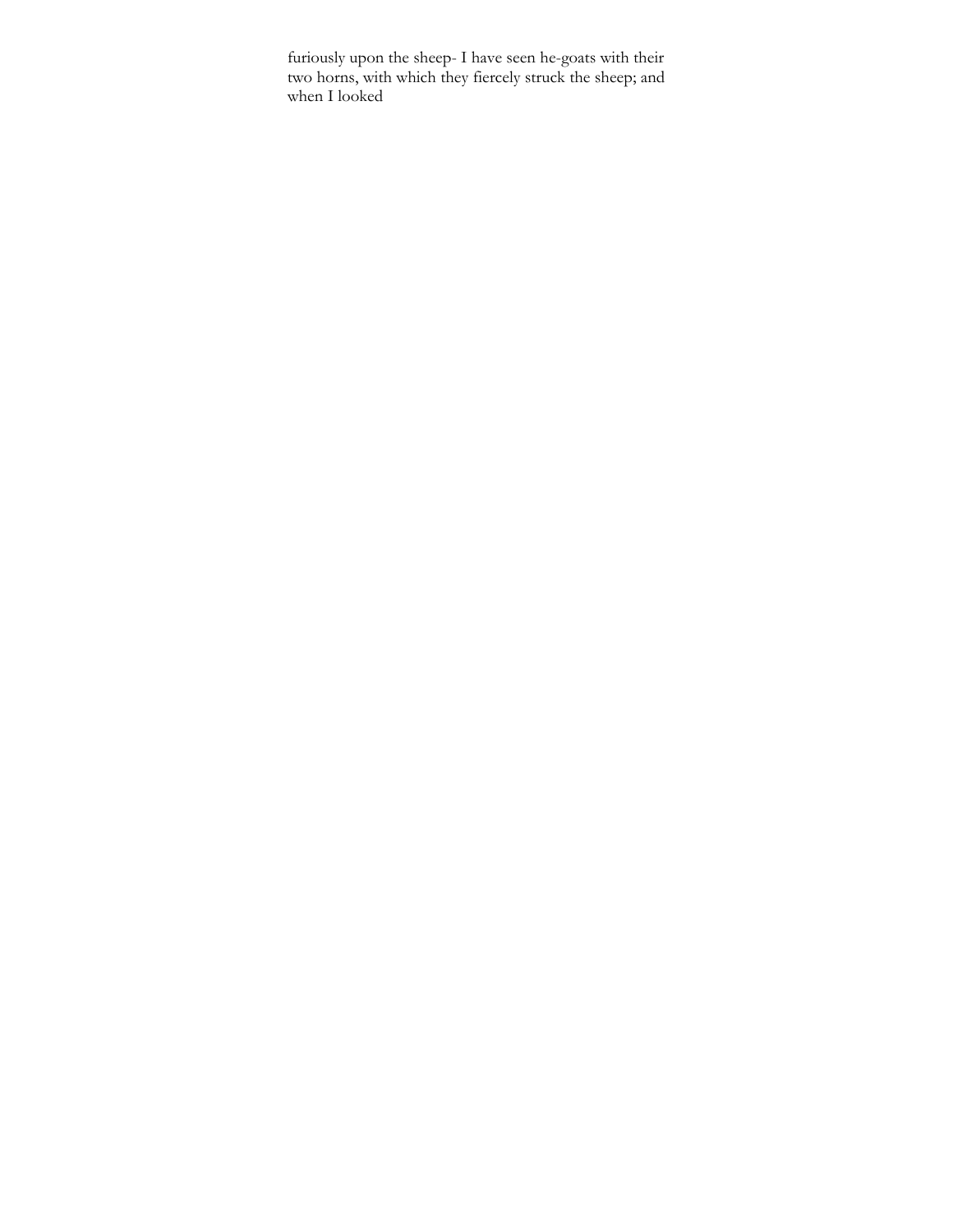furiously upon the sheep- I have seen he-goats with their two horns, with which they fiercely struck the sheep; and when I looked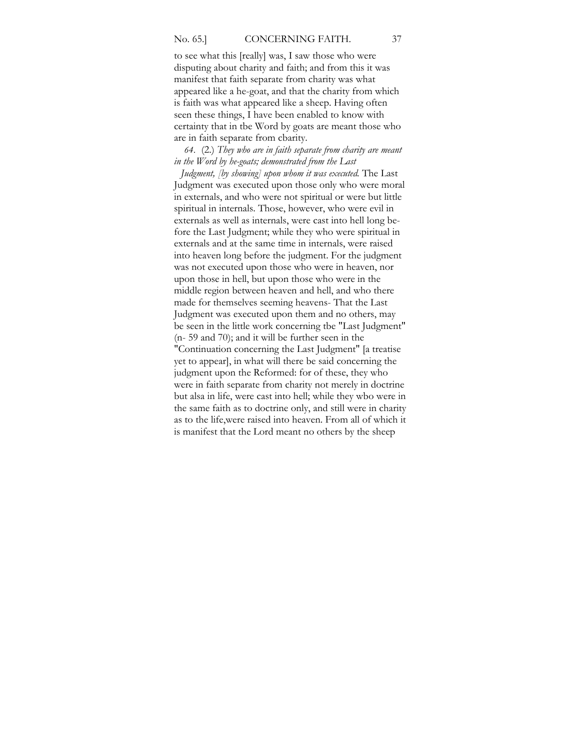to see what this [really] was, I saw those who were disputing about charity and faith; and from this it was manifest that faith separate from charity was what appeared like a he-goat, and that the charity from which is faith was what appeared like a sheep. Having often seen these things, I have been enabled to know with certainty that in tbe Word by goats are meant those who are in faith separate from cbarity.

*64*. (2.) *They who are in faith separate from charity are meant in the Word by he-goats; demonstrated from the Last Judgment, [by showing] upon whom it was executed.* The Last Judgment was executed upon those only who were moral in externals, and who were not spiritual or were but little spiritual in internals. Those, however, who were evil in externals as well as internals, were cast into hell long before the Last Judgment; while they who were spiritual in externals and at the same time in internals, were raised into heaven long before the judgment. For the judgment was not executed upon those who were in heaven, nor upon those in hell, but upon those who were in the middle region between heaven and hell, and who there made for themselves seeming heavens- That the Last Judgment was executed upon them and no others, may be seen in the little work concerning tbe "Last Judgment" (n- 59 and 70); and it will be further seen in the "Continuation concerning the Last Judgment" [a treatise yet to appear], in what will there be said concerning the judgment upon the Reformed: for of these, they who were in faith separate from charity not merely in doctrine but alsa in life, were cast into hell; while they wbo were in the same faith as to doctrine only, and still were in charity as to the life,were raised into heaven. From all of which it is manifest that the Lord meant no others by the sheep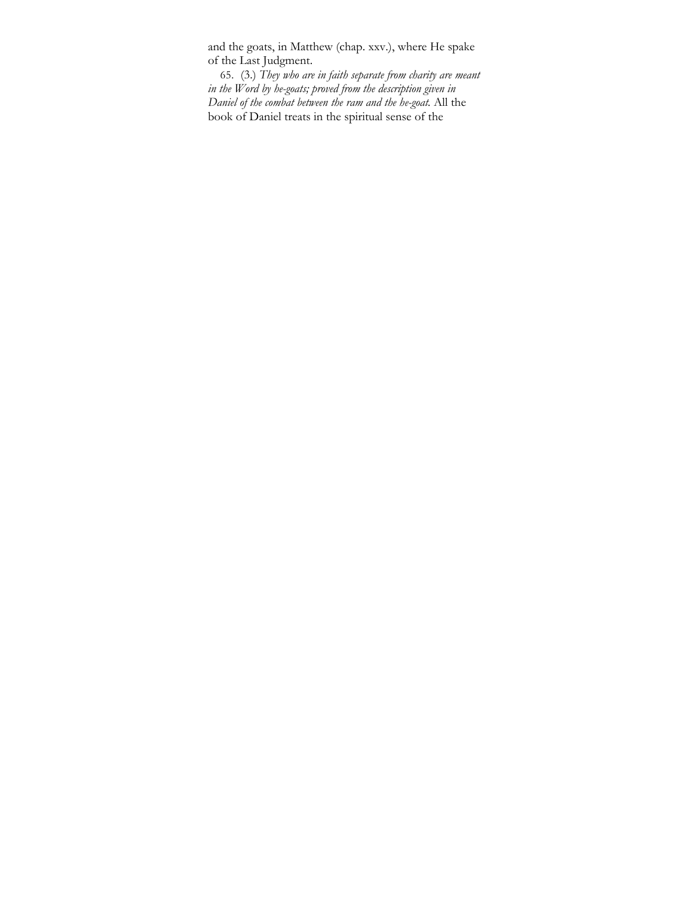and the goats, in Matthew (chap. xxv.), where He spake of the Last Judgment.

65. (3.) *They who are in faith separate from charity are meant in the Word by he-goats; proved from the description given in Daniel of the combat between the ram and the he-goat.* All the book of Daniel treats in the spiritual sense of the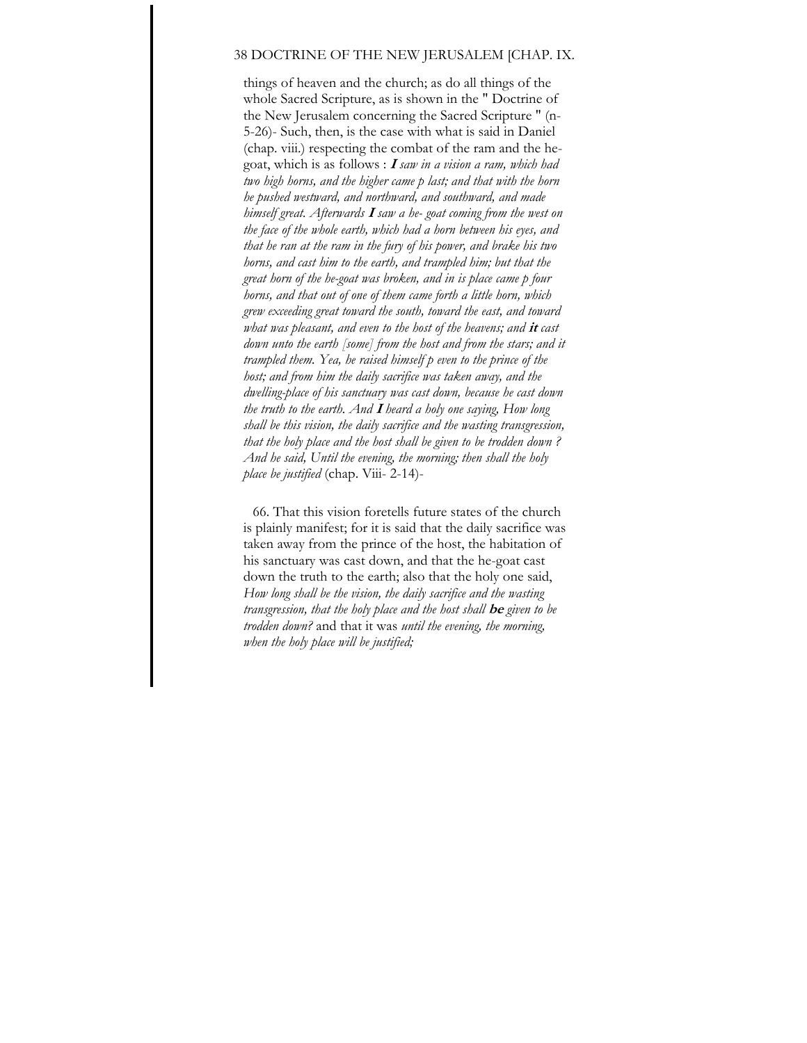things of heaven and the church; as do all things of the whole Sacred Scripture, as is shown in the " Doctrine of the New Jerusalem concerning the Sacred Scripture " (n- 5-26)- Such, then, is the case with what is said in Daniel (chap. viii.) respecting the combat of the ram and the he-goat, which is as follows : ***I** saw in a vision a ram, which had two high horns, and the higher came p last; and that with the horn he pushed westward, and northward, and southward, and made himself great. Afterwards **I** saw a he- goat coming from the west on the face of the whole earth, which had a horn between his eyes, and that he ran at the ram in the fury of his power, and brake his two horns, and cast him to the earth, and trampled him; but that the great horn of the he-goat was broken, and in is place came p four horns, and that out of one of them came forth a little horn, which grew exceeding great toward the south, toward the east, and toward what was pleasant, and even to the host of the heavens; and **it** cast down unto the earth [some] from the host and from the stars; and it trampled them. Yea, he raised himself p even to the prince of the host; and from him the daily sacrifice was taken away, and the dwelling-place of his sanctuary was cast down, because he cast down the truth to the earth. And **I** heard a holy one saying, How long shall be this vision, the daily sacrifice and the wasting transgression, that the holy place and the host shall be given to be trodden down ? And he said, Until the evening, the morning; then shall the holy place be justified* (chap. Viii- 2-14)-

66. That this vision foretells future states of the church is plainly manifest; for it is said that the daily sacrifice was taken away from the prince of the host, the habitation of his sanctuary was cast down, and that the he-goat cast down the truth to the earth; also that the holy one said, *How long shall be the vision, the daily sacrifice and the wasting transgression, that the holy place and the host shall **be** given to be trodden down?* and that it was *until the evening, the morning, when the holy place will be justified;*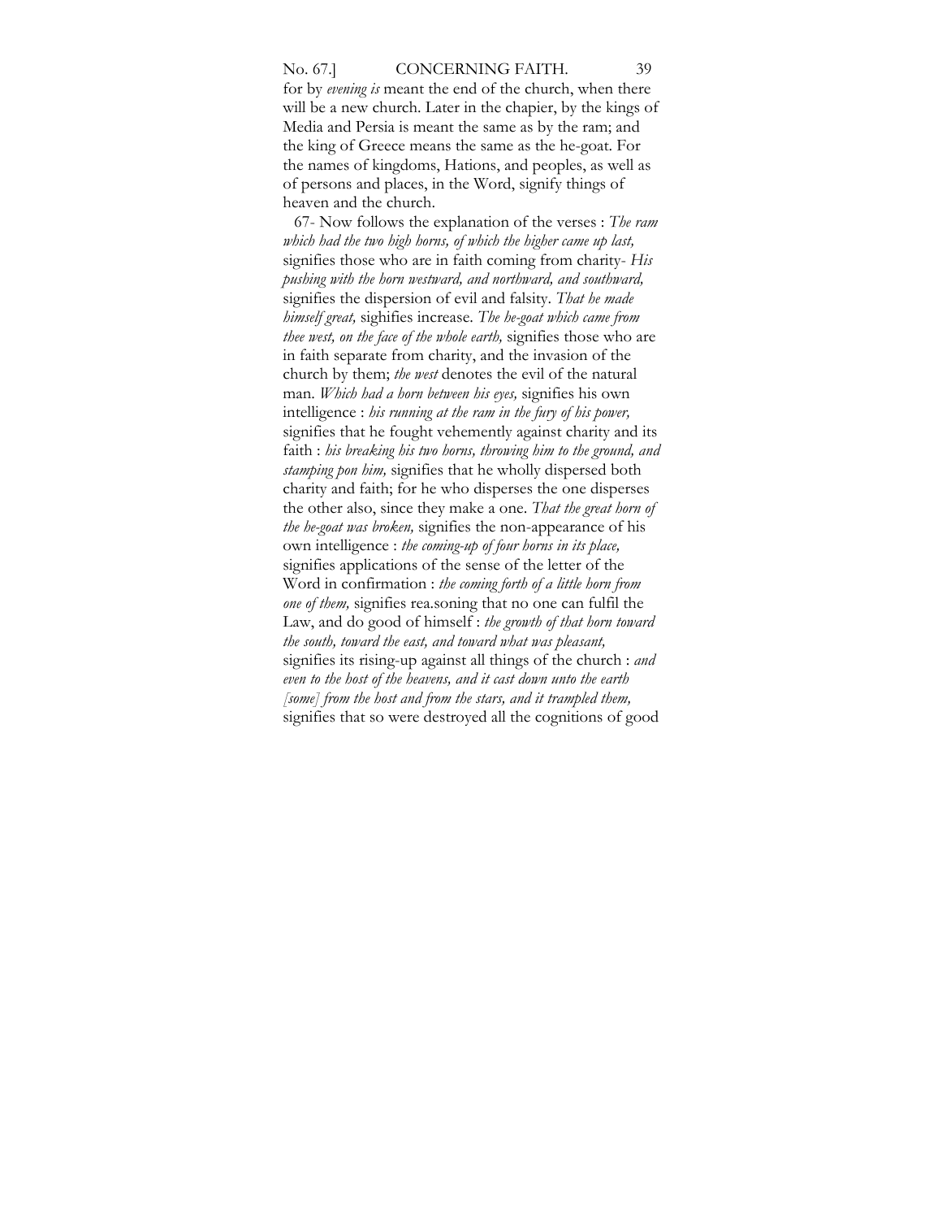for by *evening is* meant the end of the church, when there will be a new church. Later in the chapier, by the kings of Media and Persia is meant the same as by the ram; and the king of Greece means the same as the he-goat. For the names of kingdoms, Hations, and peoples, as well as of persons and places, in the Word, signify things of heaven and the church.

67- Now follows the explanation of the verses : *The ram which had the two high horns, of which the higher came up last,* signifies those who are in faith coming from charity- *His pushing with the horn westward, and northward, and southward,* signifies the dispersion of evil and falsity. *That he made himself great,* sighifies increase. *The he-goat which came from thee west, on the face of the whole earth,* signifies those who are in faith separate from charity, and the invasion of the church by them; *the west* denotes the evil of the natural man. *Which had a horn between his eyes,* signifies his own intelligence : *his running at the ram in the fury of his power,* signifies that he fought vehemently against charity and its faith : *his breaking his two horns, throwing him to the ground, and stamping pon him,* signifies that he wholly dispersed both charity and faith; for he who disperses the one disperses the other also, since they make a one. *That the great horn of the he-goat was broken,* signifies the non-appearance of his own intelligence : *the coming-up of four horns in its place,* signifies applications of the sense of the letter of the Word in confirmation : *the coming forth of a little horn from one of them,* signifies rea.soning that no one can fulfil the Law, and do good of himself : *the growth of that horn toward the south, toward the east, and toward what was pleasant,* signifies its rising-up against all things of the church : *and even to the host of the heavens, and it cast down unto the earth [some] from the host and from the stars, and it trampled them,* signifies that so were destroyed all the cognitions of good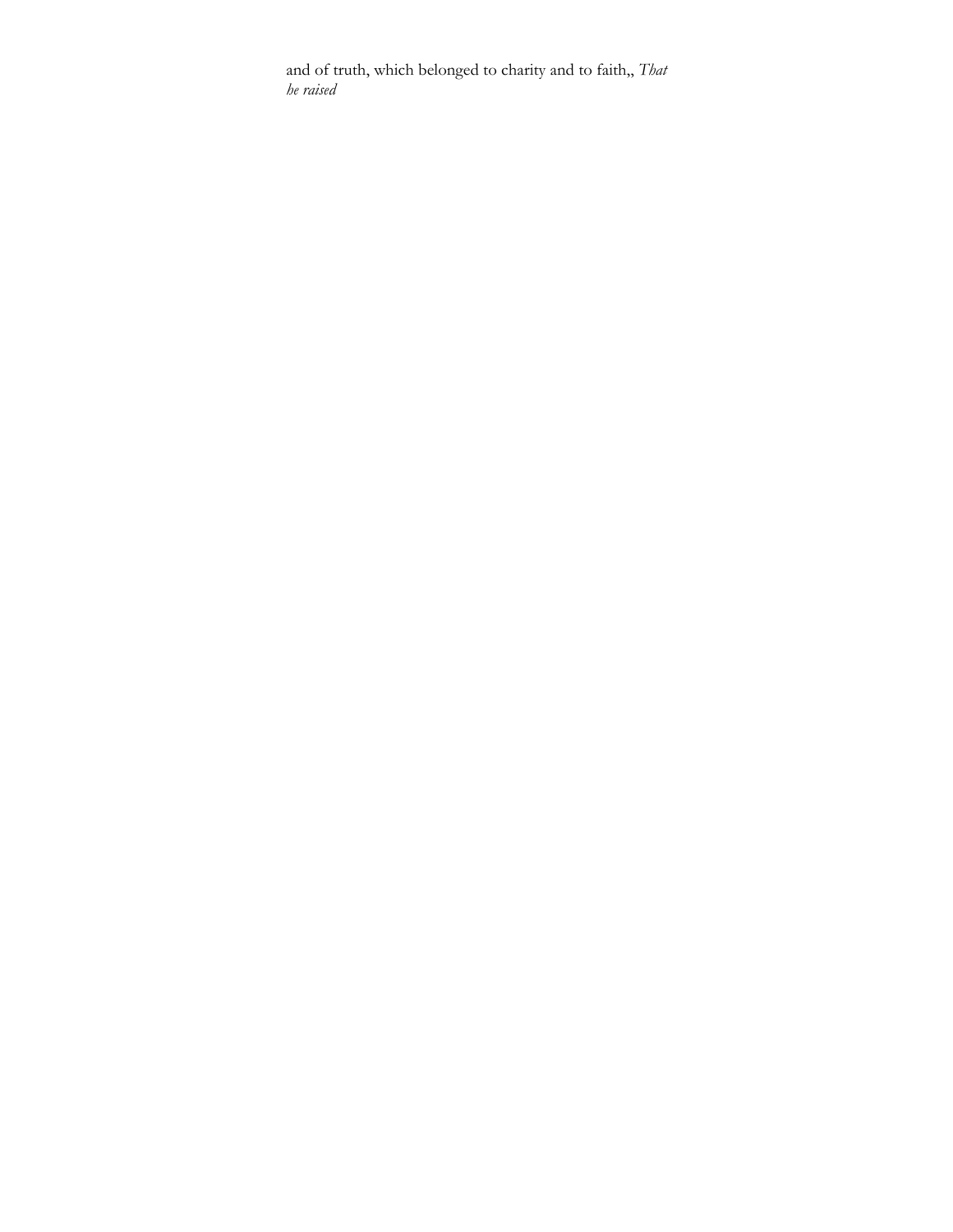and of truth, which belonged to charity and to faith,, *That he raised*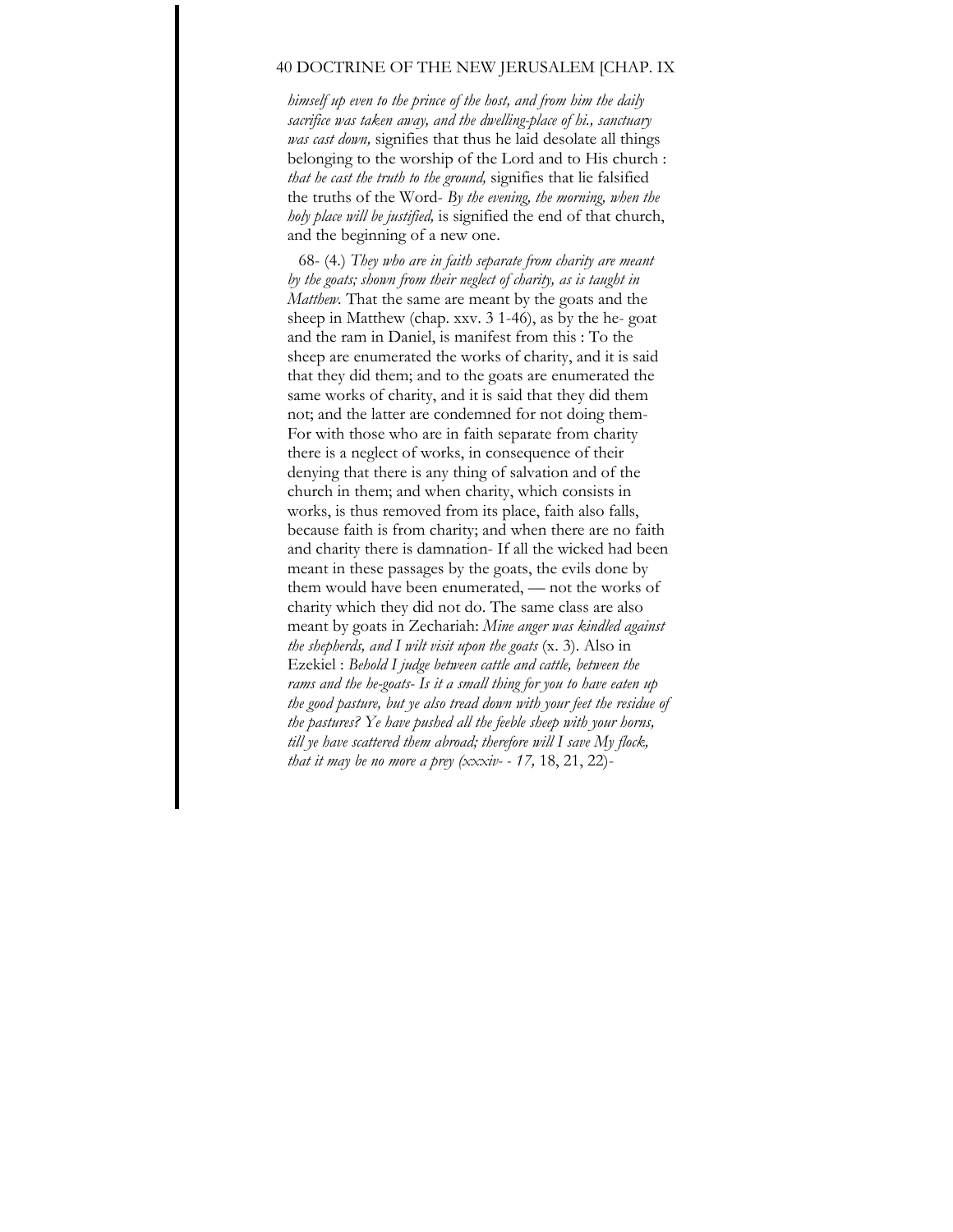*himself up even to the prince of the host, and from him the daily sacrifice was taken away, and the dwelling-place of hi., sanctuary was cast down,* signifies that thus he laid desolate all things belonging to the worship of the Lord and to His church : *that he cast the truth to the ground,* signifies that lie falsified the truths of the Word- *By the evening, the morning, when the holy place will be justified,* is signified the end of that church, and the beginning of a new one.

68- (4.) *They who are in faith separate from charity are meant by the goats; shown from their neglect of charity, as is taught in Matthew.* That the same are meant by the goats and the sheep in Matthew (chap. xxv. 3 1-46), as by the he- goat and the ram in Daniel, is manifest from this : To the sheep are enumerated the works of charity, and it is said that they did them; and to the goats are enumerated the same works of charity, and it is said that they did them not; and the latter are condemned for not doing them- For with those who are in faith separate from charity there is a neglect of works, in consequence of their denying that there is any thing of salvation and of the church in them; and when charity, which consists in works, is thus removed from its place, faith also falls, because faith is from charity; and when there are no faith and charity there is damnation- If all the wicked had been meant in these passages by the goats, the evils done by them would have been enumerated, — not the works of charity which they did not do. The same class are also meant by goats in Zechariah: *Mine anger was kindled against the shepherds, and I wilt visit upon the goats* (x. 3). Also in Ezekiel : *Behold I judge between cattle and cattle, between the rams and the he-goats- Is it a small thing for you to have eaten up the good pasture, but ye also tread down with your feet the residue of the pastures? Ye have pushed all the feeble sheep with your horns, till ye have scattered them abroad; therefore will I save My flock, that it may be no more a prey (xxxiv- - 17,* 18, 21, 22)-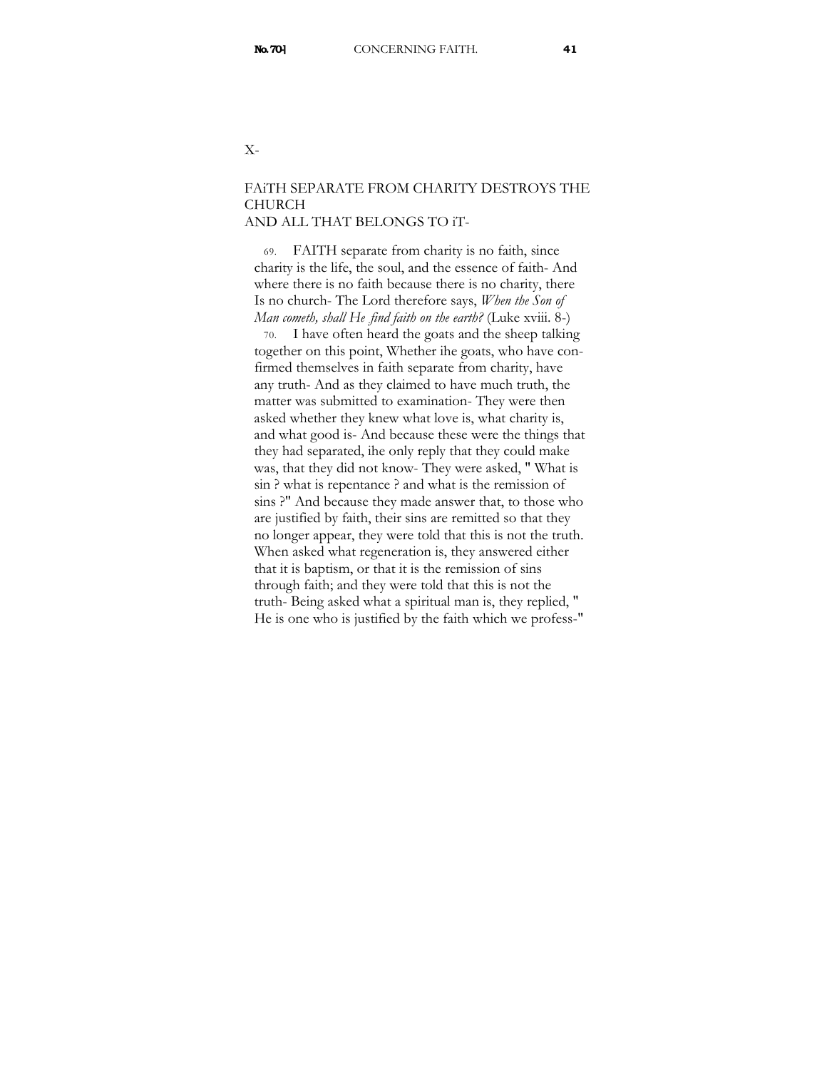X-

## FAiTH SEPARATE FROM CHARITY DESTROYS THE CHURCH AND ALL THAT BELONGS TO iT-

69. FAITH separate from charity is no faith, since charity is the life, the soul, and the essence of faith- And where there is no faith because there is no charity, there Is no church- The Lord therefore says, *When the Son of Man cometh, shall He find faith on the earth?* (Luke xviii. 8-)

70. I have often heard the goats and the sheep talking together on this point, Whether ihe goats, who have confirmed themselves in faith separate from charity, have any truth- And as they claimed to have much truth, the matter was submitted to examination- They were then asked whether they knew what love is, what charity is, and what good is- And because these were the things that they had separated, ihe only reply that they could make was, that they did not know- They were asked, " What is sin ? what is repentance ? and what is the remission of sins ?" And because they made answer that, to those who are justified by faith, their sins are remitted so that they no longer appear, they were told that this is not the truth. When asked what regeneration is, they answered either that it is baptism, or that it is the remission of sins through faith; and they were told that this is not the truth- Being asked what a spiritual man is, they replied, " He is one who is justified by the faith which we profess-"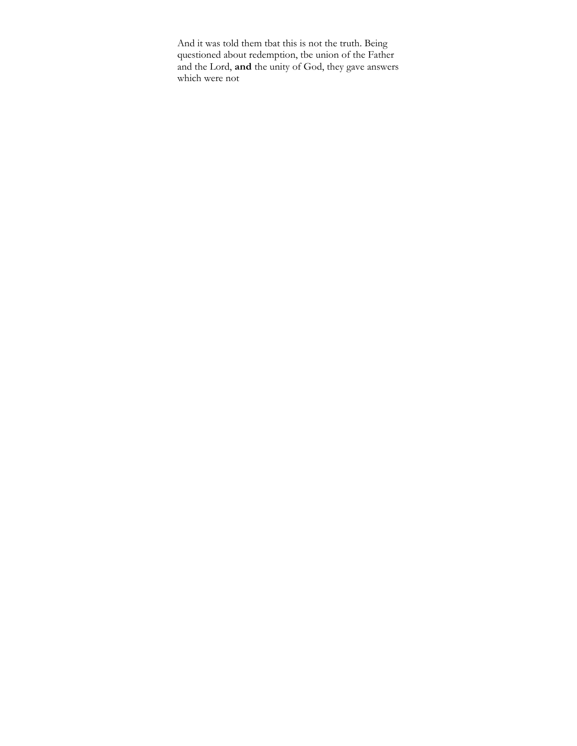And it was told them tbat this is not the truth. Being questioned about redemption, tbe union of the Father and the Lord, **and** the unity of God, they gave answers which were not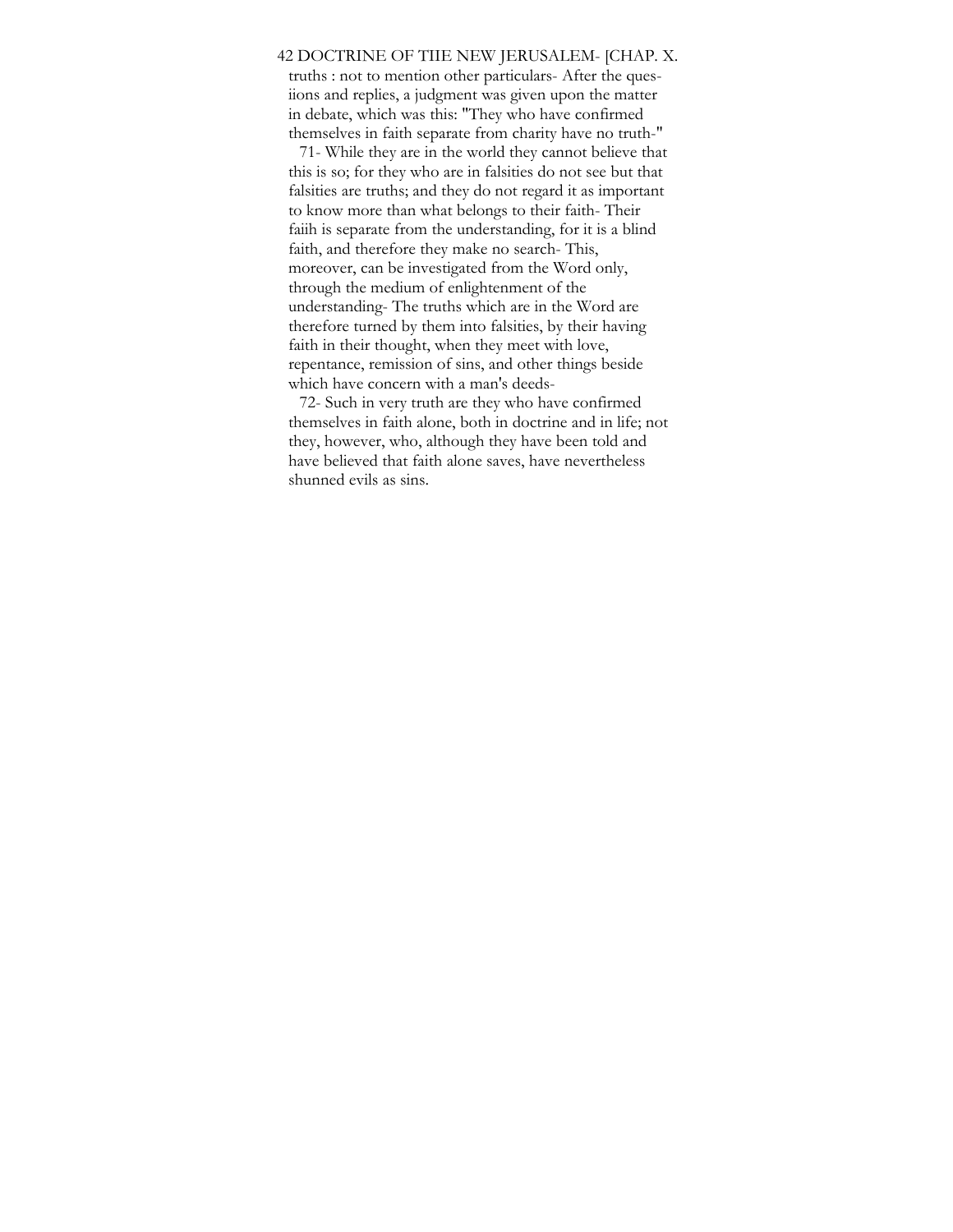truths : not to mention other particulars- After the ques-iions and replies, a judgment was given upon the matter in debate, which was this: "They who have confirmed themselves in faith separate from charity have no truth-"

71- While they are in the world they cannot believe that this is so; for they who are in falsities do not see but that falsities are truths; and they do not regard it as important to know more than what belongs to their faith- Their faiih is separate from the understanding, for it is a blind faith, and therefore they make no search- This, moreover, can be investigated from the Word only, through the medium of enlightenment of the understanding- The truths which are in the Word are therefore turned by them into falsities, by their having faith in their thought, when they meet with love, repentance, remission of sins, and other things beside which have concern with a man's deeds-

72- Such in very truth are they who have confirmed themselves in faith alone, both in doctrine and in life; not they, however, who, although they have been told and have believed that faith alone saves, have nevertheless shunned evils as sins.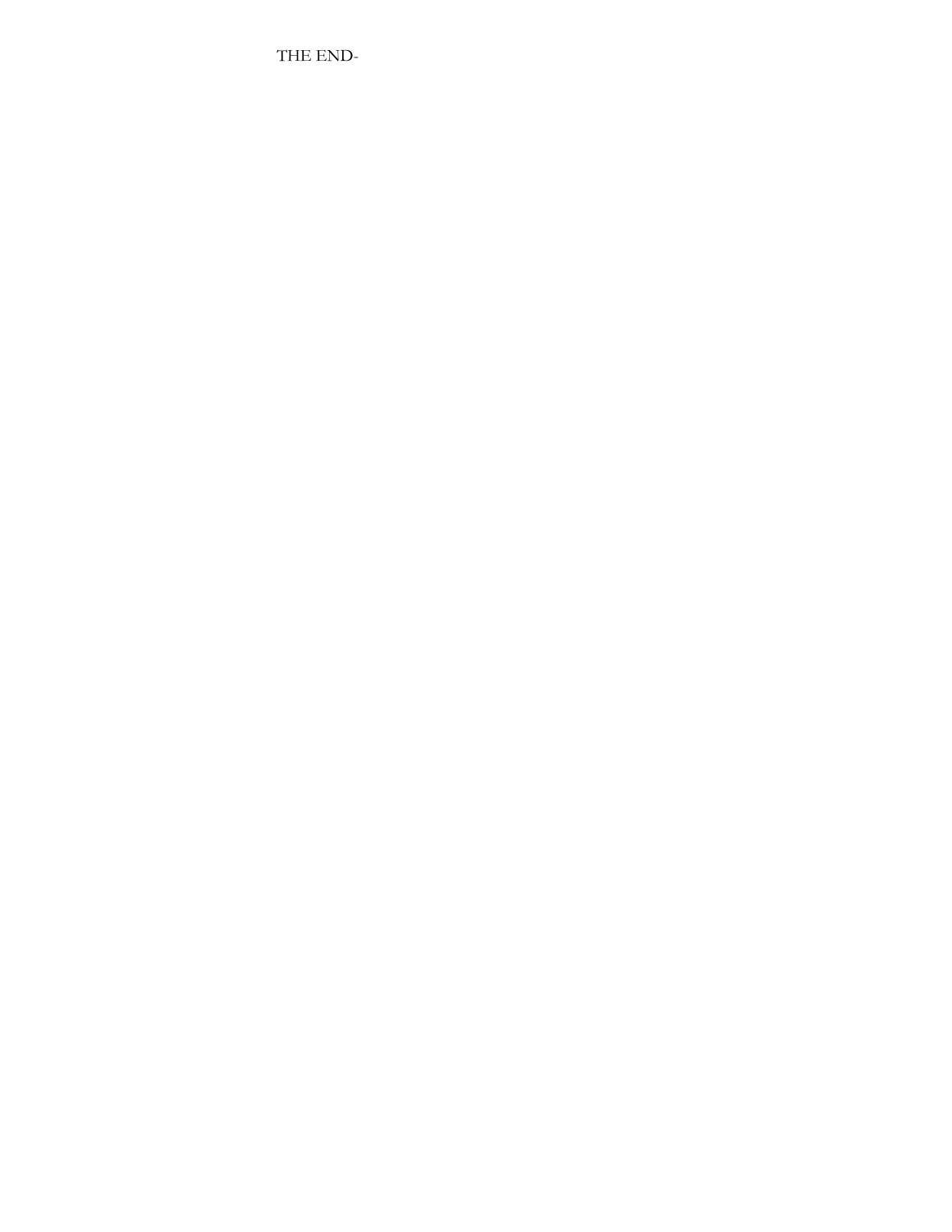THE END-